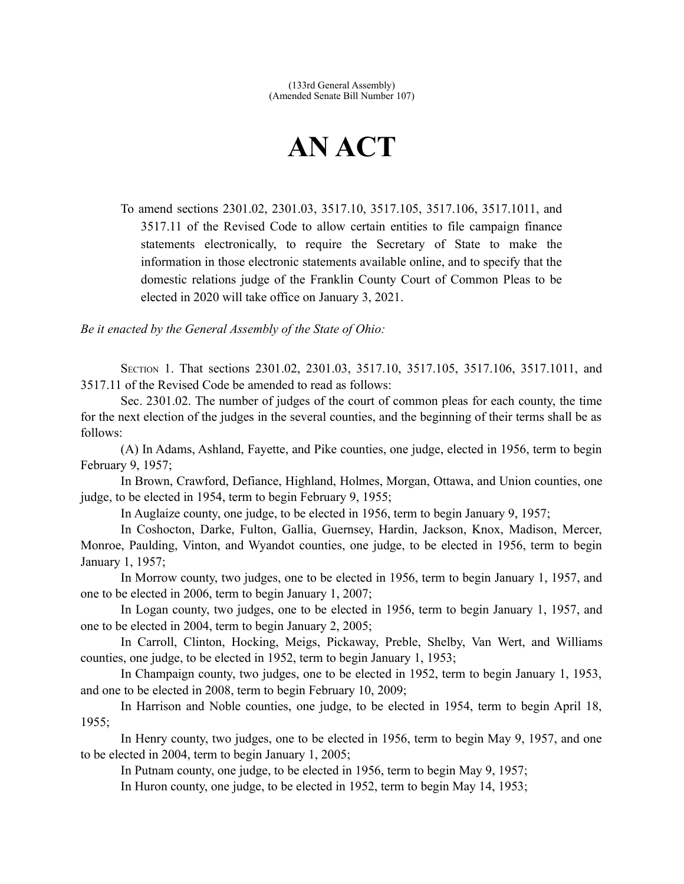(133rd General Assembly)
(Amended Senate Bill Number 107)

# AN ACT

To amend sections 2301.02, 2301.03, 3517.10, 3517.105, 3517.106, 3517.1011, and 3517.11 of the Revised Code to allow certain entities to file campaign finance statements electronically, to require the Secretary of State to make the information in those electronic statements available online, and to specify that the domestic relations judge of the Franklin County Court of Common Pleas to be elected in 2020 will take office on January 3, 2021.

*Be it enacted by the General Assembly of the State of Ohio:*

SECTION 1. That sections 2301.02, 2301.03, 3517.10, 3517.105, 3517.106, 3517.1011, and 3517.11 of the Revised Code be amended to read as follows:

Sec. 2301.02. The number of judges of the court of common pleas for each county, the time for the next election of the judges in the several counties, and the beginning of their terms shall be as follows:

(A) In Adams, Ashland, Fayette, and Pike counties, one judge, elected in 1956, term to begin February 9, 1957;

In Brown, Crawford, Defiance, Highland, Holmes, Morgan, Ottawa, and Union counties, one judge, to be elected in 1954, term to begin February 9, 1955;

In Auglaize county, one judge, to be elected in 1956, term to begin January 9, 1957;

In Coshocton, Darke, Fulton, Gallia, Guernsey, Hardin, Jackson, Knox, Madison, Mercer, Monroe, Paulding, Vinton, and Wyandot counties, one judge, to be elected in 1956, term to begin January 1, 1957;

In Morrow county, two judges, one to be elected in 1956, term to begin January 1, 1957, and one to be elected in 2006, term to begin January 1, 2007;

In Logan county, two judges, one to be elected in 1956, term to begin January 1, 1957, and one to be elected in 2004, term to begin January 2, 2005;

In Carroll, Clinton, Hocking, Meigs, Pickaway, Preble, Shelby, Van Wert, and Williams counties, one judge, to be elected in 1952, term to begin January 1, 1953;

In Champaign county, two judges, one to be elected in 1952, term to begin January 1, 1953, and one to be elected in 2008, term to begin February 10, 2009;

In Harrison and Noble counties, one judge, to be elected in 1954, term to begin April 18, 1955;

In Henry county, two judges, one to be elected in 1956, term to begin May 9, 1957, and one to be elected in 2004, term to begin January 1, 2005;

In Putnam county, one judge, to be elected in 1956, term to begin May 9, 1957;

In Huron county, one judge, to be elected in 1952, term to begin May 14, 1953;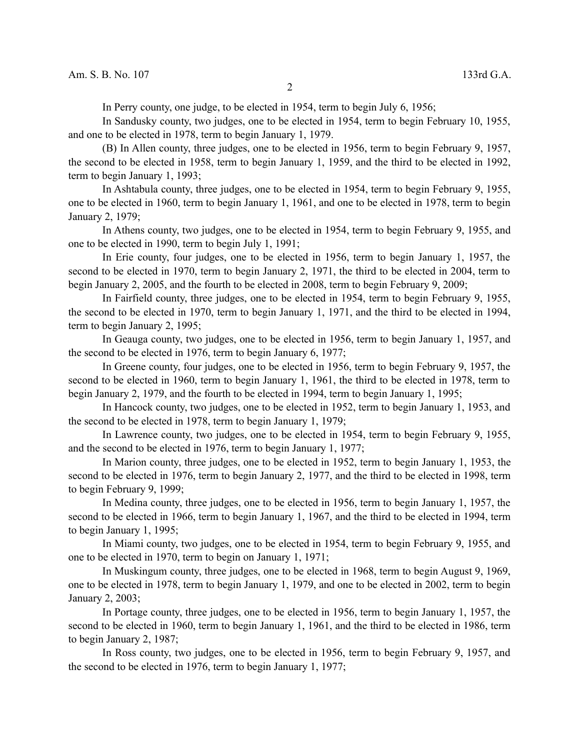In Perry county, one judge, to be elected in 1954, term to begin July 6, 1956;

In Sandusky county, two judges, one to be elected in 1954, term to begin February 10, 1955, and one to be elected in 1978, term to begin January 1, 1979.

(B) In Allen county, three judges, one to be elected in 1956, term to begin February 9, 1957, the second to be elected in 1958, term to begin January 1, 1959, and the third to be elected in 1992, term to begin January 1, 1993;

In Ashtabula county, three judges, one to be elected in 1954, term to begin February 9, 1955, one to be elected in 1960, term to begin January 1, 1961, and one to be elected in 1978, term to begin January 2, 1979;

In Athens county, two judges, one to be elected in 1954, term to begin February 9, 1955, and one to be elected in 1990, term to begin July 1, 1991;

In Erie county, four judges, one to be elected in 1956, term to begin January 1, 1957, the second to be elected in 1970, term to begin January 2, 1971, the third to be elected in 2004, term to begin January 2, 2005, and the fourth to be elected in 2008, term to begin February 9, 2009;

In Fairfield county, three judges, one to be elected in 1954, term to begin February 9, 1955, the second to be elected in 1970, term to begin January 1, 1971, and the third to be elected in 1994, term to begin January 2, 1995;

In Geauga county, two judges, one to be elected in 1956, term to begin January 1, 1957, and the second to be elected in 1976, term to begin January 6, 1977;

In Greene county, four judges, one to be elected in 1956, term to begin February 9, 1957, the second to be elected in 1960, term to begin January 1, 1961, the third to be elected in 1978, term to begin January 2, 1979, and the fourth to be elected in 1994, term to begin January 1, 1995;

In Hancock county, two judges, one to be elected in 1952, term to begin January 1, 1953, and the second to be elected in 1978, term to begin January 1, 1979;

In Lawrence county, two judges, one to be elected in 1954, term to begin February 9, 1955, and the second to be elected in 1976, term to begin January 1, 1977;

In Marion county, three judges, one to be elected in 1952, term to begin January 1, 1953, the second to be elected in 1976, term to begin January 2, 1977, and the third to be elected in 1998, term to begin February 9, 1999;

In Medina county, three judges, one to be elected in 1956, term to begin January 1, 1957, the second to be elected in 1966, term to begin January 1, 1967, and the third to be elected in 1994, term to begin January 1, 1995;

In Miami county, two judges, one to be elected in 1954, term to begin February 9, 1955, and one to be elected in 1970, term to begin on January 1, 1971;

In Muskingum county, three judges, one to be elected in 1968, term to begin August 9, 1969, one to be elected in 1978, term to begin January 1, 1979, and one to be elected in 2002, term to begin January 2, 2003;

In Portage county, three judges, one to be elected in 1956, term to begin January 1, 1957, the second to be elected in 1960, term to begin January 1, 1961, and the third to be elected in 1986, term to begin January 2, 1987;

In Ross county, two judges, one to be elected in 1956, term to begin February 9, 1957, and the second to be elected in 1976, term to begin January 1, 1977;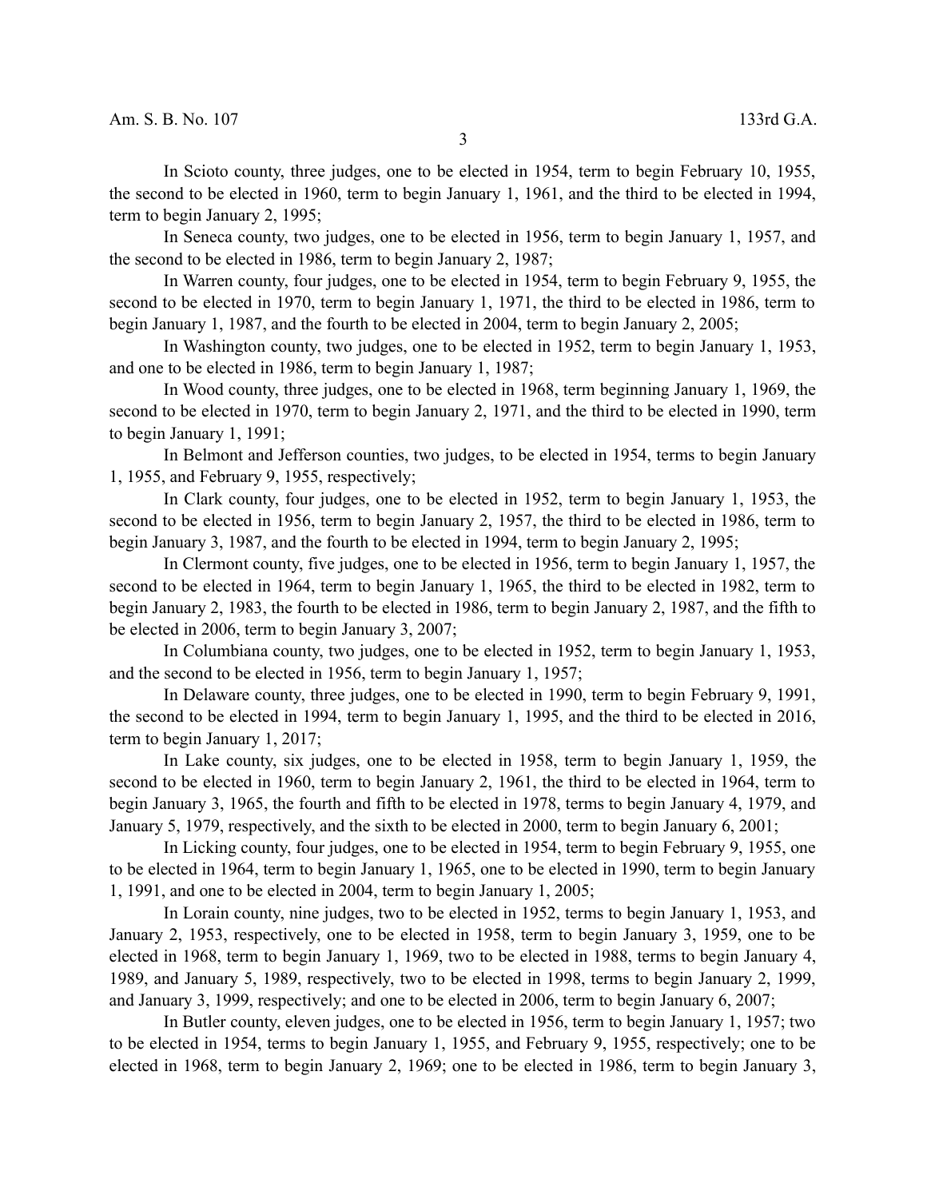In Scioto county, three judges, one to be elected in 1954, term to begin February 10, 1955, the second to be elected in 1960, term to begin January 1, 1961, and the third to be elected in 1994, term to begin January 2, 1995;

In Seneca county, two judges, one to be elected in 1956, term to begin January 1, 1957, and the second to be elected in 1986, term to begin January 2, 1987;

In Warren county, four judges, one to be elected in 1954, term to begin February 9, 1955, the second to be elected in 1970, term to begin January 1, 1971, the third to be elected in 1986, term to begin January 1, 1987, and the fourth to be elected in 2004, term to begin January 2, 2005;

In Washington county, two judges, one to be elected in 1952, term to begin January 1, 1953, and one to be elected in 1986, term to begin January 1, 1987;

In Wood county, three judges, one to be elected in 1968, term beginning January 1, 1969, the second to be elected in 1970, term to begin January 2, 1971, and the third to be elected in 1990, term to begin January 1, 1991;

In Belmont and Jefferson counties, two judges, to be elected in 1954, terms to begin January 1, 1955, and February 9, 1955, respectively;

In Clark county, four judges, one to be elected in 1952, term to begin January 1, 1953, the second to be elected in 1956, term to begin January 2, 1957, the third to be elected in 1986, term to begin January 3, 1987, and the fourth to be elected in 1994, term to begin January 2, 1995;

In Clermont county, five judges, one to be elected in 1956, term to begin January 1, 1957, the second to be elected in 1964, term to begin January 1, 1965, the third to be elected in 1982, term to begin January 2, 1983, the fourth to be elected in 1986, term to begin January 2, 1987, and the fifth to be elected in 2006, term to begin January 3, 2007;

In Columbiana county, two judges, one to be elected in 1952, term to begin January 1, 1953, and the second to be elected in 1956, term to begin January 1, 1957;

In Delaware county, three judges, one to be elected in 1990, term to begin February 9, 1991, the second to be elected in 1994, term to begin January 1, 1995, and the third to be elected in 2016, term to begin January 1, 2017;

In Lake county, six judges, one to be elected in 1958, term to begin January 1, 1959, the second to be elected in 1960, term to begin January 2, 1961, the third to be elected in 1964, term to begin January 3, 1965, the fourth and fifth to be elected in 1978, terms to begin January 4, 1979, and January 5, 1979, respectively, and the sixth to be elected in 2000, term to begin January 6, 2001;

In Licking county, four judges, one to be elected in 1954, term to begin February 9, 1955, one to be elected in 1964, term to begin January 1, 1965, one to be elected in 1990, term to begin January 1, 1991, and one to be elected in 2004, term to begin January 1, 2005;

In Lorain county, nine judges, two to be elected in 1952, terms to begin January 1, 1953, and January 2, 1953, respectively, one to be elected in 1958, term to begin January 3, 1959, one to be elected in 1968, term to begin January 1, 1969, two to be elected in 1988, terms to begin January 4, 1989, and January 5, 1989, respectively, two to be elected in 1998, terms to begin January 2, 1999, and January 3, 1999, respectively; and one to be elected in 2006, term to begin January 6, 2007;

In Butler county, eleven judges, one to be elected in 1956, term to begin January 1, 1957; two to be elected in 1954, terms to begin January 1, 1955, and February 9, 1955, respectively; one to be elected in 1968, term to begin January 2, 1969; one to be elected in 1986, term to begin January 3,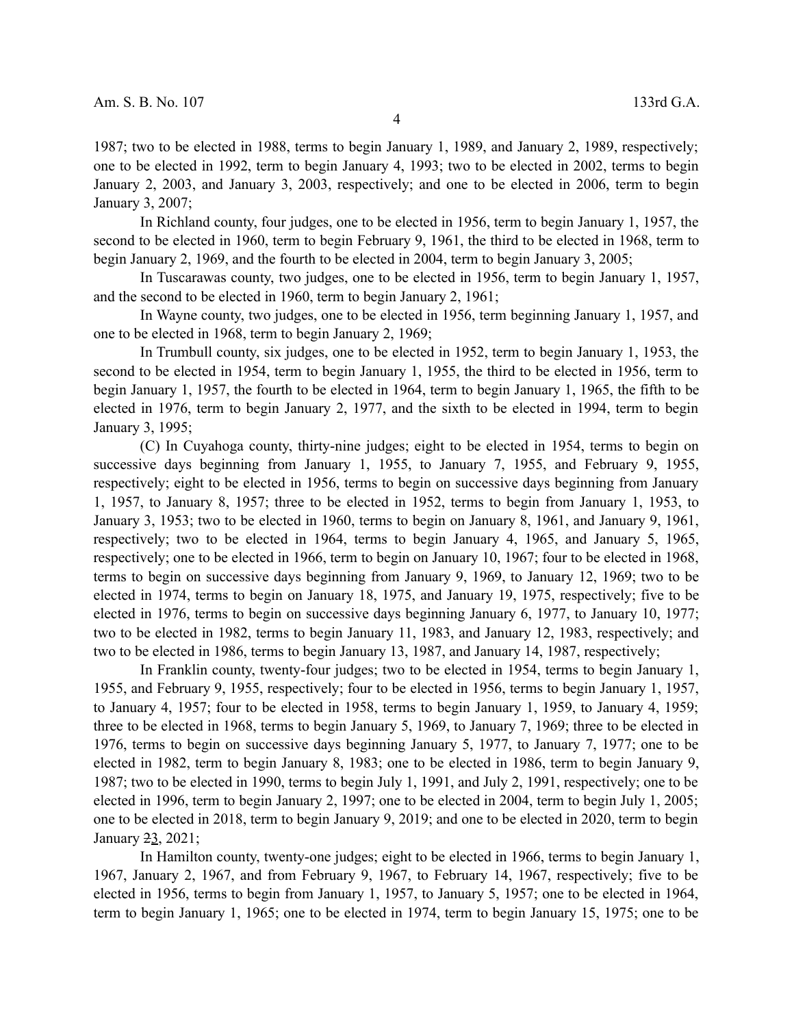1987; two to be elected in 1988, terms to begin January 1, 1989, and January 2, 1989, respectively; one to be elected in 1992, term to begin January 4, 1993; two to be elected in 2002, terms to begin January 2, 2003, and January 3, 2003, respectively; and one to be elected in 2006, term to begin January 3, 2007;

In Richland county, four judges, one to be elected in 1956, term to begin January 1, 1957, the second to be elected in 1960, term to begin February 9, 1961, the third to be elected in 1968, term to begin January 2, 1969, and the fourth to be elected in 2004, term to begin January 3, 2005;

In Tuscarawas county, two judges, one to be elected in 1956, term to begin January 1, 1957, and the second to be elected in 1960, term to begin January 2, 1961;

In Wayne county, two judges, one to be elected in 1956, term beginning January 1, 1957, and one to be elected in 1968, term to begin January 2, 1969;

In Trumbull county, six judges, one to be elected in 1952, term to begin January 1, 1953, the second to be elected in 1954, term to begin January 1, 1955, the third to be elected in 1956, term to begin January 1, 1957, the fourth to be elected in 1964, term to begin January 1, 1965, the fifth to be elected in 1976, term to begin January 2, 1977, and the sixth to be elected in 1994, term to begin January 3, 1995;

(C) In Cuyahoga county, thirty-nine judges; eight to be elected in 1954, terms to begin on successive days beginning from January 1, 1955, to January 7, 1955, and February 9, 1955, respectively; eight to be elected in 1956, terms to begin on successive days beginning from January 1, 1957, to January 8, 1957; three to be elected in 1952, terms to begin from January 1, 1953, to January 3, 1953; two to be elected in 1960, terms to begin on January 8, 1961, and January 9, 1961, respectively; two to be elected in 1964, terms to begin January 4, 1965, and January 5, 1965, respectively; one to be elected in 1966, term to begin on January 10, 1967; four to be elected in 1968, terms to begin on successive days beginning from January 9, 1969, to January 12, 1969; two to be elected in 1974, terms to begin on January 18, 1975, and January 19, 1975, respectively; five to be elected in 1976, terms to begin on successive days beginning January 6, 1977, to January 10, 1977; two to be elected in 1982, terms to begin January 11, 1983, and January 12, 1983, respectively; and two to be elected in 1986, terms to begin January 13, 1987, and January 14, 1987, respectively;

In Franklin county, twenty-four judges; two to be elected in 1954, terms to begin January 1, 1955, and February 9, 1955, respectively; four to be elected in 1956, terms to begin January 1, 1957, to January 4, 1957; four to be elected in 1958, terms to begin January 1, 1959, to January 4, 1959; three to be elected in 1968, terms to begin January 5, 1969, to January 7, 1969; three to be elected in 1976, terms to begin on successive days beginning January 5, 1977, to January 7, 1977; one to be elected in 1982, term to begin January 8, 1983; one to be elected in 1986, term to begin January 9, 1987; two to be elected in 1990, terms to begin July 1, 1991, and July 2, 1991, respectively; one to be elected in 1996, term to begin January 2, 1997; one to be elected in 2004, term to begin July 1, 2005; one to be elected in 2018, term to begin January 9, 2019; and one to be elected in 2020, term to begin January ~~2~~3, 2021;

In Hamilton county, twenty-one judges; eight to be elected in 1966, terms to begin January 1, 1967, January 2, 1967, and from February 9, 1967, to February 14, 1967, respectively; five to be elected in 1956, terms to begin from January 1, 1957, to January 5, 1957; one to be elected in 1964, term to begin January 1, 1965; one to be elected in 1974, term to begin January 15, 1975; one to be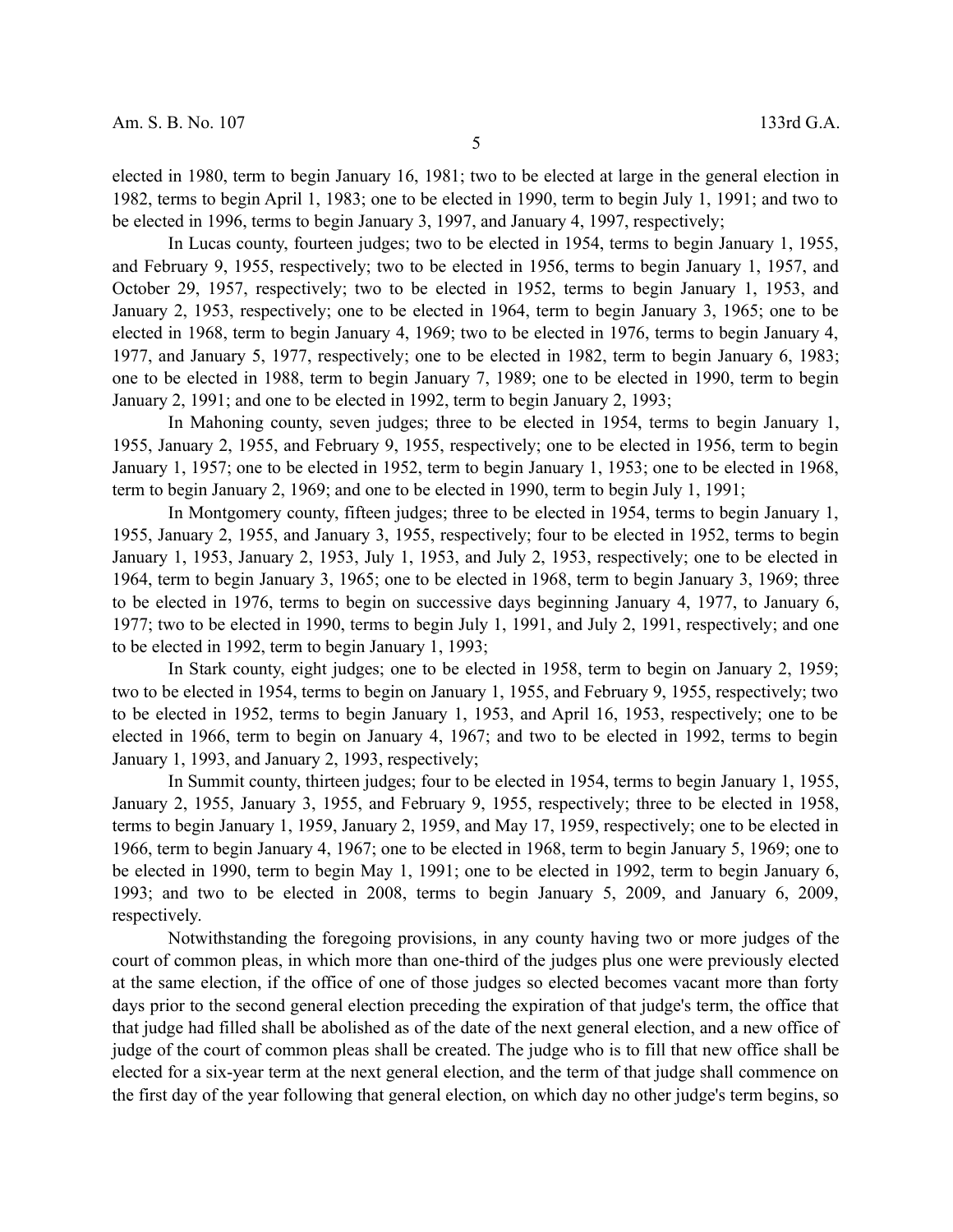elected in 1980, term to begin January 16, 1981; two to be elected at large in the general election in 1982, terms to begin April 1, 1983; one to be elected in 1990, term to begin July 1, 1991; and two to be elected in 1996, terms to begin January 3, 1997, and January 4, 1997, respectively;

In Lucas county, fourteen judges; two to be elected in 1954, terms to begin January 1, 1955, and February 9, 1955, respectively; two to be elected in 1956, terms to begin January 1, 1957, and October 29, 1957, respectively; two to be elected in 1952, terms to begin January 1, 1953, and January 2, 1953, respectively; one to be elected in 1964, term to begin January 3, 1965; one to be elected in 1968, term to begin January 4, 1969; two to be elected in 1976, terms to begin January 4, 1977, and January 5, 1977, respectively; one to be elected in 1982, term to begin January 6, 1983; one to be elected in 1988, term to begin January 7, 1989; one to be elected in 1990, term to begin January 2, 1991; and one to be elected in 1992, term to begin January 2, 1993;

In Mahoning county, seven judges; three to be elected in 1954, terms to begin January 1, 1955, January 2, 1955, and February 9, 1955, respectively; one to be elected in 1956, term to begin January 1, 1957; one to be elected in 1952, term to begin January 1, 1953; one to be elected in 1968, term to begin January 2, 1969; and one to be elected in 1990, term to begin July 1, 1991;

In Montgomery county, fifteen judges; three to be elected in 1954, terms to begin January 1, 1955, January 2, 1955, and January 3, 1955, respectively; four to be elected in 1952, terms to begin January 1, 1953, January 2, 1953, July 1, 1953, and July 2, 1953, respectively; one to be elected in 1964, term to begin January 3, 1965; one to be elected in 1968, term to begin January 3, 1969; three to be elected in 1976, terms to begin on successive days beginning January 4, 1977, to January 6, 1977; two to be elected in 1990, terms to begin July 1, 1991, and July 2, 1991, respectively; and one to be elected in 1992, term to begin January 1, 1993;

In Stark county, eight judges; one to be elected in 1958, term to begin on January 2, 1959; two to be elected in 1954, terms to begin on January 1, 1955, and February 9, 1955, respectively; two to be elected in 1952, terms to begin January 1, 1953, and April 16, 1953, respectively; one to be elected in 1966, term to begin on January 4, 1967; and two to be elected in 1992, terms to begin January 1, 1993, and January 2, 1993, respectively;

In Summit county, thirteen judges; four to be elected in 1954, terms to begin January 1, 1955, January 2, 1955, January 3, 1955, and February 9, 1955, respectively; three to be elected in 1958, terms to begin January 1, 1959, January 2, 1959, and May 17, 1959, respectively; one to be elected in 1966, term to begin January 4, 1967; one to be elected in 1968, term to begin January 5, 1969; one to be elected in 1990, term to begin May 1, 1991; one to be elected in 1992, term to begin January 6, 1993; and two to be elected in 2008, terms to begin January 5, 2009, and January 6, 2009, respectively.

Notwithstanding the foregoing provisions, in any county having two or more judges of the court of common pleas, in which more than one-third of the judges plus one were previously elected at the same election, if the office of one of those judges so elected becomes vacant more than forty days prior to the second general election preceding the expiration of that judge's term, the office that that judge had filled shall be abolished as of the date of the next general election, and a new office of judge of the court of common pleas shall be created. The judge who is to fill that new office shall be elected for a six-year term at the next general election, and the term of that judge shall commence on the first day of the year following that general election, on which day no other judge's term begins, so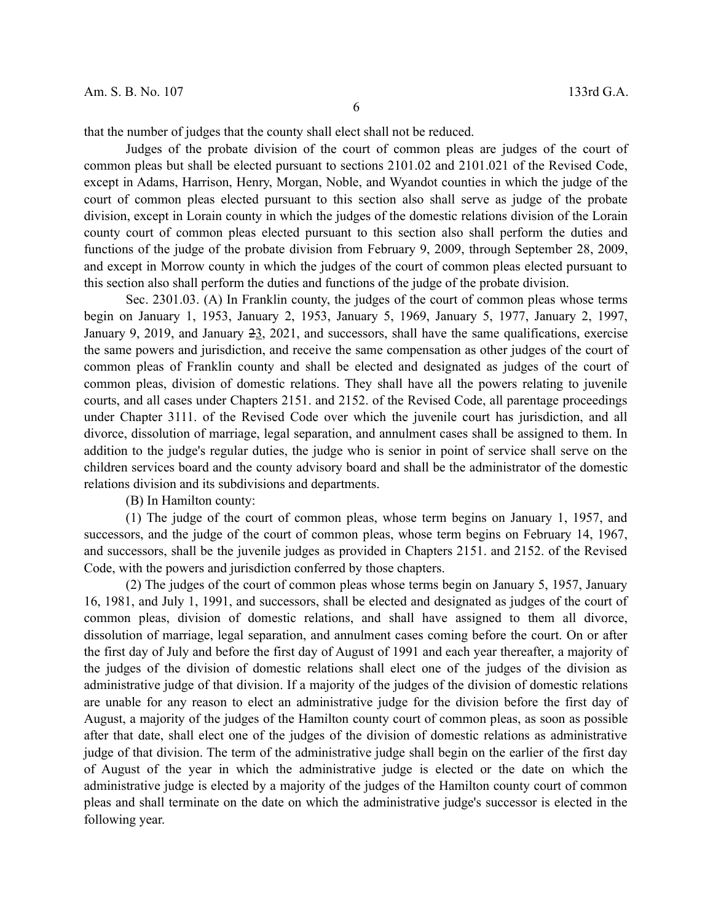that the number of judges that the county shall elect shall not be reduced.

Judges of the probate division of the court of common pleas are judges of the court of common pleas but shall be elected pursuant to sections 2101.02 and 2101.021 of the Revised Code, except in Adams, Harrison, Henry, Morgan, Noble, and Wyandot counties in which the judge of the court of common pleas elected pursuant to this section also shall serve as judge of the probate division, except in Lorain county in which the judges of the domestic relations division of the Lorain county court of common pleas elected pursuant to this section also shall perform the duties and functions of the judge of the probate division from February 9, 2009, through September 28, 2009, and except in Morrow county in which the judges of the court of common pleas elected pursuant to this section also shall perform the duties and functions of the judge of the probate division.

Sec. 2301.03. (A) In Franklin county, the judges of the court of common pleas whose terms begin on January 1, 1953, January 2, 1953, January 5, 1969, January 5, 1977, January 2, 1997, January 9, 2019, and January ~~2~~3, 2021, and successors, shall have the same qualifications, exercise the same powers and jurisdiction, and receive the same compensation as other judges of the court of common pleas of Franklin county and shall be elected and designated as judges of the court of common pleas, division of domestic relations. They shall have all the powers relating to juvenile courts, and all cases under Chapters 2151. and 2152. of the Revised Code, all parentage proceedings under Chapter 3111. of the Revised Code over which the juvenile court has jurisdiction, and all divorce, dissolution of marriage, legal separation, and annulment cases shall be assigned to them. In addition to the judge's regular duties, the judge who is senior in point of service shall serve on the children services board and the county advisory board and shall be the administrator of the domestic relations division and its subdivisions and departments.

(B) In Hamilton county:

(1) The judge of the court of common pleas, whose term begins on January 1, 1957, and successors, and the judge of the court of common pleas, whose term begins on February 14, 1967, and successors, shall be the juvenile judges as provided in Chapters 2151. and 2152. of the Revised Code, with the powers and jurisdiction conferred by those chapters.

(2) The judges of the court of common pleas whose terms begin on January 5, 1957, January 16, 1981, and July 1, 1991, and successors, shall be elected and designated as judges of the court of common pleas, division of domestic relations, and shall have assigned to them all divorce, dissolution of marriage, legal separation, and annulment cases coming before the court. On or after the first day of July and before the first day of August of 1991 and each year thereafter, a majority of the judges of the division of domestic relations shall elect one of the judges of the division as administrative judge of that division. If a majority of the judges of the division of domestic relations are unable for any reason to elect an administrative judge for the division before the first day of August, a majority of the judges of the Hamilton county court of common pleas, as soon as possible after that date, shall elect one of the judges of the division of domestic relations as administrative judge of that division. The term of the administrative judge shall begin on the earlier of the first day of August of the year in which the administrative judge is elected or the date on which the administrative judge is elected by a majority of the judges of the Hamilton county court of common pleas and shall terminate on the date on which the administrative judge's successor is elected in the following year.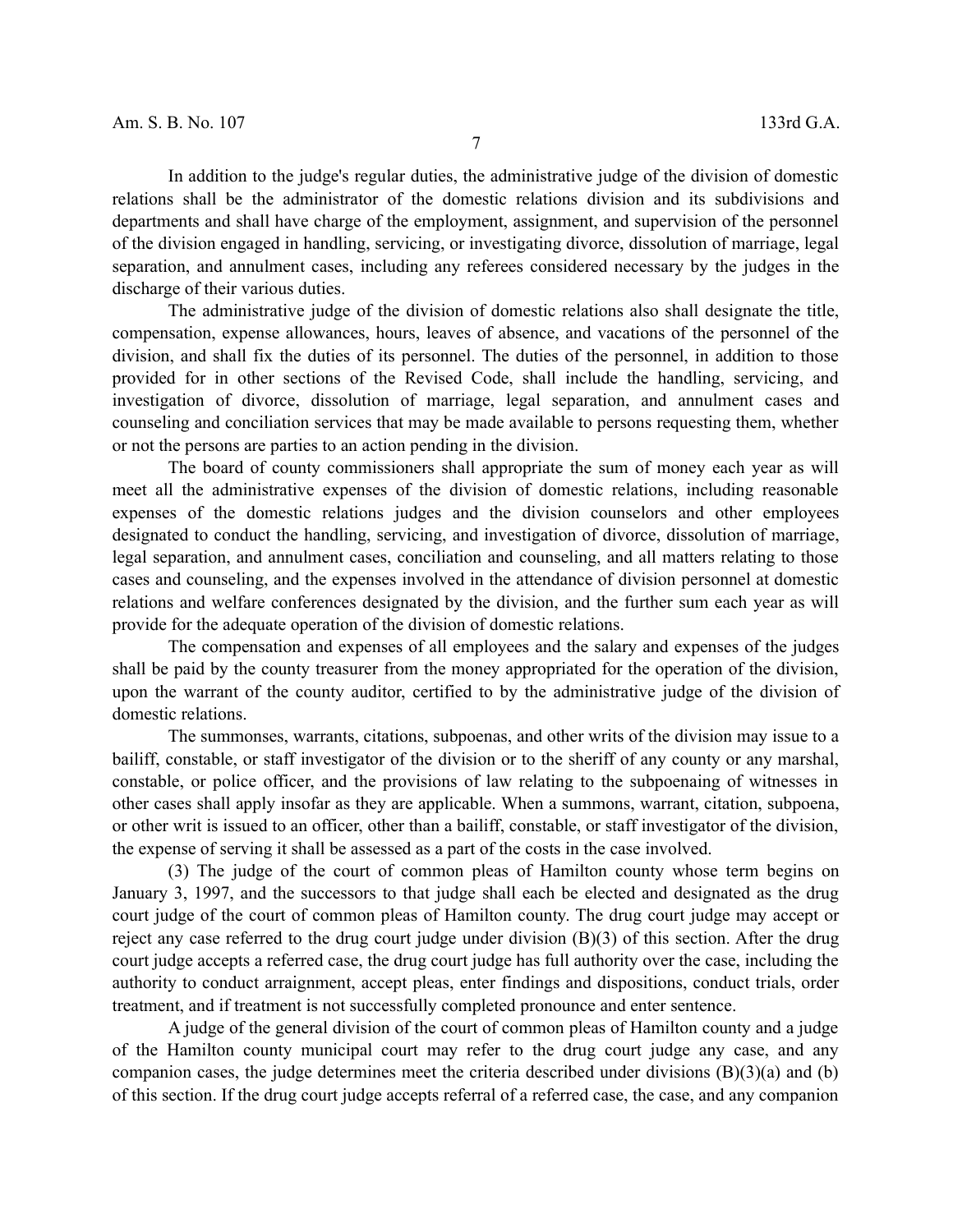In addition to the judge's regular duties, the administrative judge of the division of domestic relations shall be the administrator of the domestic relations division and its subdivisions and departments and shall have charge of the employment, assignment, and supervision of the personnel of the division engaged in handling, servicing, or investigating divorce, dissolution of marriage, legal separation, and annulment cases, including any referees considered necessary by the judges in the discharge of their various duties.

The administrative judge of the division of domestic relations also shall designate the title, compensation, expense allowances, hours, leaves of absence, and vacations of the personnel of the division, and shall fix the duties of its personnel. The duties of the personnel, in addition to those provided for in other sections of the Revised Code, shall include the handling, servicing, and investigation of divorce, dissolution of marriage, legal separation, and annulment cases and counseling and conciliation services that may be made available to persons requesting them, whether or not the persons are parties to an action pending in the division.

The board of county commissioners shall appropriate the sum of money each year as will meet all the administrative expenses of the division of domestic relations, including reasonable expenses of the domestic relations judges and the division counselors and other employees designated to conduct the handling, servicing, and investigation of divorce, dissolution of marriage, legal separation, and annulment cases, conciliation and counseling, and all matters relating to those cases and counseling, and the expenses involved in the attendance of division personnel at domestic relations and welfare conferences designated by the division, and the further sum each year as will provide for the adequate operation of the division of domestic relations.

The compensation and expenses of all employees and the salary and expenses of the judges shall be paid by the county treasurer from the money appropriated for the operation of the division, upon the warrant of the county auditor, certified to by the administrative judge of the division of domestic relations.

The summonses, warrants, citations, subpoenas, and other writs of the division may issue to a bailiff, constable, or staff investigator of the division or to the sheriff of any county or any marshal, constable, or police officer, and the provisions of law relating to the subpoenaing of witnesses in other cases shall apply insofar as they are applicable. When a summons, warrant, citation, subpoena, or other writ is issued to an officer, other than a bailiff, constable, or staff investigator of the division, the expense of serving it shall be assessed as a part of the costs in the case involved.

(3) The judge of the court of common pleas of Hamilton county whose term begins on January 3, 1997, and the successors to that judge shall each be elected and designated as the drug court judge of the court of common pleas of Hamilton county. The drug court judge may accept or reject any case referred to the drug court judge under division (B)(3) of this section. After the drug court judge accepts a referred case, the drug court judge has full authority over the case, including the authority to conduct arraignment, accept pleas, enter findings and dispositions, conduct trials, order treatment, and if treatment is not successfully completed pronounce and enter sentence.

A judge of the general division of the court of common pleas of Hamilton county and a judge of the Hamilton county municipal court may refer to the drug court judge any case, and any companion cases, the judge determines meet the criteria described under divisions (B)(3)(a) and (b) of this section. If the drug court judge accepts referral of a referred case, the case, and any companion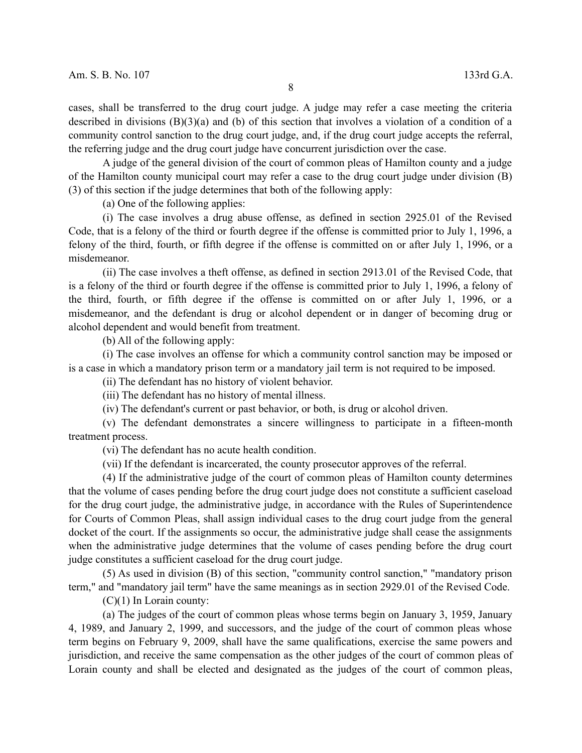cases, shall be transferred to the drug court judge. A judge may refer a case meeting the criteria described in divisions (B)(3)(a) and (b) of this section that involves a violation of a condition of a community control sanction to the drug court judge, and, if the drug court judge accepts the referral, the referring judge and the drug court judge have concurrent jurisdiction over the case.

A judge of the general division of the court of common pleas of Hamilton county and a judge of the Hamilton county municipal court may refer a case to the drug court judge under division (B)(3) of this section if the judge determines that both of the following apply:

(a) One of the following applies:

(i) The case involves a drug abuse offense, as defined in section 2925.01 of the Revised Code, that is a felony of the third or fourth degree if the offense is committed prior to July 1, 1996, a felony of the third, fourth, or fifth degree if the offense is committed on or after July 1, 1996, or a misdemeanor.

(ii) The case involves a theft offense, as defined in section 2913.01 of the Revised Code, that is a felony of the third or fourth degree if the offense is committed prior to July 1, 1996, a felony of the third, fourth, or fifth degree if the offense is committed on or after July 1, 1996, or a misdemeanor, and the defendant is drug or alcohol dependent or in danger of becoming drug or alcohol dependent and would benefit from treatment.

(b) All of the following apply:

(i) The case involves an offense for which a community control sanction may be imposed or is a case in which a mandatory prison term or a mandatory jail term is not required to be imposed.

(ii) The defendant has no history of violent behavior.

(iii) The defendant has no history of mental illness.

(iv) The defendant's current or past behavior, or both, is drug or alcohol driven.

(v) The defendant demonstrates a sincere willingness to participate in a fifteen-month treatment process.

(vi) The defendant has no acute health condition.

(vii) If the defendant is incarcerated, the county prosecutor approves of the referral.

(4) If the administrative judge of the court of common pleas of Hamilton county determines that the volume of cases pending before the drug court judge does not constitute a sufficient caseload for the drug court judge, the administrative judge, in accordance with the Rules of Superintendence for Courts of Common Pleas, shall assign individual cases to the drug court judge from the general docket of the court. If the assignments so occur, the administrative judge shall cease the assignments when the administrative judge determines that the volume of cases pending before the drug court judge constitutes a sufficient caseload for the drug court judge.

(5) As used in division (B) of this section, "community control sanction," "mandatory prison term," and "mandatory jail term" have the same meanings as in section 2929.01 of the Revised Code.

(C)(1) In Lorain county:

(a) The judges of the court of common pleas whose terms begin on January 3, 1959, January 4, 1989, and January 2, 1999, and successors, and the judge of the court of common pleas whose term begins on February 9, 2009, shall have the same qualifications, exercise the same powers and jurisdiction, and receive the same compensation as the other judges of the court of common pleas of Lorain county and shall be elected and designated as the judges of the court of common pleas,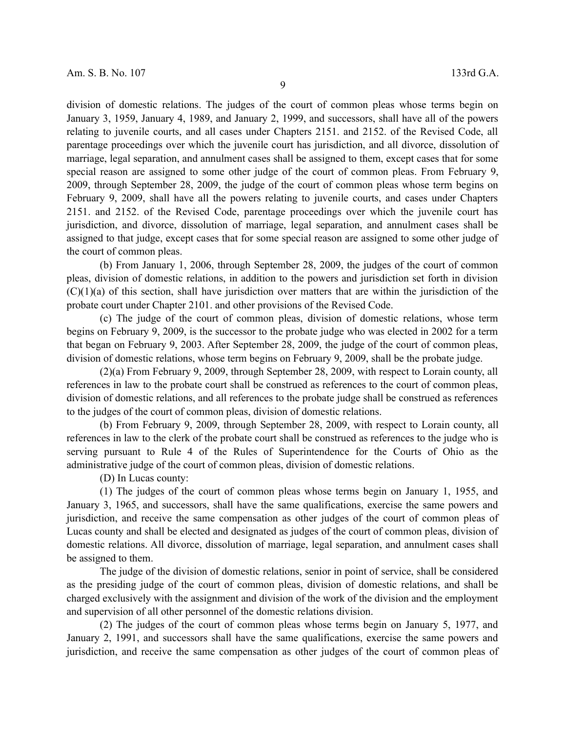division of domestic relations. The judges of the court of common pleas whose terms begin on January 3, 1959, January 4, 1989, and January 2, 1999, and successors, shall have all of the powers relating to juvenile courts, and all cases under Chapters 2151. and 2152. of the Revised Code, all parentage proceedings over which the juvenile court has jurisdiction, and all divorce, dissolution of marriage, legal separation, and annulment cases shall be assigned to them, except cases that for some special reason are assigned to some other judge of the court of common pleas. From February 9, 2009, through September 28, 2009, the judge of the court of common pleas whose term begins on February 9, 2009, shall have all the powers relating to juvenile courts, and cases under Chapters 2151. and 2152. of the Revised Code, parentage proceedings over which the juvenile court has jurisdiction, and divorce, dissolution of marriage, legal separation, and annulment cases shall be assigned to that judge, except cases that for some special reason are assigned to some other judge of the court of common pleas.

(b) From January 1, 2006, through September 28, 2009, the judges of the court of common pleas, division of domestic relations, in addition to the powers and jurisdiction set forth in division (C)(1)(a) of this section, shall have jurisdiction over matters that are within the jurisdiction of the probate court under Chapter 2101. and other provisions of the Revised Code.

(c) The judge of the court of common pleas, division of domestic relations, whose term begins on February 9, 2009, is the successor to the probate judge who was elected in 2002 for a term that began on February 9, 2003. After September 28, 2009, the judge of the court of common pleas, division of domestic relations, whose term begins on February 9, 2009, shall be the probate judge.

(2)(a) From February 9, 2009, through September 28, 2009, with respect to Lorain county, all references in law to the probate court shall be construed as references to the court of common pleas, division of domestic relations, and all references to the probate judge shall be construed as references to the judges of the court of common pleas, division of domestic relations.

(b) From February 9, 2009, through September 28, 2009, with respect to Lorain county, all references in law to the clerk of the probate court shall be construed as references to the judge who is serving pursuant to Rule 4 of the Rules of Superintendence for the Courts of Ohio as the administrative judge of the court of common pleas, division of domestic relations.

(D) In Lucas county:

(1) The judges of the court of common pleas whose terms begin on January 1, 1955, and January 3, 1965, and successors, shall have the same qualifications, exercise the same powers and jurisdiction, and receive the same compensation as other judges of the court of common pleas of Lucas county and shall be elected and designated as judges of the court of common pleas, division of domestic relations. All divorce, dissolution of marriage, legal separation, and annulment cases shall be assigned to them.

The judge of the division of domestic relations, senior in point of service, shall be considered as the presiding judge of the court of common pleas, division of domestic relations, and shall be charged exclusively with the assignment and division of the work of the division and the employment and supervision of all other personnel of the domestic relations division.

(2) The judges of the court of common pleas whose terms begin on January 5, 1977, and January 2, 1991, and successors shall have the same qualifications, exercise the same powers and jurisdiction, and receive the same compensation as other judges of the court of common pleas of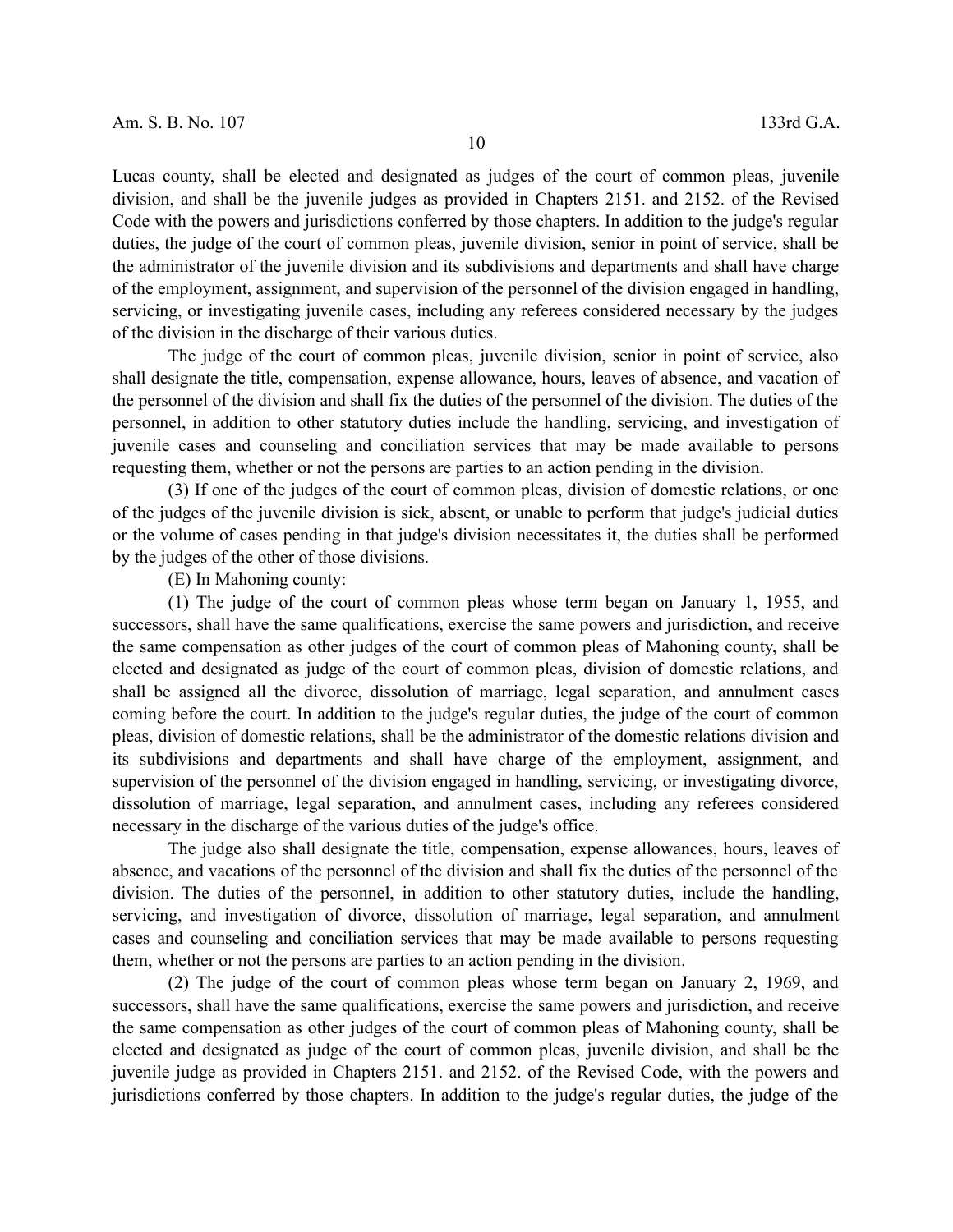Lucas county, shall be elected and designated as judges of the court of common pleas, juvenile division, and shall be the juvenile judges as provided in Chapters 2151. and 2152. of the Revised Code with the powers and jurisdictions conferred by those chapters. In addition to the judge's regular duties, the judge of the court of common pleas, juvenile division, senior in point of service, shall be the administrator of the juvenile division and its subdivisions and departments and shall have charge of the employment, assignment, and supervision of the personnel of the division engaged in handling, servicing, or investigating juvenile cases, including any referees considered necessary by the judges of the division in the discharge of their various duties.

The judge of the court of common pleas, juvenile division, senior in point of service, also shall designate the title, compensation, expense allowance, hours, leaves of absence, and vacation of the personnel of the division and shall fix the duties of the personnel of the division. The duties of the personnel, in addition to other statutory duties include the handling, servicing, and investigation of juvenile cases and counseling and conciliation services that may be made available to persons requesting them, whether or not the persons are parties to an action pending in the division.

(3) If one of the judges of the court of common pleas, division of domestic relations, or one of the judges of the juvenile division is sick, absent, or unable to perform that judge's judicial duties or the volume of cases pending in that judge's division necessitates it, the duties shall be performed by the judges of the other of those divisions.

(E) In Mahoning county:

(1) The judge of the court of common pleas whose term began on January 1, 1955, and successors, shall have the same qualifications, exercise the same powers and jurisdiction, and receive the same compensation as other judges of the court of common pleas of Mahoning county, shall be elected and designated as judge of the court of common pleas, division of domestic relations, and shall be assigned all the divorce, dissolution of marriage, legal separation, and annulment cases coming before the court. In addition to the judge's regular duties, the judge of the court of common pleas, division of domestic relations, shall be the administrator of the domestic relations division and its subdivisions and departments and shall have charge of the employment, assignment, and supervision of the personnel of the division engaged in handling, servicing, or investigating divorce, dissolution of marriage, legal separation, and annulment cases, including any referees considered necessary in the discharge of the various duties of the judge's office.

The judge also shall designate the title, compensation, expense allowances, hours, leaves of absence, and vacations of the personnel of the division and shall fix the duties of the personnel of the division. The duties of the personnel, in addition to other statutory duties, include the handling, servicing, and investigation of divorce, dissolution of marriage, legal separation, and annulment cases and counseling and conciliation services that may be made available to persons requesting them, whether or not the persons are parties to an action pending in the division.

(2) The judge of the court of common pleas whose term began on January 2, 1969, and successors, shall have the same qualifications, exercise the same powers and jurisdiction, and receive the same compensation as other judges of the court of common pleas of Mahoning county, shall be elected and designated as judge of the court of common pleas, juvenile division, and shall be the juvenile judge as provided in Chapters 2151. and 2152. of the Revised Code, with the powers and jurisdictions conferred by those chapters. In addition to the judge's regular duties, the judge of the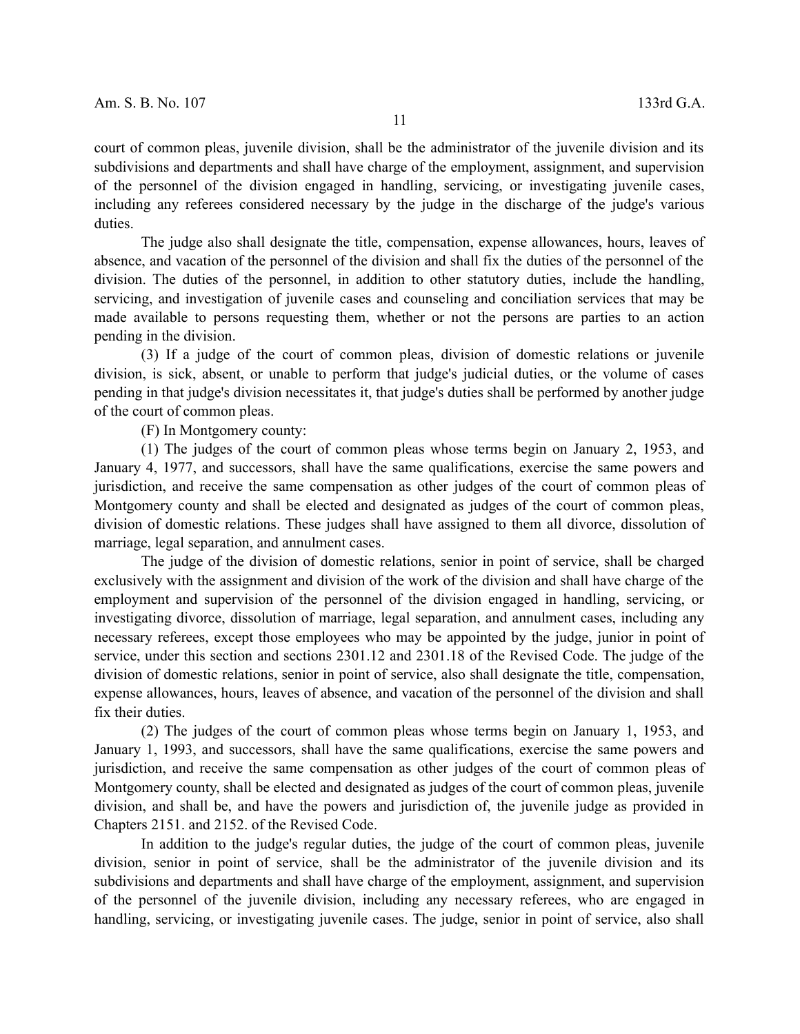court of common pleas, juvenile division, shall be the administrator of the juvenile division and its subdivisions and departments and shall have charge of the employment, assignment, and supervision of the personnel of the division engaged in handling, servicing, or investigating juvenile cases, including any referees considered necessary by the judge in the discharge of the judge's various duties.

The judge also shall designate the title, compensation, expense allowances, hours, leaves of absence, and vacation of the personnel of the division and shall fix the duties of the personnel of the division. The duties of the personnel, in addition to other statutory duties, include the handling, servicing, and investigation of juvenile cases and counseling and conciliation services that may be made available to persons requesting them, whether or not the persons are parties to an action pending in the division.

(3) If a judge of the court of common pleas, division of domestic relations or juvenile division, is sick, absent, or unable to perform that judge's judicial duties, or the volume of cases pending in that judge's division necessitates it, that judge's duties shall be performed by another judge of the court of common pleas.

(F) In Montgomery county:

(1) The judges of the court of common pleas whose terms begin on January 2, 1953, and January 4, 1977, and successors, shall have the same qualifications, exercise the same powers and jurisdiction, and receive the same compensation as other judges of the court of common pleas of Montgomery county and shall be elected and designated as judges of the court of common pleas, division of domestic relations. These judges shall have assigned to them all divorce, dissolution of marriage, legal separation, and annulment cases.

The judge of the division of domestic relations, senior in point of service, shall be charged exclusively with the assignment and division of the work of the division and shall have charge of the employment and supervision of the personnel of the division engaged in handling, servicing, or investigating divorce, dissolution of marriage, legal separation, and annulment cases, including any necessary referees, except those employees who may be appointed by the judge, junior in point of service, under this section and sections 2301.12 and 2301.18 of the Revised Code. The judge of the division of domestic relations, senior in point of service, also shall designate the title, compensation, expense allowances, hours, leaves of absence, and vacation of the personnel of the division and shall fix their duties.

(2) The judges of the court of common pleas whose terms begin on January 1, 1953, and January 1, 1993, and successors, shall have the same qualifications, exercise the same powers and jurisdiction, and receive the same compensation as other judges of the court of common pleas of Montgomery county, shall be elected and designated as judges of the court of common pleas, juvenile division, and shall be, and have the powers and jurisdiction of, the juvenile judge as provided in Chapters 2151. and 2152. of the Revised Code.

In addition to the judge's regular duties, the judge of the court of common pleas, juvenile division, senior in point of service, shall be the administrator of the juvenile division and its subdivisions and departments and shall have charge of the employment, assignment, and supervision of the personnel of the juvenile division, including any necessary referees, who are engaged in handling, servicing, or investigating juvenile cases. The judge, senior in point of service, also shall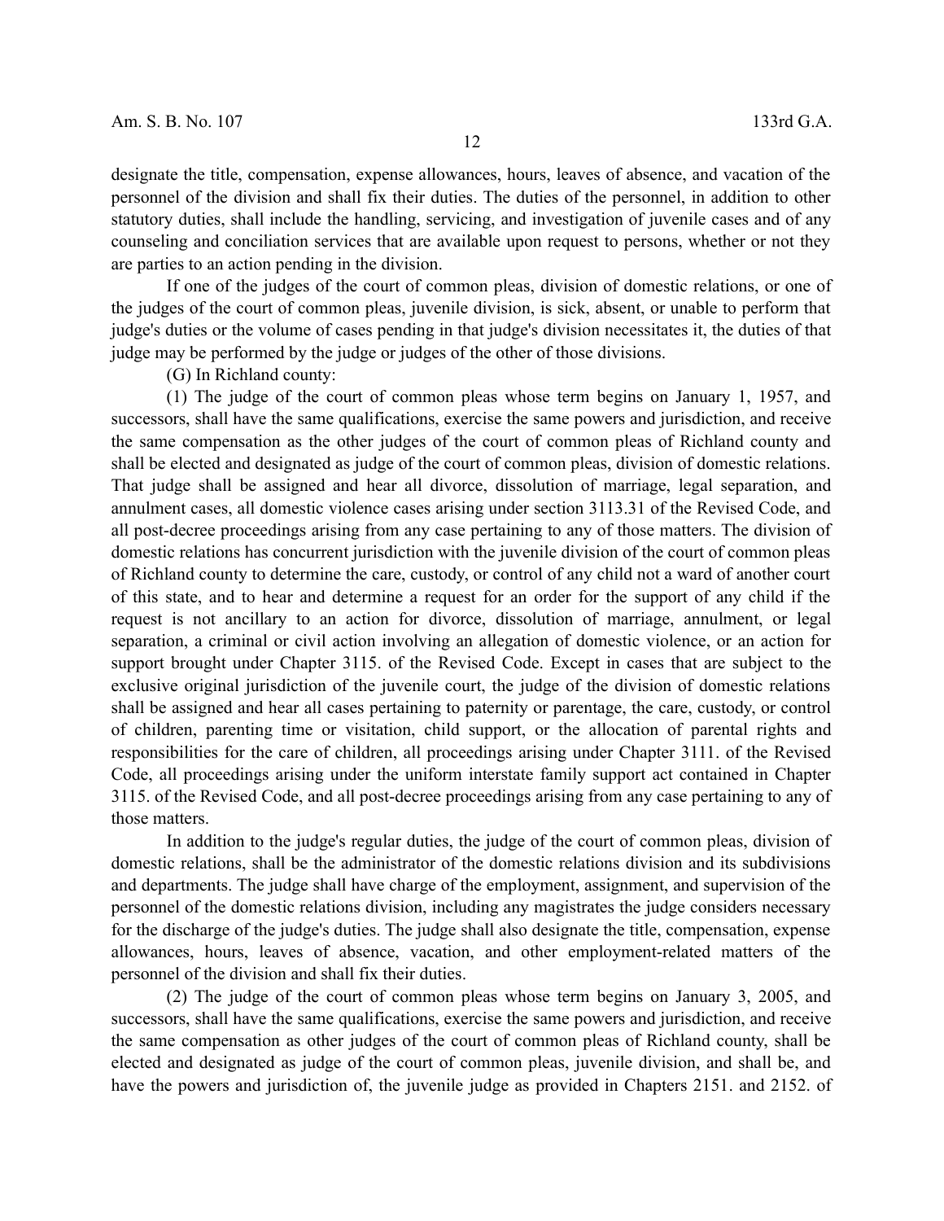designate the title, compensation, expense allowances, hours, leaves of absence, and vacation of the personnel of the division and shall fix their duties. The duties of the personnel, in addition to other statutory duties, shall include the handling, servicing, and investigation of juvenile cases and of any counseling and conciliation services that are available upon request to persons, whether or not they are parties to an action pending in the division.

If one of the judges of the court of common pleas, division of domestic relations, or one of the judges of the court of common pleas, juvenile division, is sick, absent, or unable to perform that judge's duties or the volume of cases pending in that judge's division necessitates it, the duties of that judge may be performed by the judge or judges of the other of those divisions.

(G) In Richland county:

(1) The judge of the court of common pleas whose term begins on January 1, 1957, and successors, shall have the same qualifications, exercise the same powers and jurisdiction, and receive the same compensation as the other judges of the court of common pleas of Richland county and shall be elected and designated as judge of the court of common pleas, division of domestic relations. That judge shall be assigned and hear all divorce, dissolution of marriage, legal separation, and annulment cases, all domestic violence cases arising under section 3113.31 of the Revised Code, and all post-decree proceedings arising from any case pertaining to any of those matters. The division of domestic relations has concurrent jurisdiction with the juvenile division of the court of common pleas of Richland county to determine the care, custody, or control of any child not a ward of another court of this state, and to hear and determine a request for an order for the support of any child if the request is not ancillary to an action for divorce, dissolution of marriage, annulment, or legal separation, a criminal or civil action involving an allegation of domestic violence, or an action for support brought under Chapter 3115. of the Revised Code. Except in cases that are subject to the exclusive original jurisdiction of the juvenile court, the judge of the division of domestic relations shall be assigned and hear all cases pertaining to paternity or parentage, the care, custody, or control of children, parenting time or visitation, child support, or the allocation of parental rights and responsibilities for the care of children, all proceedings arising under Chapter 3111. of the Revised Code, all proceedings arising under the uniform interstate family support act contained in Chapter 3115. of the Revised Code, and all post-decree proceedings arising from any case pertaining to any of those matters.

In addition to the judge's regular duties, the judge of the court of common pleas, division of domestic relations, shall be the administrator of the domestic relations division and its subdivisions and departments. The judge shall have charge of the employment, assignment, and supervision of the personnel of the domestic relations division, including any magistrates the judge considers necessary for the discharge of the judge's duties. The judge shall also designate the title, compensation, expense allowances, hours, leaves of absence, vacation, and other employment-related matters of the personnel of the division and shall fix their duties.

(2) The judge of the court of common pleas whose term begins on January 3, 2005, and successors, shall have the same qualifications, exercise the same powers and jurisdiction, and receive the same compensation as other judges of the court of common pleas of Richland county, shall be elected and designated as judge of the court of common pleas, juvenile division, and shall be, and have the powers and jurisdiction of, the juvenile judge as provided in Chapters 2151. and 2152. of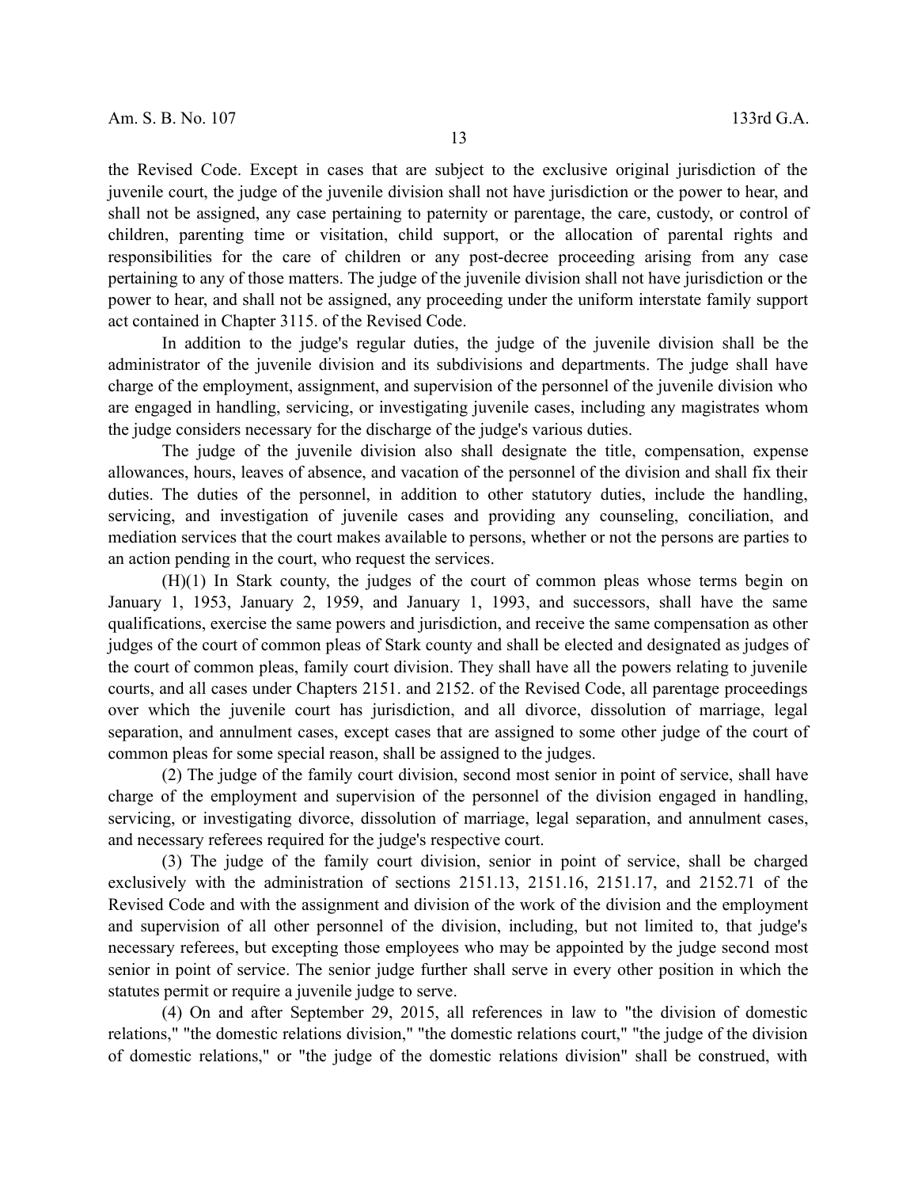the Revised Code. Except in cases that are subject to the exclusive original jurisdiction of the juvenile court, the judge of the juvenile division shall not have jurisdiction or the power to hear, and shall not be assigned, any case pertaining to paternity or parentage, the care, custody, or control of children, parenting time or visitation, child support, or the allocation of parental rights and responsibilities for the care of children or any post-decree proceeding arising from any case pertaining to any of those matters. The judge of the juvenile division shall not have jurisdiction or the power to hear, and shall not be assigned, any proceeding under the uniform interstate family support act contained in Chapter 3115. of the Revised Code.

In addition to the judge's regular duties, the judge of the juvenile division shall be the administrator of the juvenile division and its subdivisions and departments. The judge shall have charge of the employment, assignment, and supervision of the personnel of the juvenile division who are engaged in handling, servicing, or investigating juvenile cases, including any magistrates whom the judge considers necessary for the discharge of the judge's various duties.

The judge of the juvenile division also shall designate the title, compensation, expense allowances, hours, leaves of absence, and vacation of the personnel of the division and shall fix their duties. The duties of the personnel, in addition to other statutory duties, include the handling, servicing, and investigation of juvenile cases and providing any counseling, conciliation, and mediation services that the court makes available to persons, whether or not the persons are parties to an action pending in the court, who request the services.

(H)(1) In Stark county, the judges of the court of common pleas whose terms begin on January 1, 1953, January 2, 1959, and January 1, 1993, and successors, shall have the same qualifications, exercise the same powers and jurisdiction, and receive the same compensation as other judges of the court of common pleas of Stark county and shall be elected and designated as judges of the court of common pleas, family court division. They shall have all the powers relating to juvenile courts, and all cases under Chapters 2151. and 2152. of the Revised Code, all parentage proceedings over which the juvenile court has jurisdiction, and all divorce, dissolution of marriage, legal separation, and annulment cases, except cases that are assigned to some other judge of the court of common pleas for some special reason, shall be assigned to the judges.

(2) The judge of the family court division, second most senior in point of service, shall have charge of the employment and supervision of the personnel of the division engaged in handling, servicing, or investigating divorce, dissolution of marriage, legal separation, and annulment cases, and necessary referees required for the judge's respective court.

(3) The judge of the family court division, senior in point of service, shall be charged exclusively with the administration of sections 2151.13, 2151.16, 2151.17, and 2152.71 of the Revised Code and with the assignment and division of the work of the division and the employment and supervision of all other personnel of the division, including, but not limited to, that judge's necessary referees, but excepting those employees who may be appointed by the judge second most senior in point of service. The senior judge further shall serve in every other position in which the statutes permit or require a juvenile judge to serve.

(4) On and after September 29, 2015, all references in law to "the division of domestic relations," "the domestic relations division," "the domestic relations court," "the judge of the division of domestic relations," or "the judge of the domestic relations division" shall be construed, with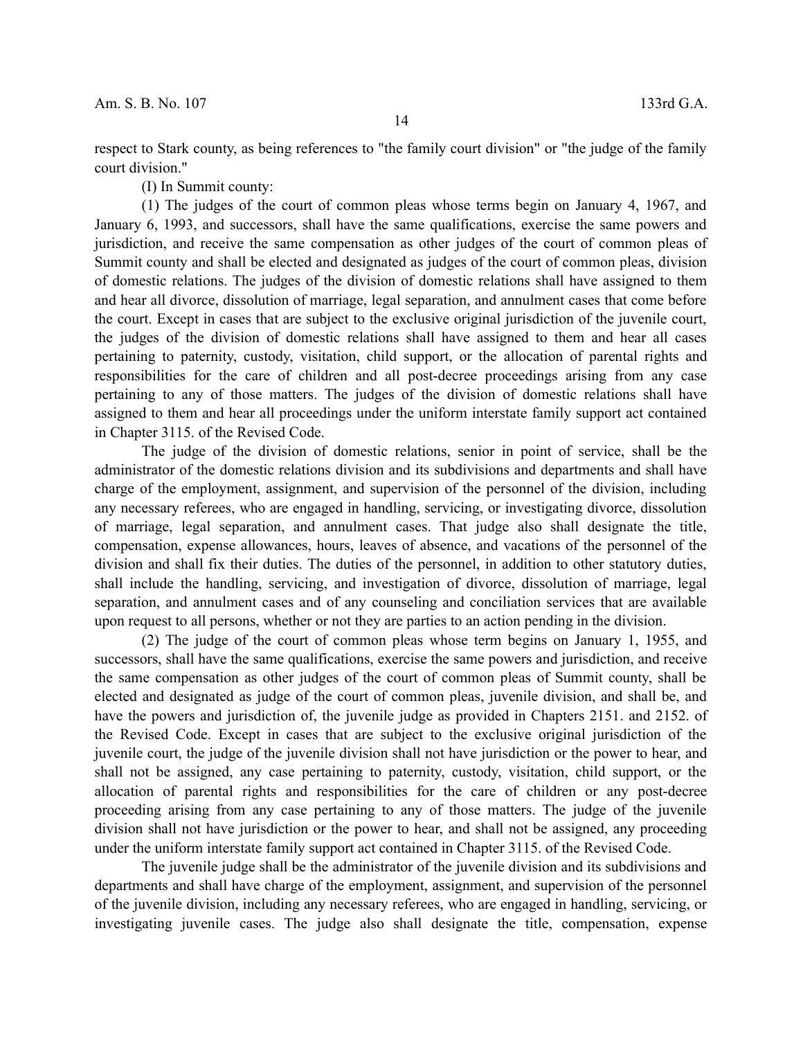respect to Stark county, as being references to "the family court division" or "the judge of the family court division."

(I) In Summit county:

(1) The judges of the court of common pleas whose terms begin on January 4, 1967, and January 6, 1993, and successors, shall have the same qualifications, exercise the same powers and jurisdiction, and receive the same compensation as other judges of the court of common pleas of Summit county and shall be elected and designated as judges of the court of common pleas, division of domestic relations. The judges of the division of domestic relations shall have assigned to them and hear all divorce, dissolution of marriage, legal separation, and annulment cases that come before the court. Except in cases that are subject to the exclusive original jurisdiction of the juvenile court, the judges of the division of domestic relations shall have assigned to them and hear all cases pertaining to paternity, custody, visitation, child support, or the allocation of parental rights and responsibilities for the care of children and all post-decree proceedings arising from any case pertaining to any of those matters. The judges of the division of domestic relations shall have assigned to them and hear all proceedings under the uniform interstate family support act contained in Chapter 3115. of the Revised Code.

The judge of the division of domestic relations, senior in point of service, shall be the administrator of the domestic relations division and its subdivisions and departments and shall have charge of the employment, assignment, and supervision of the personnel of the division, including any necessary referees, who are engaged in handling, servicing, or investigating divorce, dissolution of marriage, legal separation, and annulment cases. That judge also shall designate the title, compensation, expense allowances, hours, leaves of absence, and vacations of the personnel of the division and shall fix their duties. The duties of the personnel, in addition to other statutory duties, shall include the handling, servicing, and investigation of divorce, dissolution of marriage, legal separation, and annulment cases and of any counseling and conciliation services that are available upon request to all persons, whether or not they are parties to an action pending in the division.

(2) The judge of the court of common pleas whose term begins on January 1, 1955, and successors, shall have the same qualifications, exercise the same powers and jurisdiction, and receive the same compensation as other judges of the court of common pleas of Summit county, shall be elected and designated as judge of the court of common pleas, juvenile division, and shall be, and have the powers and jurisdiction of, the juvenile judge as provided in Chapters 2151. and 2152. of the Revised Code. Except in cases that are subject to the exclusive original jurisdiction of the juvenile court, the judge of the juvenile division shall not have jurisdiction or the power to hear, and shall not be assigned, any case pertaining to paternity, custody, visitation, child support, or the allocation of parental rights and responsibilities for the care of children or any post-decree proceeding arising from any case pertaining to any of those matters. The judge of the juvenile division shall not have jurisdiction or the power to hear, and shall not be assigned, any proceeding under the uniform interstate family support act contained in Chapter 3115. of the Revised Code.

The juvenile judge shall be the administrator of the juvenile division and its subdivisions and departments and shall have charge of the employment, assignment, and supervision of the personnel of the juvenile division, including any necessary referees, who are engaged in handling, servicing, or investigating juvenile cases. The judge also shall designate the title, compensation, expense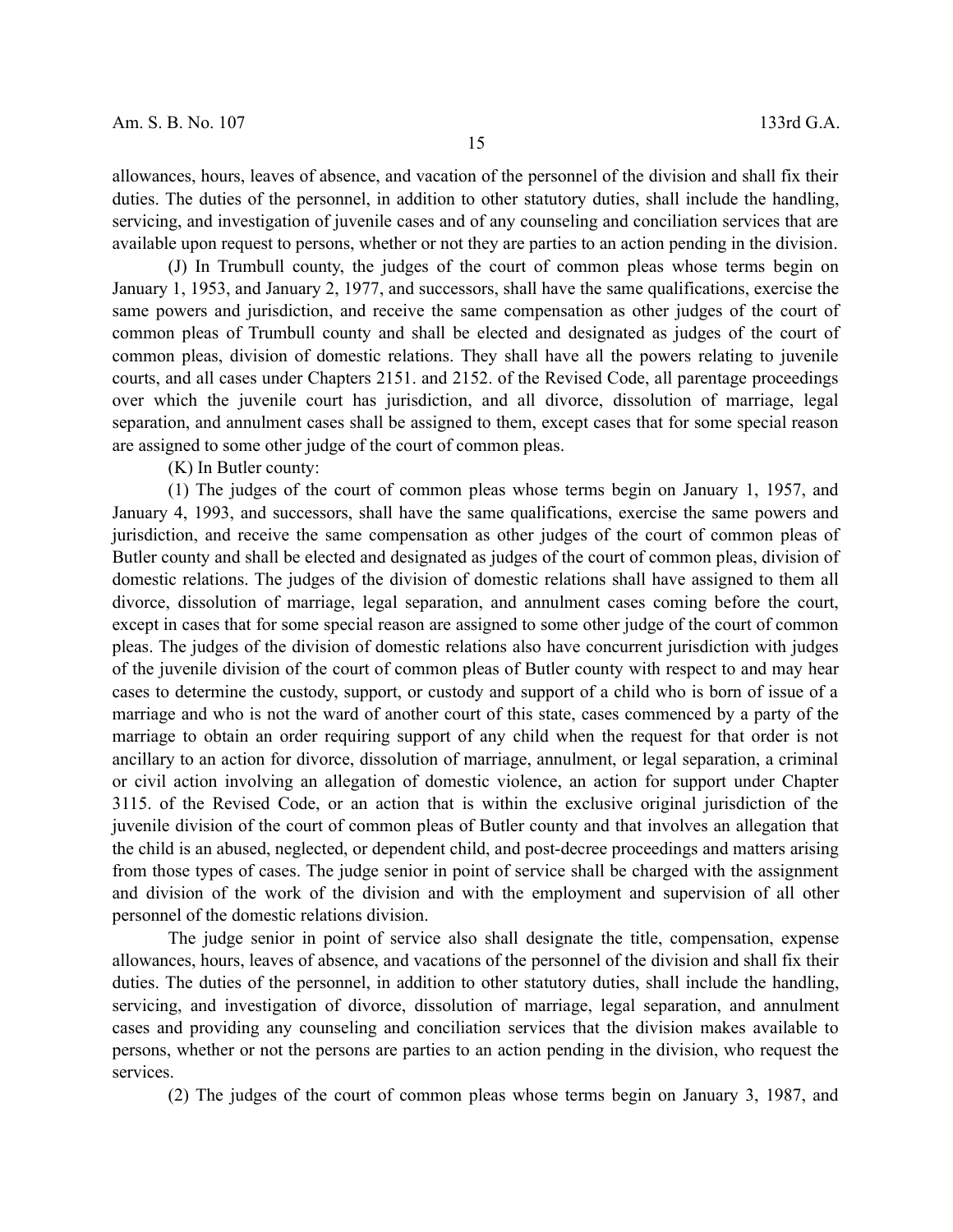allowances, hours, leaves of absence, and vacation of the personnel of the division and shall fix their duties. The duties of the personnel, in addition to other statutory duties, shall include the handling, servicing, and investigation of juvenile cases and of any counseling and conciliation services that are available upon request to persons, whether or not they are parties to an action pending in the division.

(J) In Trumbull county, the judges of the court of common pleas whose terms begin on January 1, 1953, and January 2, 1977, and successors, shall have the same qualifications, exercise the same powers and jurisdiction, and receive the same compensation as other judges of the court of common pleas of Trumbull county and shall be elected and designated as judges of the court of common pleas, division of domestic relations. They shall have all the powers relating to juvenile courts, and all cases under Chapters 2151. and 2152. of the Revised Code, all parentage proceedings over which the juvenile court has jurisdiction, and all divorce, dissolution of marriage, legal separation, and annulment cases shall be assigned to them, except cases that for some special reason are assigned to some other judge of the court of common pleas.

(K) In Butler county:

(1) The judges of the court of common pleas whose terms begin on January 1, 1957, and January 4, 1993, and successors, shall have the same qualifications, exercise the same powers and jurisdiction, and receive the same compensation as other judges of the court of common pleas of Butler county and shall be elected and designated as judges of the court of common pleas, division of domestic relations. The judges of the division of domestic relations shall have assigned to them all divorce, dissolution of marriage, legal separation, and annulment cases coming before the court, except in cases that for some special reason are assigned to some other judge of the court of common pleas. The judges of the division of domestic relations also have concurrent jurisdiction with judges of the juvenile division of the court of common pleas of Butler county with respect to and may hear cases to determine the custody, support, or custody and support of a child who is born of issue of a marriage and who is not the ward of another court of this state, cases commenced by a party of the marriage to obtain an order requiring support of any child when the request for that order is not ancillary to an action for divorce, dissolution of marriage, annulment, or legal separation, a criminal or civil action involving an allegation of domestic violence, an action for support under Chapter 3115. of the Revised Code, or an action that is within the exclusive original jurisdiction of the juvenile division of the court of common pleas of Butler county and that involves an allegation that the child is an abused, neglected, or dependent child, and post-decree proceedings and matters arising from those types of cases. The judge senior in point of service shall be charged with the assignment and division of the work of the division and with the employment and supervision of all other personnel of the domestic relations division.

The judge senior in point of service also shall designate the title, compensation, expense allowances, hours, leaves of absence, and vacations of the personnel of the division and shall fix their duties. The duties of the personnel, in addition to other statutory duties, shall include the handling, servicing, and investigation of divorce, dissolution of marriage, legal separation, and annulment cases and providing any counseling and conciliation services that the division makes available to persons, whether or not the persons are parties to an action pending in the division, who request the services.

(2) The judges of the court of common pleas whose terms begin on January 3, 1987, and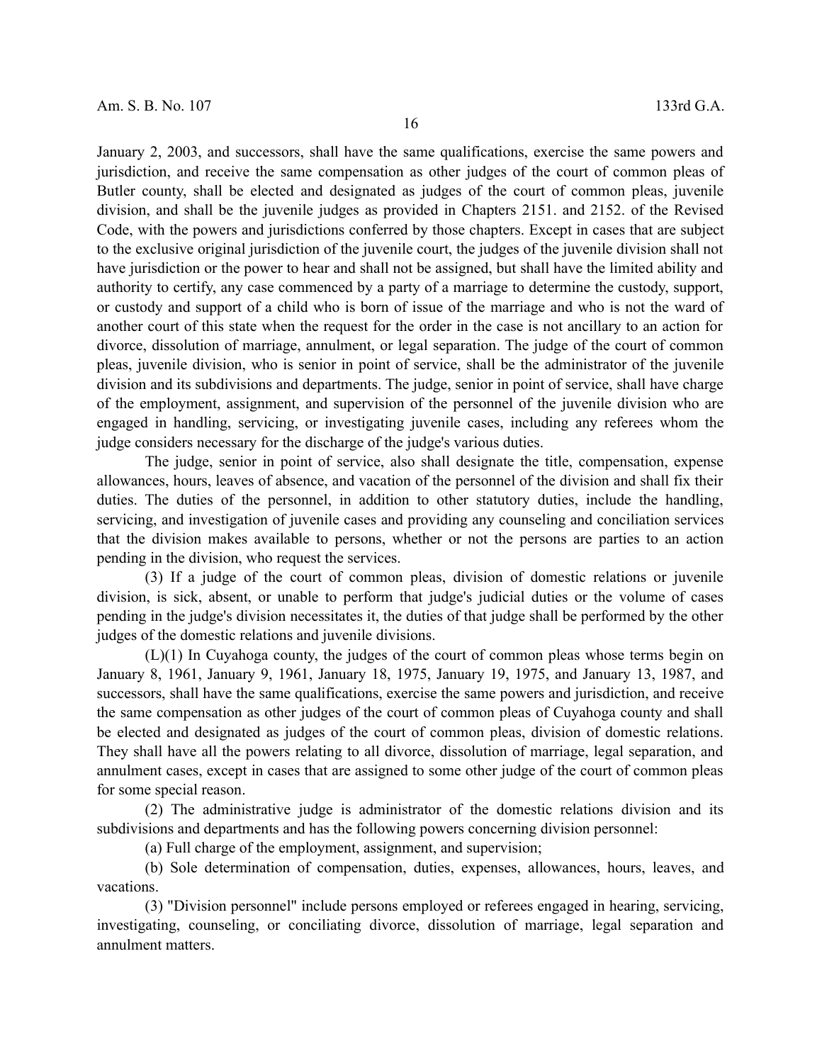January 2, 2003, and successors, shall have the same qualifications, exercise the same powers and jurisdiction, and receive the same compensation as other judges of the court of common pleas of Butler county, shall be elected and designated as judges of the court of common pleas, juvenile division, and shall be the juvenile judges as provided in Chapters 2151. and 2152. of the Revised Code, with the powers and jurisdictions conferred by those chapters. Except in cases that are subject to the exclusive original jurisdiction of the juvenile court, the judges of the juvenile division shall not have jurisdiction or the power to hear and shall not be assigned, but shall have the limited ability and authority to certify, any case commenced by a party of a marriage to determine the custody, support, or custody and support of a child who is born of issue of the marriage and who is not the ward of another court of this state when the request for the order in the case is not ancillary to an action for divorce, dissolution of marriage, annulment, or legal separation. The judge of the court of common pleas, juvenile division, who is senior in point of service, shall be the administrator of the juvenile division and its subdivisions and departments. The judge, senior in point of service, shall have charge of the employment, assignment, and supervision of the personnel of the juvenile division who are engaged in handling, servicing, or investigating juvenile cases, including any referees whom the judge considers necessary for the discharge of the judge's various duties.

The judge, senior in point of service, also shall designate the title, compensation, expense allowances, hours, leaves of absence, and vacation of the personnel of the division and shall fix their duties. The duties of the personnel, in addition to other statutory duties, include the handling, servicing, and investigation of juvenile cases and providing any counseling and conciliation services that the division makes available to persons, whether or not the persons are parties to an action pending in the division, who request the services.

(3) If a judge of the court of common pleas, division of domestic relations or juvenile division, is sick, absent, or unable to perform that judge's judicial duties or the volume of cases pending in the judge's division necessitates it, the duties of that judge shall be performed by the other judges of the domestic relations and juvenile divisions.

(L)(1) In Cuyahoga county, the judges of the court of common pleas whose terms begin on January 8, 1961, January 9, 1961, January 18, 1975, January 19, 1975, and January 13, 1987, and successors, shall have the same qualifications, exercise the same powers and jurisdiction, and receive the same compensation as other judges of the court of common pleas of Cuyahoga county and shall be elected and designated as judges of the court of common pleas, division of domestic relations. They shall have all the powers relating to all divorce, dissolution of marriage, legal separation, and annulment cases, except in cases that are assigned to some other judge of the court of common pleas for some special reason.

(2) The administrative judge is administrator of the domestic relations division and its subdivisions and departments and has the following powers concerning division personnel:

(a) Full charge of the employment, assignment, and supervision;

(b) Sole determination of compensation, duties, expenses, allowances, hours, leaves, and vacations.

(3) "Division personnel" include persons employed or referees engaged in hearing, servicing, investigating, counseling, or conciliating divorce, dissolution of marriage, legal separation and annulment matters.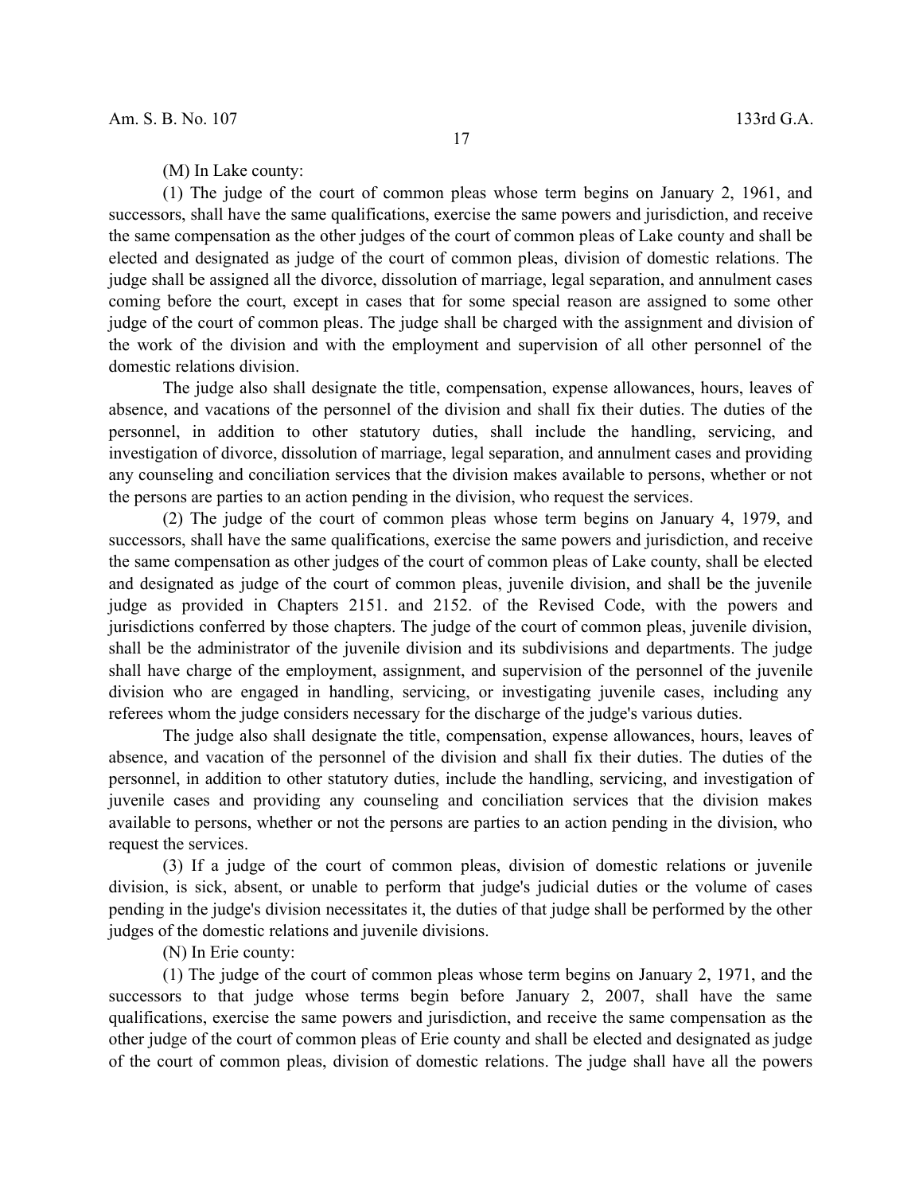(M) In Lake county:

(1) The judge of the court of common pleas whose term begins on January 2, 1961, and successors, shall have the same qualifications, exercise the same powers and jurisdiction, and receive the same compensation as the other judges of the court of common pleas of Lake county and shall be elected and designated as judge of the court of common pleas, division of domestic relations. The judge shall be assigned all the divorce, dissolution of marriage, legal separation, and annulment cases coming before the court, except in cases that for some special reason are assigned to some other judge of the court of common pleas. The judge shall be charged with the assignment and division of the work of the division and with the employment and supervision of all other personnel of the domestic relations division.

The judge also shall designate the title, compensation, expense allowances, hours, leaves of absence, and vacations of the personnel of the division and shall fix their duties. The duties of the personnel, in addition to other statutory duties, shall include the handling, servicing, and investigation of divorce, dissolution of marriage, legal separation, and annulment cases and providing any counseling and conciliation services that the division makes available to persons, whether or not the persons are parties to an action pending in the division, who request the services.

(2) The judge of the court of common pleas whose term begins on January 4, 1979, and successors, shall have the same qualifications, exercise the same powers and jurisdiction, and receive the same compensation as other judges of the court of common pleas of Lake county, shall be elected and designated as judge of the court of common pleas, juvenile division, and shall be the juvenile judge as provided in Chapters 2151. and 2152. of the Revised Code, with the powers and jurisdictions conferred by those chapters. The judge of the court of common pleas, juvenile division, shall be the administrator of the juvenile division and its subdivisions and departments. The judge shall have charge of the employment, assignment, and supervision of the personnel of the juvenile division who are engaged in handling, servicing, or investigating juvenile cases, including any referees whom the judge considers necessary for the discharge of the judge's various duties.

The judge also shall designate the title, compensation, expense allowances, hours, leaves of absence, and vacation of the personnel of the division and shall fix their duties. The duties of the personnel, in addition to other statutory duties, include the handling, servicing, and investigation of juvenile cases and providing any counseling and conciliation services that the division makes available to persons, whether or not the persons are parties to an action pending in the division, who request the services.

(3) If a judge of the court of common pleas, division of domestic relations or juvenile division, is sick, absent, or unable to perform that judge's judicial duties or the volume of cases pending in the judge's division necessitates it, the duties of that judge shall be performed by the other judges of the domestic relations and juvenile divisions.

(N) In Erie county:

(1) The judge of the court of common pleas whose term begins on January 2, 1971, and the successors to that judge whose terms begin before January 2, 2007, shall have the same qualifications, exercise the same powers and jurisdiction, and receive the same compensation as the other judge of the court of common pleas of Erie county and shall be elected and designated as judge of the court of common pleas, division of domestic relations. The judge shall have all the powers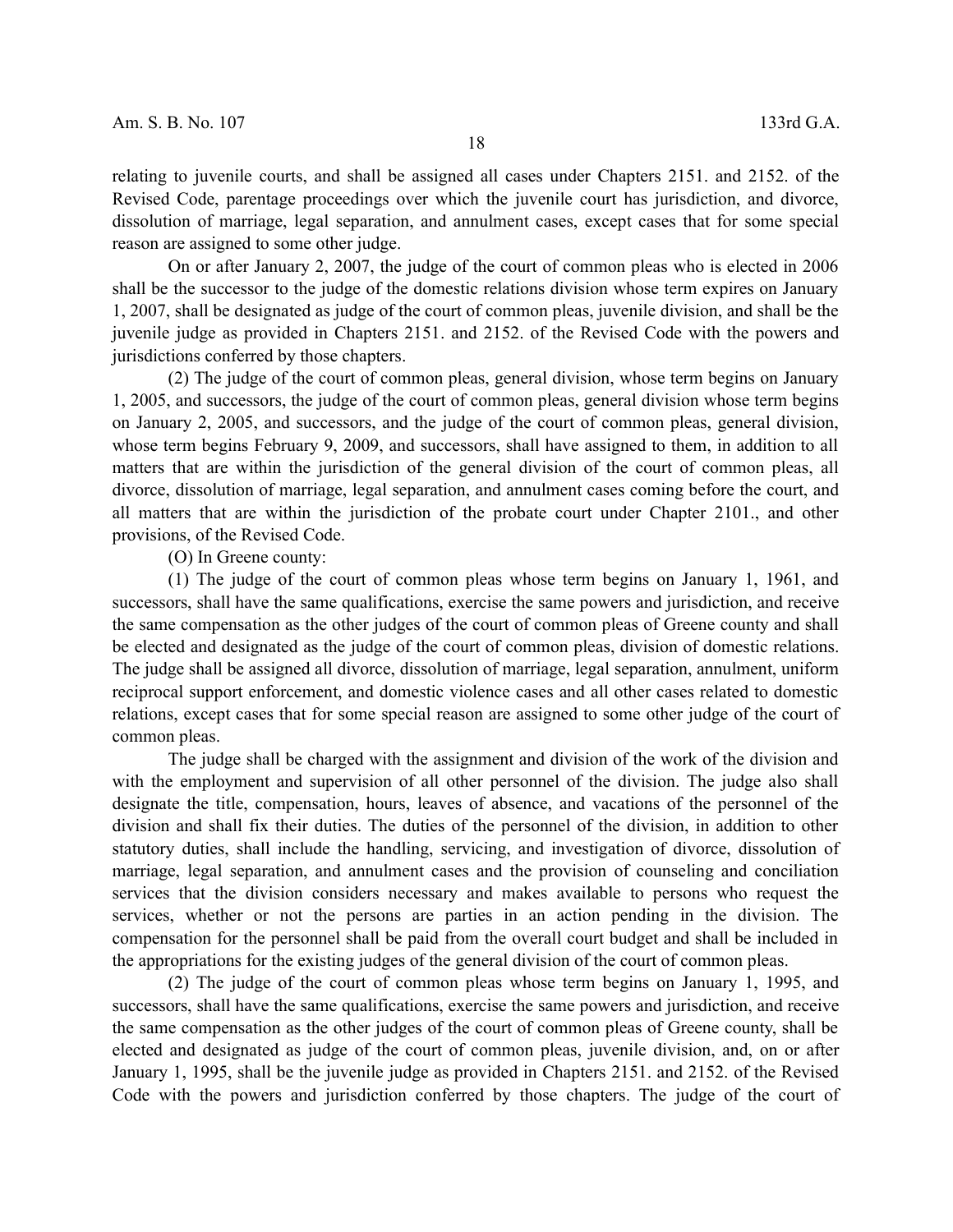relating to juvenile courts, and shall be assigned all cases under Chapters 2151. and 2152. of the Revised Code, parentage proceedings over which the juvenile court has jurisdiction, and divorce, dissolution of marriage, legal separation, and annulment cases, except cases that for some special reason are assigned to some other judge.

On or after January 2, 2007, the judge of the court of common pleas who is elected in 2006 shall be the successor to the judge of the domestic relations division whose term expires on January 1, 2007, shall be designated as judge of the court of common pleas, juvenile division, and shall be the juvenile judge as provided in Chapters 2151. and 2152. of the Revised Code with the powers and jurisdictions conferred by those chapters.

(2) The judge of the court of common pleas, general division, whose term begins on January 1, 2005, and successors, the judge of the court of common pleas, general division whose term begins on January 2, 2005, and successors, and the judge of the court of common pleas, general division, whose term begins February 9, 2009, and successors, shall have assigned to them, in addition to all matters that are within the jurisdiction of the general division of the court of common pleas, all divorce, dissolution of marriage, legal separation, and annulment cases coming before the court, and all matters that are within the jurisdiction of the probate court under Chapter 2101., and other provisions, of the Revised Code.

(O) In Greene county:

(1) The judge of the court of common pleas whose term begins on January 1, 1961, and successors, shall have the same qualifications, exercise the same powers and jurisdiction, and receive the same compensation as the other judges of the court of common pleas of Greene county and shall be elected and designated as the judge of the court of common pleas, division of domestic relations. The judge shall be assigned all divorce, dissolution of marriage, legal separation, annulment, uniform reciprocal support enforcement, and domestic violence cases and all other cases related to domestic relations, except cases that for some special reason are assigned to some other judge of the court of common pleas.

The judge shall be charged with the assignment and division of the work of the division and with the employment and supervision of all other personnel of the division. The judge also shall designate the title, compensation, hours, leaves of absence, and vacations of the personnel of the division and shall fix their duties. The duties of the personnel of the division, in addition to other statutory duties, shall include the handling, servicing, and investigation of divorce, dissolution of marriage, legal separation, and annulment cases and the provision of counseling and conciliation services that the division considers necessary and makes available to persons who request the services, whether or not the persons are parties in an action pending in the division. The compensation for the personnel shall be paid from the overall court budget and shall be included in the appropriations for the existing judges of the general division of the court of common pleas.

(2) The judge of the court of common pleas whose term begins on January 1, 1995, and successors, shall have the same qualifications, exercise the same powers and jurisdiction, and receive the same compensation as the other judges of the court of common pleas of Greene county, shall be elected and designated as judge of the court of common pleas, juvenile division, and, on or after January 1, 1995, shall be the juvenile judge as provided in Chapters 2151. and 2152. of the Revised Code with the powers and jurisdiction conferred by those chapters. The judge of the court of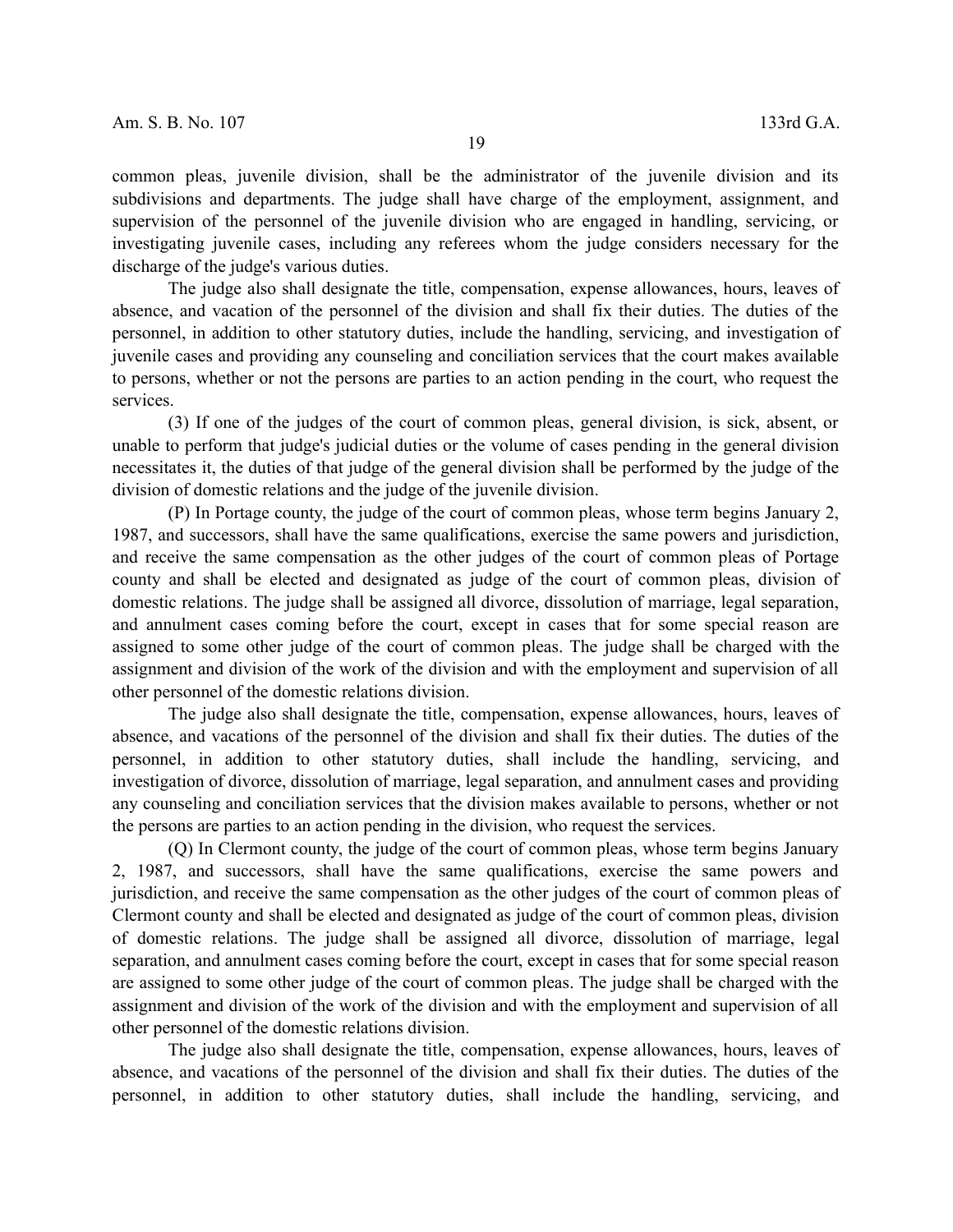common pleas, juvenile division, shall be the administrator of the juvenile division and its subdivisions and departments. The judge shall have charge of the employment, assignment, and supervision of the personnel of the juvenile division who are engaged in handling, servicing, or investigating juvenile cases, including any referees whom the judge considers necessary for the discharge of the judge's various duties.

The judge also shall designate the title, compensation, expense allowances, hours, leaves of absence, and vacation of the personnel of the division and shall fix their duties. The duties of the personnel, in addition to other statutory duties, include the handling, servicing, and investigation of juvenile cases and providing any counseling and conciliation services that the court makes available to persons, whether or not the persons are parties to an action pending in the court, who request the services.

(3) If one of the judges of the court of common pleas, general division, is sick, absent, or unable to perform that judge's judicial duties or the volume of cases pending in the general division necessitates it, the duties of that judge of the general division shall be performed by the judge of the division of domestic relations and the judge of the juvenile division.

(P) In Portage county, the judge of the court of common pleas, whose term begins January 2, 1987, and successors, shall have the same qualifications, exercise the same powers and jurisdiction, and receive the same compensation as the other judges of the court of common pleas of Portage county and shall be elected and designated as judge of the court of common pleas, division of domestic relations. The judge shall be assigned all divorce, dissolution of marriage, legal separation, and annulment cases coming before the court, except in cases that for some special reason are assigned to some other judge of the court of common pleas. The judge shall be charged with the assignment and division of the work of the division and with the employment and supervision of all other personnel of the domestic relations division.

The judge also shall designate the title, compensation, expense allowances, hours, leaves of absence, and vacations of the personnel of the division and shall fix their duties. The duties of the personnel, in addition to other statutory duties, shall include the handling, servicing, and investigation of divorce, dissolution of marriage, legal separation, and annulment cases and providing any counseling and conciliation services that the division makes available to persons, whether or not the persons are parties to an action pending in the division, who request the services.

(Q) In Clermont county, the judge of the court of common pleas, whose term begins January 2, 1987, and successors, shall have the same qualifications, exercise the same powers and jurisdiction, and receive the same compensation as the other judges of the court of common pleas of Clermont county and shall be elected and designated as judge of the court of common pleas, division of domestic relations. The judge shall be assigned all divorce, dissolution of marriage, legal separation, and annulment cases coming before the court, except in cases that for some special reason are assigned to some other judge of the court of common pleas. The judge shall be charged with the assignment and division of the work of the division and with the employment and supervision of all other personnel of the domestic relations division.

The judge also shall designate the title, compensation, expense allowances, hours, leaves of absence, and vacations of the personnel of the division and shall fix their duties. The duties of the personnel, in addition to other statutory duties, shall include the handling, servicing, and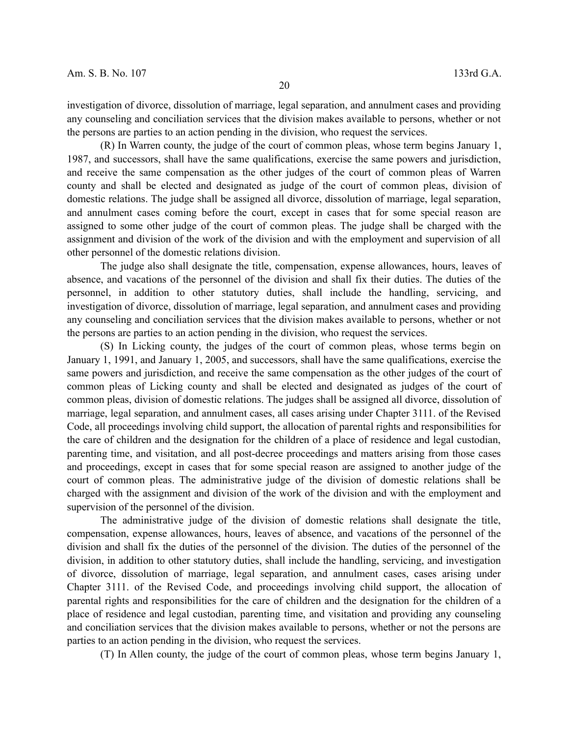investigation of divorce, dissolution of marriage, legal separation, and annulment cases and providing any counseling and conciliation services that the division makes available to persons, whether or not the persons are parties to an action pending in the division, who request the services.

(R) In Warren county, the judge of the court of common pleas, whose term begins January 1, 1987, and successors, shall have the same qualifications, exercise the same powers and jurisdiction, and receive the same compensation as the other judges of the court of common pleas of Warren county and shall be elected and designated as judge of the court of common pleas, division of domestic relations. The judge shall be assigned all divorce, dissolution of marriage, legal separation, and annulment cases coming before the court, except in cases that for some special reason are assigned to some other judge of the court of common pleas. The judge shall be charged with the assignment and division of the work of the division and with the employment and supervision of all other personnel of the domestic relations division.

The judge also shall designate the title, compensation, expense allowances, hours, leaves of absence, and vacations of the personnel of the division and shall fix their duties. The duties of the personnel, in addition to other statutory duties, shall include the handling, servicing, and investigation of divorce, dissolution of marriage, legal separation, and annulment cases and providing any counseling and conciliation services that the division makes available to persons, whether or not the persons are parties to an action pending in the division, who request the services.

(S) In Licking county, the judges of the court of common pleas, whose terms begin on January 1, 1991, and January 1, 2005, and successors, shall have the same qualifications, exercise the same powers and jurisdiction, and receive the same compensation as the other judges of the court of common pleas of Licking county and shall be elected and designated as judges of the court of common pleas, division of domestic relations. The judges shall be assigned all divorce, dissolution of marriage, legal separation, and annulment cases, all cases arising under Chapter 3111. of the Revised Code, all proceedings involving child support, the allocation of parental rights and responsibilities for the care of children and the designation for the children of a place of residence and legal custodian, parenting time, and visitation, and all post-decree proceedings and matters arising from those cases and proceedings, except in cases that for some special reason are assigned to another judge of the court of common pleas. The administrative judge of the division of domestic relations shall be charged with the assignment and division of the work of the division and with the employment and supervision of the personnel of the division.

The administrative judge of the division of domestic relations shall designate the title, compensation, expense allowances, hours, leaves of absence, and vacations of the personnel of the division and shall fix the duties of the personnel of the division. The duties of the personnel of the division, in addition to other statutory duties, shall include the handling, servicing, and investigation of divorce, dissolution of marriage, legal separation, and annulment cases, cases arising under Chapter 3111. of the Revised Code, and proceedings involving child support, the allocation of parental rights and responsibilities for the care of children and the designation for the children of a place of residence and legal custodian, parenting time, and visitation and providing any counseling and conciliation services that the division makes available to persons, whether or not the persons are parties to an action pending in the division, who request the services.

(T) In Allen county, the judge of the court of common pleas, whose term begins January 1,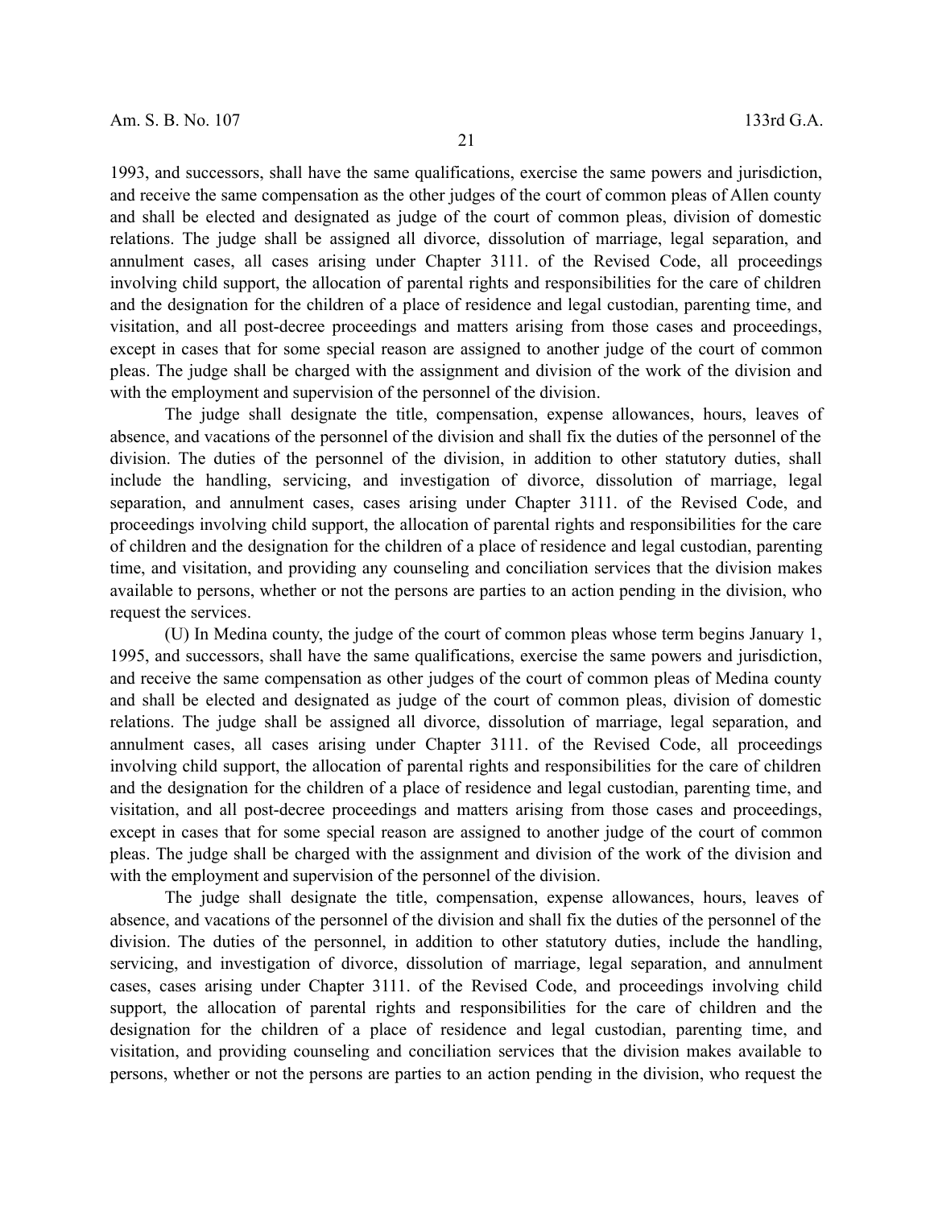1993, and successors, shall have the same qualifications, exercise the same powers and jurisdiction, and receive the same compensation as the other judges of the court of common pleas of Allen county and shall be elected and designated as judge of the court of common pleas, division of domestic relations. The judge shall be assigned all divorce, dissolution of marriage, legal separation, and annulment cases, all cases arising under Chapter 3111. of the Revised Code, all proceedings involving child support, the allocation of parental rights and responsibilities for the care of children and the designation for the children of a place of residence and legal custodian, parenting time, and visitation, and all post-decree proceedings and matters arising from those cases and proceedings, except in cases that for some special reason are assigned to another judge of the court of common pleas. The judge shall be charged with the assignment and division of the work of the division and with the employment and supervision of the personnel of the division.

The judge shall designate the title, compensation, expense allowances, hours, leaves of absence, and vacations of the personnel of the division and shall fix the duties of the personnel of the division. The duties of the personnel of the division, in addition to other statutory duties, shall include the handling, servicing, and investigation of divorce, dissolution of marriage, legal separation, and annulment cases, cases arising under Chapter 3111. of the Revised Code, and proceedings involving child support, the allocation of parental rights and responsibilities for the care of children and the designation for the children of a place of residence and legal custodian, parenting time, and visitation, and providing any counseling and conciliation services that the division makes available to persons, whether or not the persons are parties to an action pending in the division, who request the services.

(U) In Medina county, the judge of the court of common pleas whose term begins January 1, 1995, and successors, shall have the same qualifications, exercise the same powers and jurisdiction, and receive the same compensation as other judges of the court of common pleas of Medina county and shall be elected and designated as judge of the court of common pleas, division of domestic relations. The judge shall be assigned all divorce, dissolution of marriage, legal separation, and annulment cases, all cases arising under Chapter 3111. of the Revised Code, all proceedings involving child support, the allocation of parental rights and responsibilities for the care of children and the designation for the children of a place of residence and legal custodian, parenting time, and visitation, and all post-decree proceedings and matters arising from those cases and proceedings, except in cases that for some special reason are assigned to another judge of the court of common pleas. The judge shall be charged with the assignment and division of the work of the division and with the employment and supervision of the personnel of the division.

The judge shall designate the title, compensation, expense allowances, hours, leaves of absence, and vacations of the personnel of the division and shall fix the duties of the personnel of the division. The duties of the personnel, in addition to other statutory duties, include the handling, servicing, and investigation of divorce, dissolution of marriage, legal separation, and annulment cases, cases arising under Chapter 3111. of the Revised Code, and proceedings involving child support, the allocation of parental rights and responsibilities for the care of children and the designation for the children of a place of residence and legal custodian, parenting time, and visitation, and providing counseling and conciliation services that the division makes available to persons, whether or not the persons are parties to an action pending in the division, who request the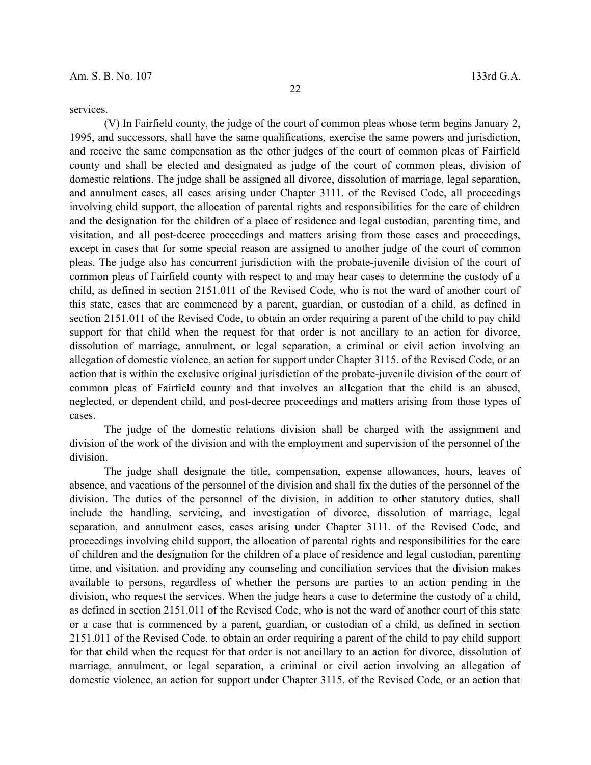services.

(V) In Fairfield county, the judge of the court of common pleas whose term begins January 2, 1995, and successors, shall have the same qualifications, exercise the same powers and jurisdiction, and receive the same compensation as the other judges of the court of common pleas of Fairfield county and shall be elected and designated as judge of the court of common pleas, division of domestic relations. The judge shall be assigned all divorce, dissolution of marriage, legal separation, and annulment cases, all cases arising under Chapter 3111. of the Revised Code, all proceedings involving child support, the allocation of parental rights and responsibilities for the care of children and the designation for the children of a place of residence and legal custodian, parenting time, and visitation, and all post-decree proceedings and matters arising from those cases and proceedings, except in cases that for some special reason are assigned to another judge of the court of common pleas. The judge also has concurrent jurisdiction with the probate-juvenile division of the court of common pleas of Fairfield county with respect to and may hear cases to determine the custody of a child, as defined in section 2151.011 of the Revised Code, who is not the ward of another court of this state, cases that are commenced by a parent, guardian, or custodian of a child, as defined in section 2151.011 of the Revised Code, to obtain an order requiring a parent of the child to pay child support for that child when the request for that order is not ancillary to an action for divorce, dissolution of marriage, annulment, or legal separation, a criminal or civil action involving an allegation of domestic violence, an action for support under Chapter 3115. of the Revised Code, or an action that is within the exclusive original jurisdiction of the probate-juvenile division of the court of common pleas of Fairfield county and that involves an allegation that the child is an abused, neglected, or dependent child, and post-decree proceedings and matters arising from those types of cases.

The judge of the domestic relations division shall be charged with the assignment and division of the work of the division and with the employment and supervision of the personnel of the division.

The judge shall designate the title, compensation, expense allowances, hours, leaves of absence, and vacations of the personnel of the division and shall fix the duties of the personnel of the division. The duties of the personnel of the division, in addition to other statutory duties, shall include the handling, servicing, and investigation of divorce, dissolution of marriage, legal separation, and annulment cases, cases arising under Chapter 3111. of the Revised Code, and proceedings involving child support, the allocation of parental rights and responsibilities for the care of children and the designation for the children of a place of residence and legal custodian, parenting time, and visitation, and providing any counseling and conciliation services that the division makes available to persons, regardless of whether the persons are parties to an action pending in the division, who request the services. When the judge hears a case to determine the custody of a child, as defined in section 2151.011 of the Revised Code, who is not the ward of another court of this state or a case that is commenced by a parent, guardian, or custodian of a child, as defined in section 2151.011 of the Revised Code, to obtain an order requiring a parent of the child to pay child support for that child when the request for that order is not ancillary to an action for divorce, dissolution of marriage, annulment, or legal separation, a criminal or civil action involving an allegation of domestic violence, an action for support under Chapter 3115. of the Revised Code, or an action that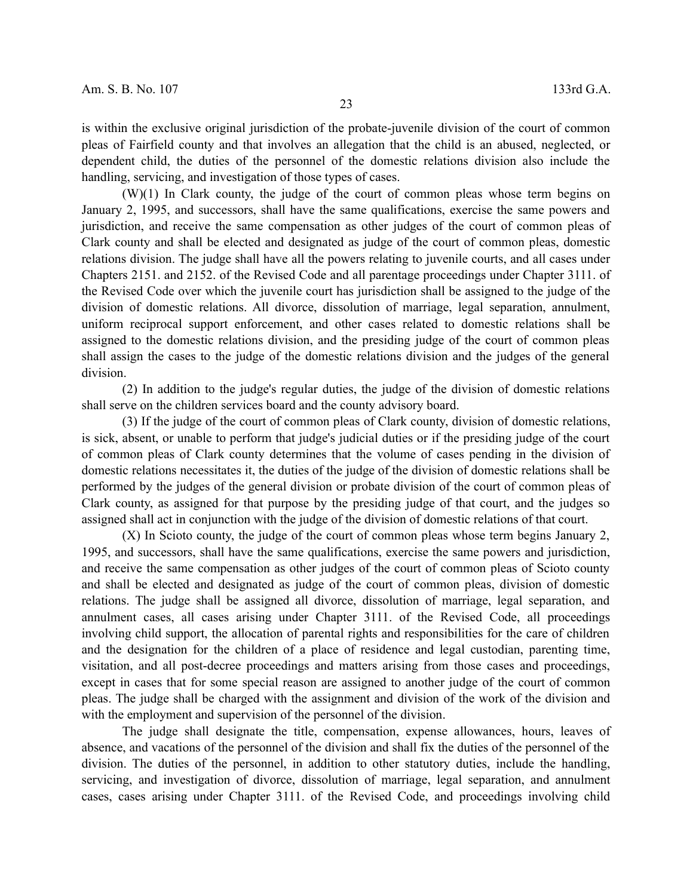is within the exclusive original jurisdiction of the probate-juvenile division of the court of common pleas of Fairfield county and that involves an allegation that the child is an abused, neglected, or dependent child, the duties of the personnel of the domestic relations division also include the handling, servicing, and investigation of those types of cases.

(W)(1) In Clark county, the judge of the court of common pleas whose term begins on January 2, 1995, and successors, shall have the same qualifications, exercise the same powers and jurisdiction, and receive the same compensation as other judges of the court of common pleas of Clark county and shall be elected and designated as judge of the court of common pleas, domestic relations division. The judge shall have all the powers relating to juvenile courts, and all cases under Chapters 2151. and 2152. of the Revised Code and all parentage proceedings under Chapter 3111. of the Revised Code over which the juvenile court has jurisdiction shall be assigned to the judge of the division of domestic relations. All divorce, dissolution of marriage, legal separation, annulment, uniform reciprocal support enforcement, and other cases related to domestic relations shall be assigned to the domestic relations division, and the presiding judge of the court of common pleas shall assign the cases to the judge of the domestic relations division and the judges of the general division.

(2) In addition to the judge's regular duties, the judge of the division of domestic relations shall serve on the children services board and the county advisory board.

(3) If the judge of the court of common pleas of Clark county, division of domestic relations, is sick, absent, or unable to perform that judge's judicial duties or if the presiding judge of the court of common pleas of Clark county determines that the volume of cases pending in the division of domestic relations necessitates it, the duties of the judge of the division of domestic relations shall be performed by the judges of the general division or probate division of the court of common pleas of Clark county, as assigned for that purpose by the presiding judge of that court, and the judges so assigned shall act in conjunction with the judge of the division of domestic relations of that court.

(X) In Scioto county, the judge of the court of common pleas whose term begins January 2, 1995, and successors, shall have the same qualifications, exercise the same powers and jurisdiction, and receive the same compensation as other judges of the court of common pleas of Scioto county and shall be elected and designated as judge of the court of common pleas, division of domestic relations. The judge shall be assigned all divorce, dissolution of marriage, legal separation, and annulment cases, all cases arising under Chapter 3111. of the Revised Code, all proceedings involving child support, the allocation of parental rights and responsibilities for the care of children and the designation for the children of a place of residence and legal custodian, parenting time, visitation, and all post-decree proceedings and matters arising from those cases and proceedings, except in cases that for some special reason are assigned to another judge of the court of common pleas. The judge shall be charged with the assignment and division of the work of the division and with the employment and supervision of the personnel of the division.

The judge shall designate the title, compensation, expense allowances, hours, leaves of absence, and vacations of the personnel of the division and shall fix the duties of the personnel of the division. The duties of the personnel, in addition to other statutory duties, include the handling, servicing, and investigation of divorce, dissolution of marriage, legal separation, and annulment cases, cases arising under Chapter 3111. of the Revised Code, and proceedings involving child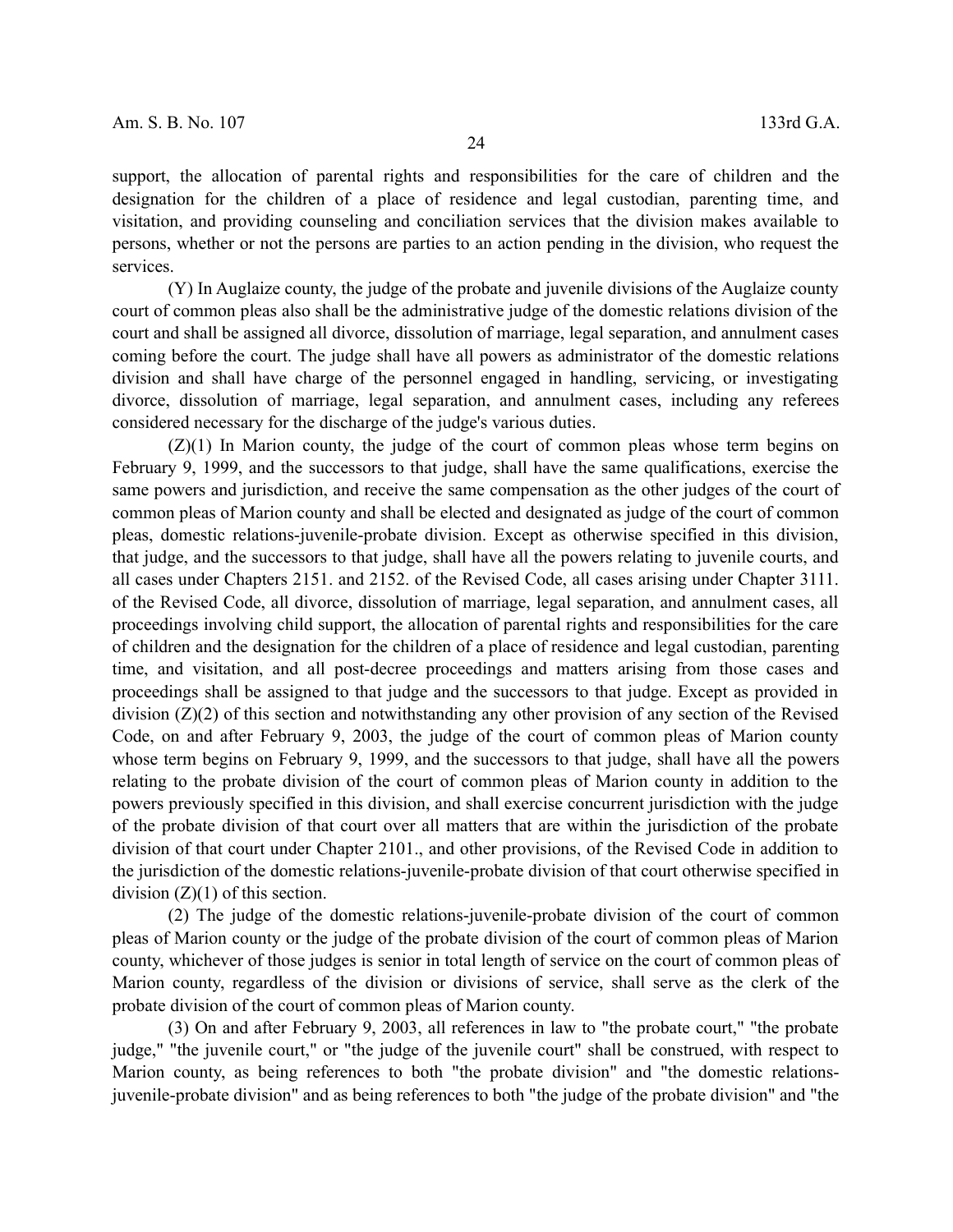support, the allocation of parental rights and responsibilities for the care of children and the designation for the children of a place of residence and legal custodian, parenting time, and visitation, and providing counseling and conciliation services that the division makes available to persons, whether or not the persons are parties to an action pending in the division, who request the services.

(Y) In Auglaize county, the judge of the probate and juvenile divisions of the Auglaize county court of common pleas also shall be the administrative judge of the domestic relations division of the court and shall be assigned all divorce, dissolution of marriage, legal separation, and annulment cases coming before the court. The judge shall have all powers as administrator of the domestic relations division and shall have charge of the personnel engaged in handling, servicing, or investigating divorce, dissolution of marriage, legal separation, and annulment cases, including any referees considered necessary for the discharge of the judge's various duties.

(Z)(1) In Marion county, the judge of the court of common pleas whose term begins on February 9, 1999, and the successors to that judge, shall have the same qualifications, exercise the same powers and jurisdiction, and receive the same compensation as the other judges of the court of common pleas of Marion county and shall be elected and designated as judge of the court of common pleas, domestic relations-juvenile-probate division. Except as otherwise specified in this division, that judge, and the successors to that judge, shall have all the powers relating to juvenile courts, and all cases under Chapters 2151. and 2152. of the Revised Code, all cases arising under Chapter 3111. of the Revised Code, all divorce, dissolution of marriage, legal separation, and annulment cases, all proceedings involving child support, the allocation of parental rights and responsibilities for the care of children and the designation for the children of a place of residence and legal custodian, parenting time, and visitation, and all post-decree proceedings and matters arising from those cases and proceedings shall be assigned to that judge and the successors to that judge. Except as provided in division (Z)(2) of this section and notwithstanding any other provision of any section of the Revised Code, on and after February 9, 2003, the judge of the court of common pleas of Marion county whose term begins on February 9, 1999, and the successors to that judge, shall have all the powers relating to the probate division of the court of common pleas of Marion county in addition to the powers previously specified in this division, and shall exercise concurrent jurisdiction with the judge of the probate division of that court over all matters that are within the jurisdiction of the probate division of that court under Chapter 2101., and other provisions, of the Revised Code in addition to the jurisdiction of the domestic relations-juvenile-probate division of that court otherwise specified in division (Z)(1) of this section.

(2) The judge of the domestic relations-juvenile-probate division of the court of common pleas of Marion county or the judge of the probate division of the court of common pleas of Marion county, whichever of those judges is senior in total length of service on the court of common pleas of Marion county, regardless of the division or divisions of service, shall serve as the clerk of the probate division of the court of common pleas of Marion county.

(3) On and after February 9, 2003, all references in law to "the probate court," "the probate judge," "the juvenile court," or "the judge of the juvenile court" shall be construed, with respect to Marion county, as being references to both "the probate division" and "the domestic relations-juvenile-probate division" and as being references to both "the judge of the probate division" and "the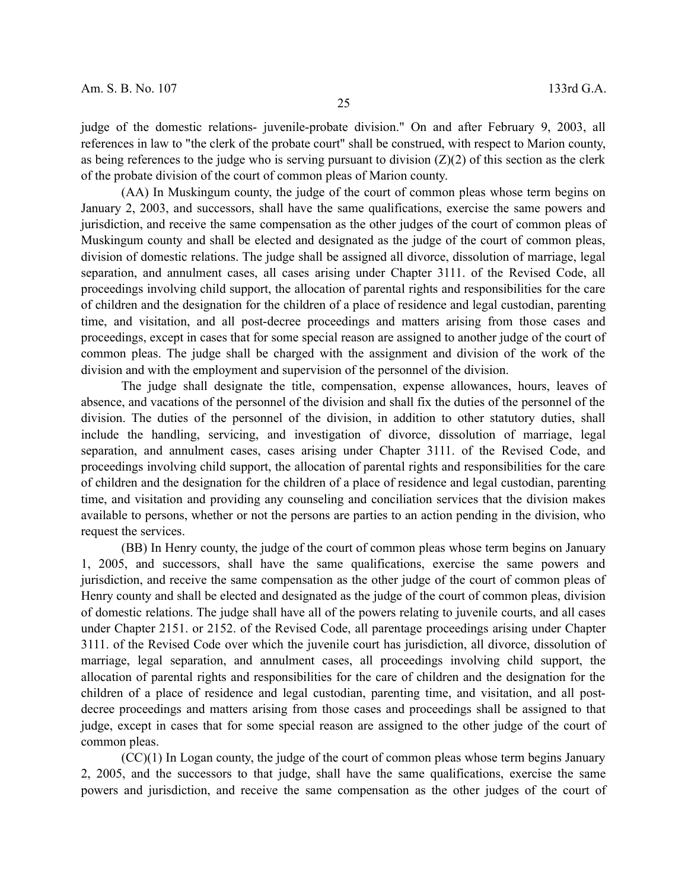judge of the domestic relations- juvenile-probate division." On and after February 9, 2003, all references in law to "the clerk of the probate court" shall be construed, with respect to Marion county, as being references to the judge who is serving pursuant to division (Z)(2) of this section as the clerk of the probate division of the court of common pleas of Marion county.

(AA) In Muskingum county, the judge of the court of common pleas whose term begins on January 2, 2003, and successors, shall have the same qualifications, exercise the same powers and jurisdiction, and receive the same compensation as the other judges of the court of common pleas of Muskingum county and shall be elected and designated as the judge of the court of common pleas, division of domestic relations. The judge shall be assigned all divorce, dissolution of marriage, legal separation, and annulment cases, all cases arising under Chapter 3111. of the Revised Code, all proceedings involving child support, the allocation of parental rights and responsibilities for the care of children and the designation for the children of a place of residence and legal custodian, parenting time, and visitation, and all post-decree proceedings and matters arising from those cases and proceedings, except in cases that for some special reason are assigned to another judge of the court of common pleas. The judge shall be charged with the assignment and division of the work of the division and with the employment and supervision of the personnel of the division.

The judge shall designate the title, compensation, expense allowances, hours, leaves of absence, and vacations of the personnel of the division and shall fix the duties of the personnel of the division. The duties of the personnel of the division, in addition to other statutory duties, shall include the handling, servicing, and investigation of divorce, dissolution of marriage, legal separation, and annulment cases, cases arising under Chapter 3111. of the Revised Code, and proceedings involving child support, the allocation of parental rights and responsibilities for the care of children and the designation for the children of a place of residence and legal custodian, parenting time, and visitation and providing any counseling and conciliation services that the division makes available to persons, whether or not the persons are parties to an action pending in the division, who request the services.

(BB) In Henry county, the judge of the court of common pleas whose term begins on January 1, 2005, and successors, shall have the same qualifications, exercise the same powers and jurisdiction, and receive the same compensation as the other judge of the court of common pleas of Henry county and shall be elected and designated as the judge of the court of common pleas, division of domestic relations. The judge shall have all of the powers relating to juvenile courts, and all cases under Chapter 2151. or 2152. of the Revised Code, all parentage proceedings arising under Chapter 3111. of the Revised Code over which the juvenile court has jurisdiction, all divorce, dissolution of marriage, legal separation, and annulment cases, all proceedings involving child support, the allocation of parental rights and responsibilities for the care of children and the designation for the children of a place of residence and legal custodian, parenting time, and visitation, and all post-decree proceedings and matters arising from those cases and proceedings shall be assigned to that judge, except in cases that for some special reason are assigned to the other judge of the court of common pleas.

(CC)(1) In Logan county, the judge of the court of common pleas whose term begins January 2, 2005, and the successors to that judge, shall have the same qualifications, exercise the same powers and jurisdiction, and receive the same compensation as the other judges of the court of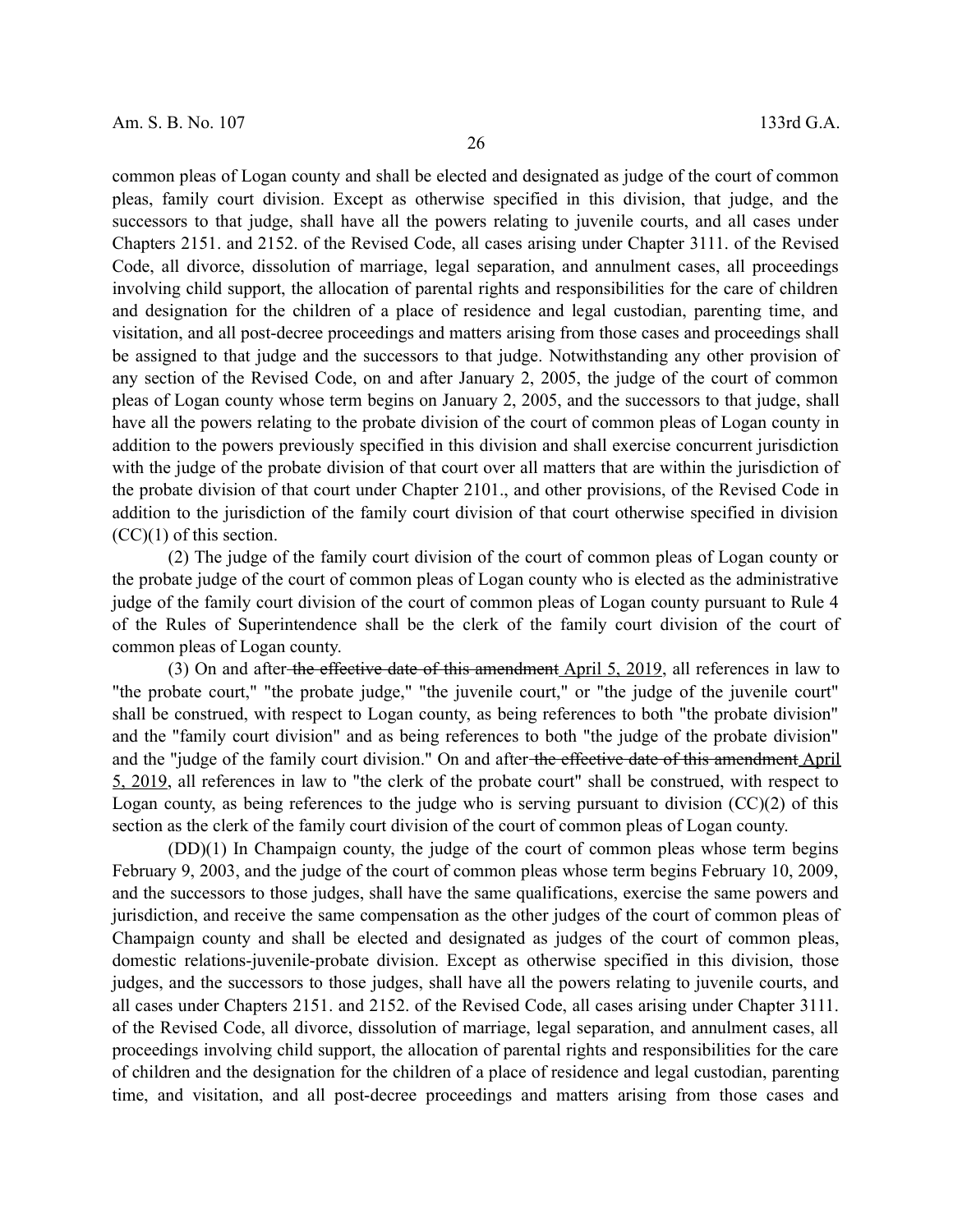common pleas of Logan county and shall be elected and designated as judge of the court of common pleas, family court division. Except as otherwise specified in this division, that judge, and the successors to that judge, shall have all the powers relating to juvenile courts, and all cases under Chapters 2151. and 2152. of the Revised Code, all cases arising under Chapter 3111. of the Revised Code, all divorce, dissolution of marriage, legal separation, and annulment cases, all proceedings involving child support, the allocation of parental rights and responsibilities for the care of children and designation for the children of a place of residence and legal custodian, parenting time, and visitation, and all post-decree proceedings and matters arising from those cases and proceedings shall be assigned to that judge and the successors to that judge. Notwithstanding any other provision of any section of the Revised Code, on and after January 2, 2005, the judge of the court of common pleas of Logan county whose term begins on January 2, 2005, and the successors to that judge, shall have all the powers relating to the probate division of the court of common pleas of Logan county in addition to the powers previously specified in this division and shall exercise concurrent jurisdiction with the judge of the probate division of that court over all matters that are within the jurisdiction of the probate division of that court under Chapter 2101., and other provisions, of the Revised Code in addition to the jurisdiction of the family court division of that court otherwise specified in division (CC)(1) of this section.

(2) The judge of the family court division of the court of common pleas of Logan county or the probate judge of the court of common pleas of Logan county who is elected as the administrative judge of the family court division of the court of common pleas of Logan county pursuant to Rule 4 of the Rules of Superintendence shall be the clerk of the family court division of the court of common pleas of Logan county.

(3) On and after ~~the effective date of this amendment~~ April 5, 2019, all references in law to "the probate court," "the probate judge," "the juvenile court," or "the judge of the juvenile court" shall be construed, with respect to Logan county, as being references to both "the probate division" and the "family court division" and as being references to both "the judge of the probate division" and the "judge of the family court division." On and after ~~the effective date of this amendment~~ April 5, 2019, all references in law to "the clerk of the probate court" shall be construed, with respect to Logan county, as being references to the judge who is serving pursuant to division (CC)(2) of this section as the clerk of the family court division of the court of common pleas of Logan county.

(DD)(1) In Champaign county, the judge of the court of common pleas whose term begins February 9, 2003, and the judge of the court of common pleas whose term begins February 10, 2009, and the successors to those judges, shall have the same qualifications, exercise the same powers and jurisdiction, and receive the same compensation as the other judges of the court of common pleas of Champaign county and shall be elected and designated as judges of the court of common pleas, domestic relations-juvenile-probate division. Except as otherwise specified in this division, those judges, and the successors to those judges, shall have all the powers relating to juvenile courts, and all cases under Chapters 2151. and 2152. of the Revised Code, all cases arising under Chapter 3111. of the Revised Code, all divorce, dissolution of marriage, legal separation, and annulment cases, all proceedings involving child support, the allocation of parental rights and responsibilities for the care of children and the designation for the children of a place of residence and legal custodian, parenting time, and visitation, and all post-decree proceedings and matters arising from those cases and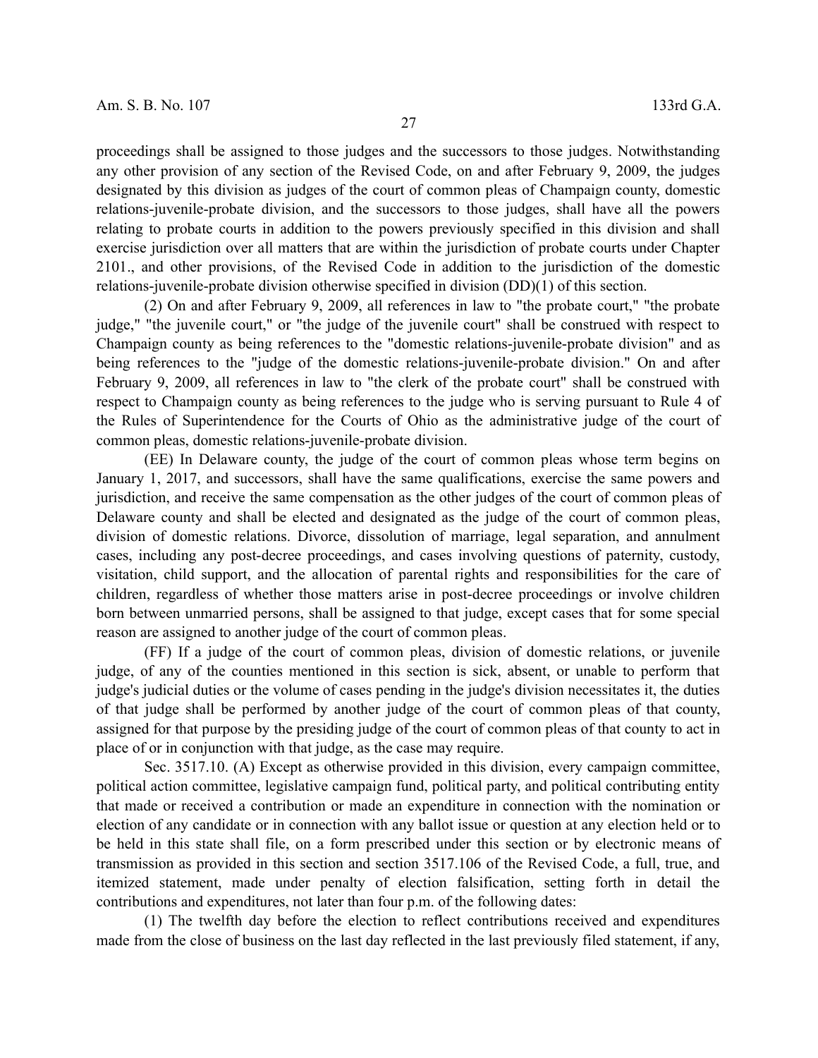proceedings shall be assigned to those judges and the successors to those judges. Notwithstanding any other provision of any section of the Revised Code, on and after February 9, 2009, the judges designated by this division as judges of the court of common pleas of Champaign county, domestic relations-juvenile-probate division, and the successors to those judges, shall have all the powers relating to probate courts in addition to the powers previously specified in this division and shall exercise jurisdiction over all matters that are within the jurisdiction of probate courts under Chapter 2101., and other provisions, of the Revised Code in addition to the jurisdiction of the domestic relations-juvenile-probate division otherwise specified in division (DD)(1) of this section.

(2) On and after February 9, 2009, all references in law to "the probate court," "the probate judge," "the juvenile court," or "the judge of the juvenile court" shall be construed with respect to Champaign county as being references to the "domestic relations-juvenile-probate division" and as being references to the "judge of the domestic relations-juvenile-probate division." On and after February 9, 2009, all references in law to "the clerk of the probate court" shall be construed with respect to Champaign county as being references to the judge who is serving pursuant to Rule 4 of the Rules of Superintendence for the Courts of Ohio as the administrative judge of the court of common pleas, domestic relations-juvenile-probate division.

(EE) In Delaware county, the judge of the court of common pleas whose term begins on January 1, 2017, and successors, shall have the same qualifications, exercise the same powers and jurisdiction, and receive the same compensation as the other judges of the court of common pleas of Delaware county and shall be elected and designated as the judge of the court of common pleas, division of domestic relations. Divorce, dissolution of marriage, legal separation, and annulment cases, including any post-decree proceedings, and cases involving questions of paternity, custody, visitation, child support, and the allocation of parental rights and responsibilities for the care of children, regardless of whether those matters arise in post-decree proceedings or involve children born between unmarried persons, shall be assigned to that judge, except cases that for some special reason are assigned to another judge of the court of common pleas.

(FF) If a judge of the court of common pleas, division of domestic relations, or juvenile judge, of any of the counties mentioned in this section is sick, absent, or unable to perform that judge's judicial duties or the volume of cases pending in the judge's division necessitates it, the duties of that judge shall be performed by another judge of the court of common pleas of that county, assigned for that purpose by the presiding judge of the court of common pleas of that county to act in place of or in conjunction with that judge, as the case may require.

Sec. 3517.10. (A) Except as otherwise provided in this division, every campaign committee, political action committee, legislative campaign fund, political party, and political contributing entity that made or received a contribution or made an expenditure in connection with the nomination or election of any candidate or in connection with any ballot issue or question at any election held or to be held in this state shall file, on a form prescribed under this section or by electronic means of transmission as provided in this section and section 3517.106 of the Revised Code, a full, true, and itemized statement, made under penalty of election falsification, setting forth in detail the contributions and expenditures, not later than four p.m. of the following dates:

(1) The twelfth day before the election to reflect contributions received and expenditures made from the close of business on the last day reflected in the last previously filed statement, if any,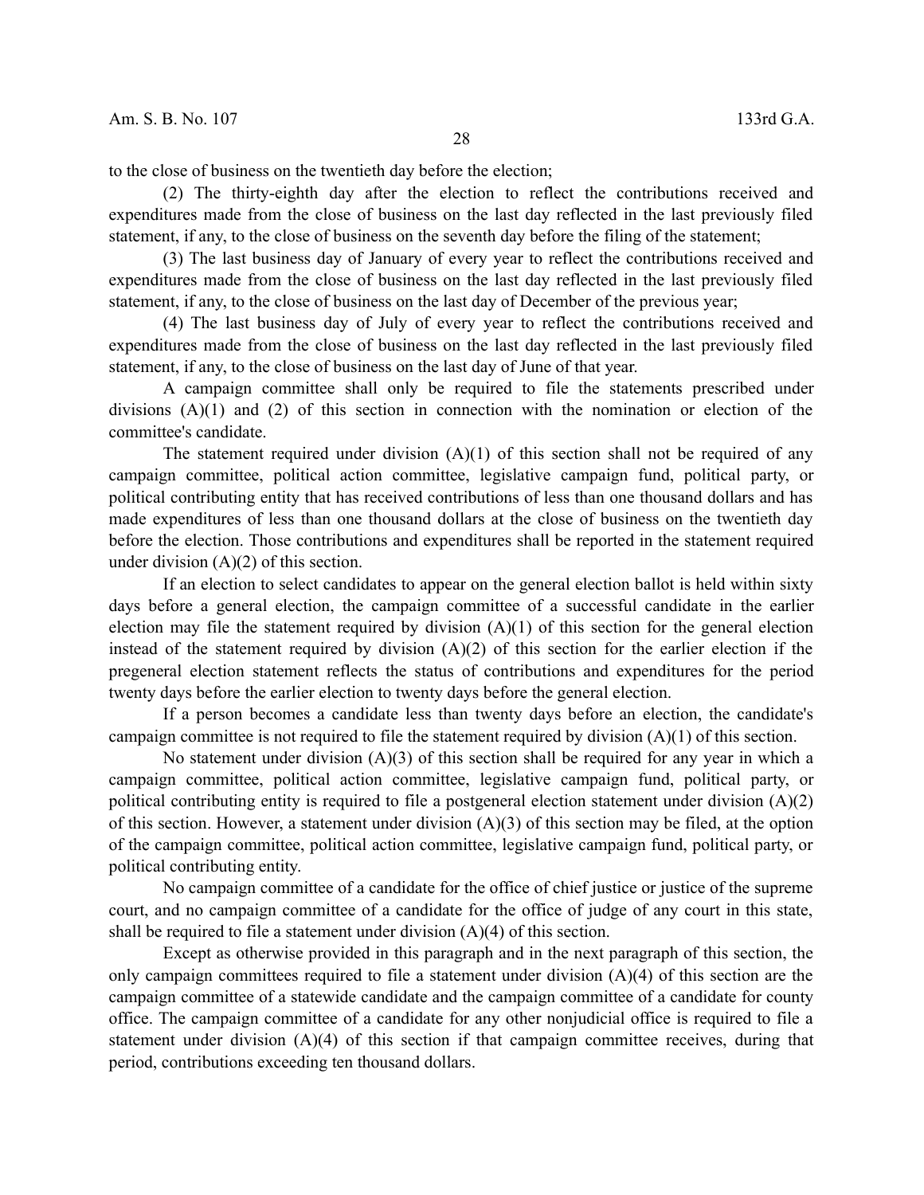to the close of business on the twentieth day before the election;

(2) The thirty-eighth day after the election to reflect the contributions received and expenditures made from the close of business on the last day reflected in the last previously filed statement, if any, to the close of business on the seventh day before the filing of the statement;

(3) The last business day of January of every year to reflect the contributions received and expenditures made from the close of business on the last day reflected in the last previously filed statement, if any, to the close of business on the last day of December of the previous year;

(4) The last business day of July of every year to reflect the contributions received and expenditures made from the close of business on the last day reflected in the last previously filed statement, if any, to the close of business on the last day of June of that year.

A campaign committee shall only be required to file the statements prescribed under divisions (A)(1) and (2) of this section in connection with the nomination or election of the committee's candidate.

The statement required under division (A)(1) of this section shall not be required of any campaign committee, political action committee, legislative campaign fund, political party, or political contributing entity that has received contributions of less than one thousand dollars and has made expenditures of less than one thousand dollars at the close of business on the twentieth day before the election. Those contributions and expenditures shall be reported in the statement required under division (A)(2) of this section.

If an election to select candidates to appear on the general election ballot is held within sixty days before a general election, the campaign committee of a successful candidate in the earlier election may file the statement required by division (A)(1) of this section for the general election instead of the statement required by division (A)(2) of this section for the earlier election if the pregeneral election statement reflects the status of contributions and expenditures for the period twenty days before the earlier election to twenty days before the general election.

If a person becomes a candidate less than twenty days before an election, the candidate's campaign committee is not required to file the statement required by division (A)(1) of this section.

No statement under division (A)(3) of this section shall be required for any year in which a campaign committee, political action committee, legislative campaign fund, political party, or political contributing entity is required to file a postgeneral election statement under division (A)(2) of this section. However, a statement under division (A)(3) of this section may be filed, at the option of the campaign committee, political action committee, legislative campaign fund, political party, or political contributing entity.

No campaign committee of a candidate for the office of chief justice or justice of the supreme court, and no campaign committee of a candidate for the office of judge of any court in this state, shall be required to file a statement under division (A)(4) of this section.

Except as otherwise provided in this paragraph and in the next paragraph of this section, the only campaign committees required to file a statement under division (A)(4) of this section are the campaign committee of a statewide candidate and the campaign committee of a candidate for county office. The campaign committee of a candidate for any other nonjudicial office is required to file a statement under division (A)(4) of this section if that campaign committee receives, during that period, contributions exceeding ten thousand dollars.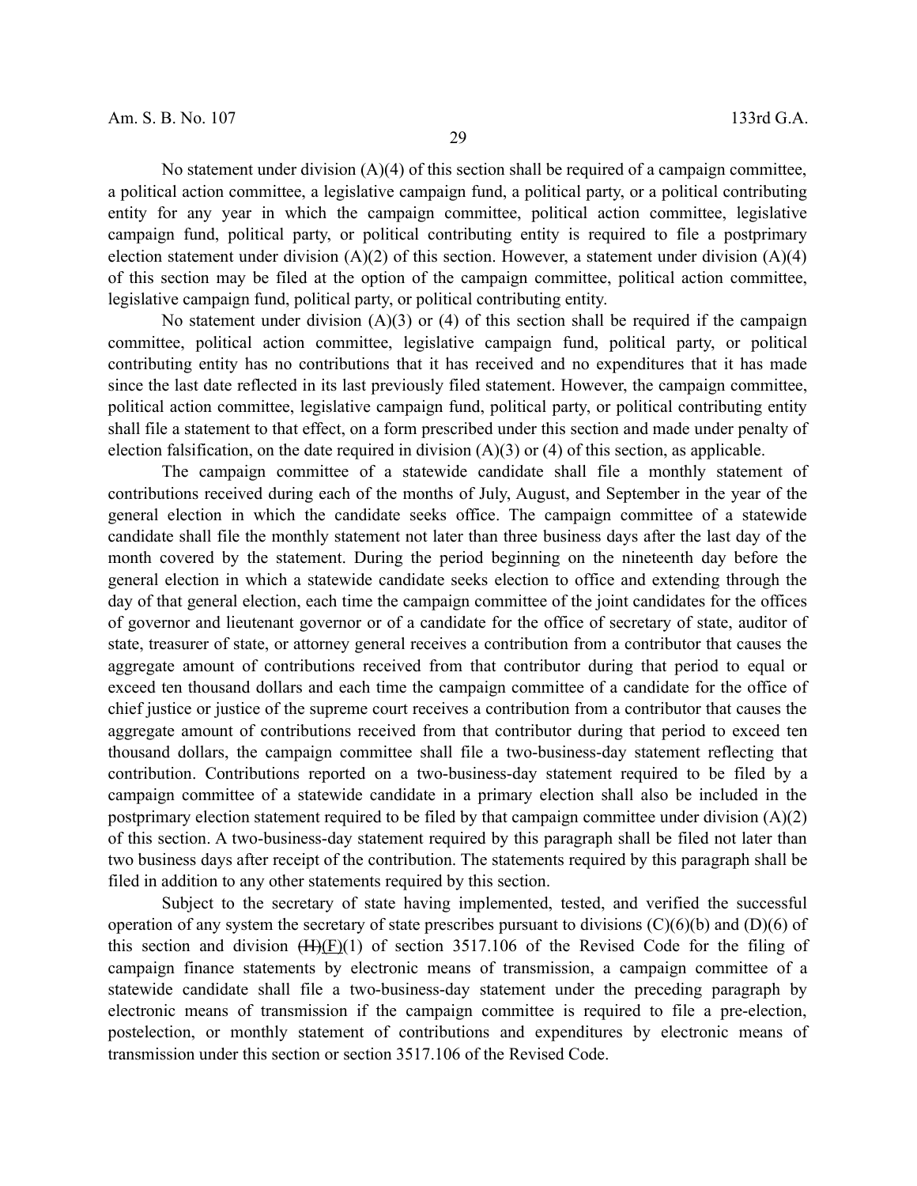No statement under division (A)(4) of this section shall be required of a campaign committee, a political action committee, a legislative campaign fund, a political party, or a political contributing entity for any year in which the campaign committee, political action committee, legislative campaign fund, political party, or political contributing entity is required to file a postprimary election statement under division (A)(2) of this section. However, a statement under division (A)(4) of this section may be filed at the option of the campaign committee, political action committee, legislative campaign fund, political party, or political contributing entity.

No statement under division (A)(3) or (4) of this section shall be required if the campaign committee, political action committee, legislative campaign fund, political party, or political contributing entity has no contributions that it has received and no expenditures that it has made since the last date reflected in its last previously filed statement. However, the campaign committee, political action committee, legislative campaign fund, political party, or political contributing entity shall file a statement to that effect, on a form prescribed under this section and made under penalty of election falsification, on the date required in division (A)(3) or (4) of this section, as applicable.

The campaign committee of a statewide candidate shall file a monthly statement of contributions received during each of the months of July, August, and September in the year of the general election in which the candidate seeks office. The campaign committee of a statewide candidate shall file the monthly statement not later than three business days after the last day of the month covered by the statement. During the period beginning on the nineteenth day before the general election in which a statewide candidate seeks election to office and extending through the day of that general election, each time the campaign committee of the joint candidates for the offices of governor and lieutenant governor or of a candidate for the office of secretary of state, auditor of state, treasurer of state, or attorney general receives a contribution from a contributor that causes the aggregate amount of contributions received from that contributor during that period to equal or exceed ten thousand dollars and each time the campaign committee of a candidate for the office of chief justice or justice of the supreme court receives a contribution from a contributor that causes the aggregate amount of contributions received from that contributor during that period to exceed ten thousand dollars, the campaign committee shall file a two-business-day statement reflecting that contribution. Contributions reported on a two-business-day statement required to be filed by a campaign committee of a statewide candidate in a primary election shall also be included in the postprimary election statement required to be filed by that campaign committee under division (A)(2) of this section. A two-business-day statement required by this paragraph shall be filed not later than two business days after receipt of the contribution. The statements required by this paragraph shall be filed in addition to any other statements required by this section.

Subject to the secretary of state having implemented, tested, and verified the successful operation of any system the secretary of state prescribes pursuant to divisions (C)(6)(b) and (D)(6) of this section and division ~~(H)~~(F)(1) of section 3517.106 of the Revised Code for the filing of campaign finance statements by electronic means of transmission, a campaign committee of a statewide candidate shall file a two-business-day statement under the preceding paragraph by electronic means of transmission if the campaign committee is required to file a pre-election, postelection, or monthly statement of contributions and expenditures by electronic means of transmission under this section or section 3517.106 of the Revised Code.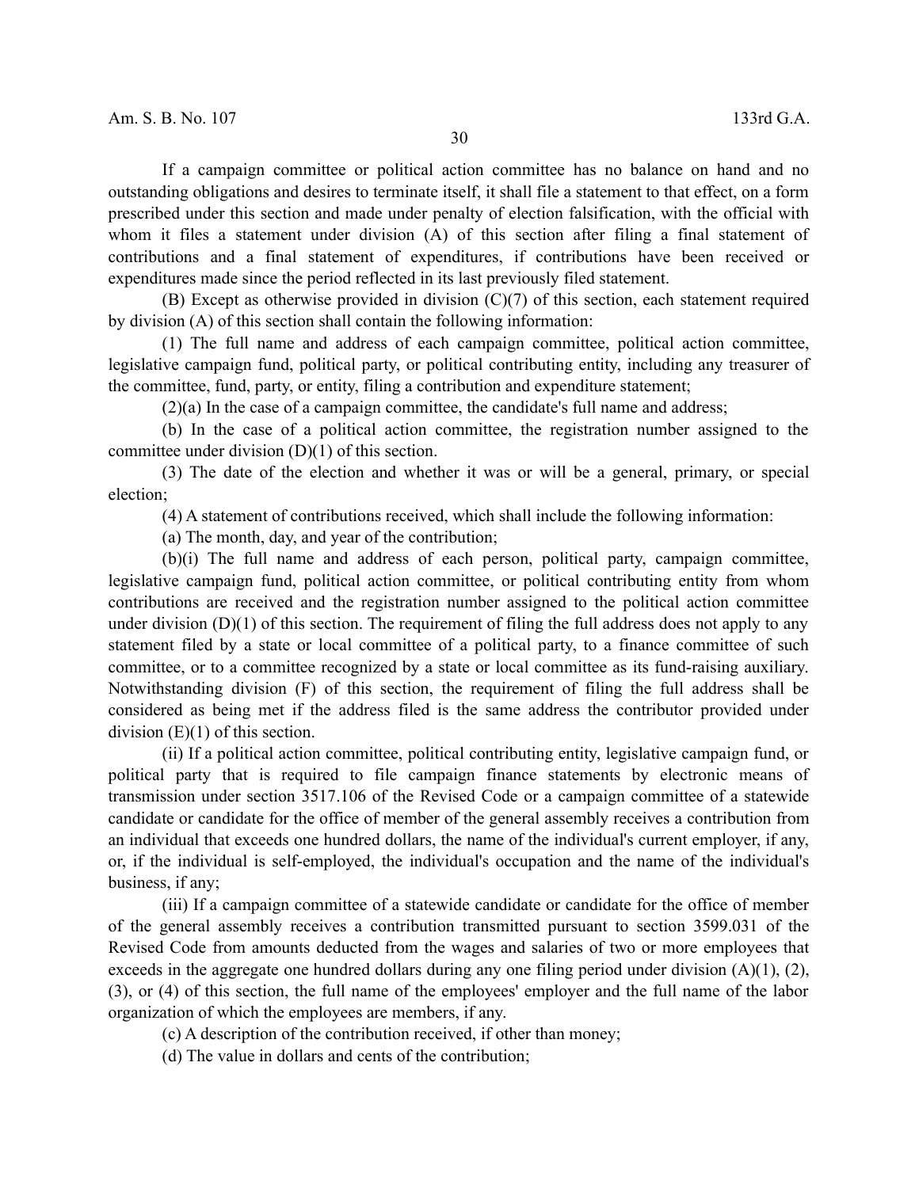If a campaign committee or political action committee has no balance on hand and no outstanding obligations and desires to terminate itself, it shall file a statement to that effect, on a form prescribed under this section and made under penalty of election falsification, with the official with whom it files a statement under division (A) of this section after filing a final statement of contributions and a final statement of expenditures, if contributions have been received or expenditures made since the period reflected in its last previously filed statement.

(B) Except as otherwise provided in division (C)(7) of this section, each statement required by division (A) of this section shall contain the following information:

(1) The full name and address of each campaign committee, political action committee, legislative campaign fund, political party, or political contributing entity, including any treasurer of the committee, fund, party, or entity, filing a contribution and expenditure statement;

(2)(a) In the case of a campaign committee, the candidate's full name and address;

(b) In the case of a political action committee, the registration number assigned to the committee under division (D)(1) of this section.

(3) The date of the election and whether it was or will be a general, primary, or special election;

(4) A statement of contributions received, which shall include the following information:

(a) The month, day, and year of the contribution;

(b)(i) The full name and address of each person, political party, campaign committee, legislative campaign fund, political action committee, or political contributing entity from whom contributions are received and the registration number assigned to the political action committee under division (D)(1) of this section. The requirement of filing the full address does not apply to any statement filed by a state or local committee of a political party, to a finance committee of such committee, or to a committee recognized by a state or local committee as its fund-raising auxiliary. Notwithstanding division (F) of this section, the requirement of filing the full address shall be considered as being met if the address filed is the same address the contributor provided under division (E)(1) of this section.

(ii) If a political action committee, political contributing entity, legislative campaign fund, or political party that is required to file campaign finance statements by electronic means of transmission under section 3517.106 of the Revised Code or a campaign committee of a statewide candidate or candidate for the office of member of the general assembly receives a contribution from an individual that exceeds one hundred dollars, the name of the individual's current employer, if any, or, if the individual is self-employed, the individual's occupation and the name of the individual's business, if any;

(iii) If a campaign committee of a statewide candidate or candidate for the office of member of the general assembly receives a contribution transmitted pursuant to section 3599.031 of the Revised Code from amounts deducted from the wages and salaries of two or more employees that exceeds in the aggregate one hundred dollars during any one filing period under division (A)(1), (2), (3), or (4) of this section, the full name of the employees' employer and the full name of the labor organization of which the employees are members, if any.

(c) A description of the contribution received, if other than money;

(d) The value in dollars and cents of the contribution;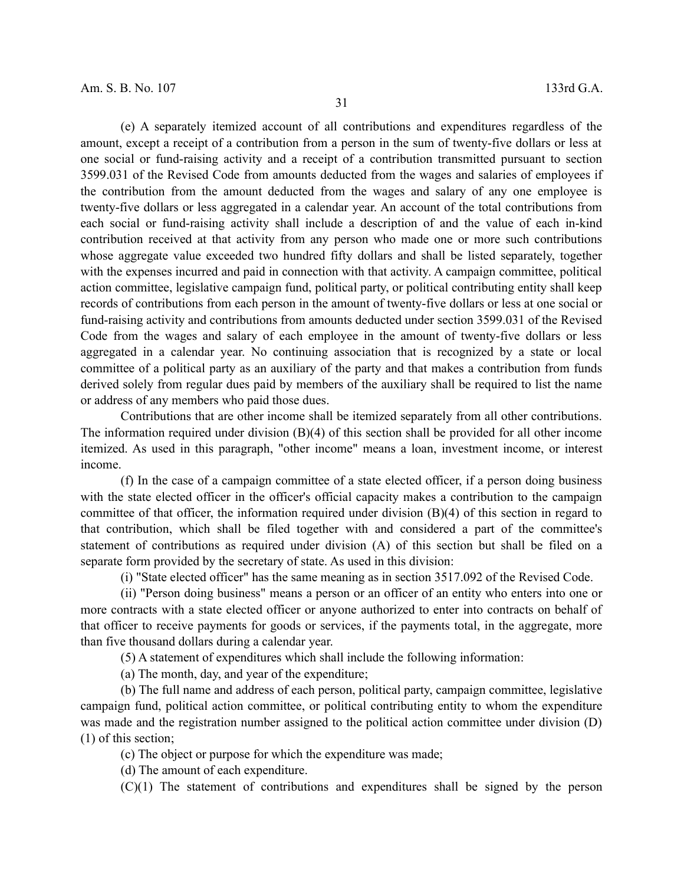(e) A separately itemized account of all contributions and expenditures regardless of the amount, except a receipt of a contribution from a person in the sum of twenty-five dollars or less at one social or fund-raising activity and a receipt of a contribution transmitted pursuant to section 3599.031 of the Revised Code from amounts deducted from the wages and salaries of employees if the contribution from the amount deducted from the wages and salary of any one employee is twenty-five dollars or less aggregated in a calendar year. An account of the total contributions from each social or fund-raising activity shall include a description of and the value of each in-kind contribution received at that activity from any person who made one or more such contributions whose aggregate value exceeded two hundred fifty dollars and shall be listed separately, together with the expenses incurred and paid in connection with that activity. A campaign committee, political action committee, legislative campaign fund, political party, or political contributing entity shall keep records of contributions from each person in the amount of twenty-five dollars or less at one social or fund-raising activity and contributions from amounts deducted under section 3599.031 of the Revised Code from the wages and salary of each employee in the amount of twenty-five dollars or less aggregated in a calendar year. No continuing association that is recognized by a state or local committee of a political party as an auxiliary of the party and that makes a contribution from funds derived solely from regular dues paid by members of the auxiliary shall be required to list the name or address of any members who paid those dues.

Contributions that are other income shall be itemized separately from all other contributions. The information required under division (B)(4) of this section shall be provided for all other income itemized. As used in this paragraph, "other income" means a loan, investment income, or interest income.

(f) In the case of a campaign committee of a state elected officer, if a person doing business with the state elected officer in the officer's official capacity makes a contribution to the campaign committee of that officer, the information required under division (B)(4) of this section in regard to that contribution, which shall be filed together with and considered a part of the committee's statement of contributions as required under division (A) of this section but shall be filed on a separate form provided by the secretary of state. As used in this division:

(i) "State elected officer" has the same meaning as in section 3517.092 of the Revised Code.

(ii) "Person doing business" means a person or an officer of an entity who enters into one or more contracts with a state elected officer or anyone authorized to enter into contracts on behalf of that officer to receive payments for goods or services, if the payments total, in the aggregate, more than five thousand dollars during a calendar year.

(5) A statement of expenditures which shall include the following information:

(a) The month, day, and year of the expenditure;

(b) The full name and address of each person, political party, campaign committee, legislative campaign fund, political action committee, or political contributing entity to whom the expenditure was made and the registration number assigned to the political action committee under division (D)(1) of this section;

(c) The object or purpose for which the expenditure was made;

(d) The amount of each expenditure.

(C)(1) The statement of contributions and expenditures shall be signed by the person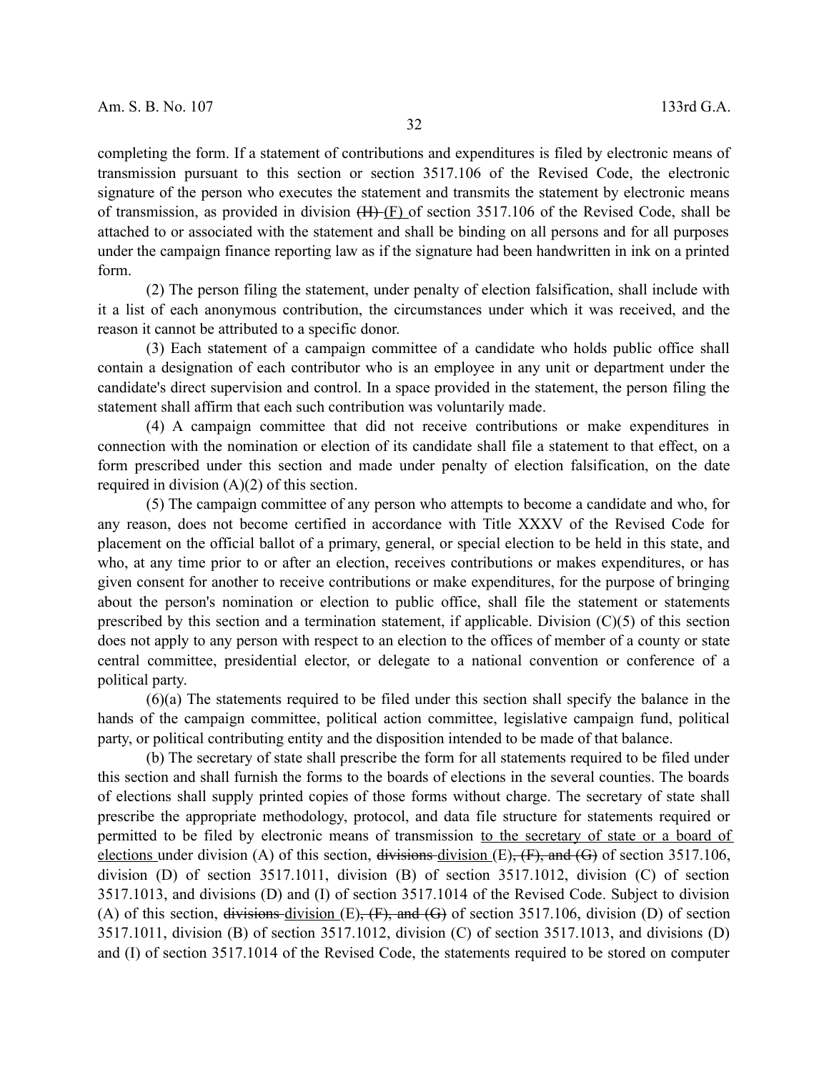completing the form. If a statement of contributions and expenditures is filed by electronic means of transmission pursuant to this section or section 3517.106 of the Revised Code, the electronic signature of the person who executes the statement and transmits the statement by electronic means of transmission, as provided in division ~~(H)~~ (F) of section 3517.106 of the Revised Code, shall be attached to or associated with the statement and shall be binding on all persons and for all purposes under the campaign finance reporting law as if the signature had been handwritten in ink on a printed form.

(2) The person filing the statement, under penalty of election falsification, shall include with it a list of each anonymous contribution, the circumstances under which it was received, and the reason it cannot be attributed to a specific donor.

(3) Each statement of a campaign committee of a candidate who holds public office shall contain a designation of each contributor who is an employee in any unit or department under the candidate's direct supervision and control. In a space provided in the statement, the person filing the statement shall affirm that each such contribution was voluntarily made.

(4) A campaign committee that did not receive contributions or make expenditures in connection with the nomination or election of its candidate shall file a statement to that effect, on a form prescribed under this section and made under penalty of election falsification, on the date required in division (A)(2) of this section.

(5) The campaign committee of any person who attempts to become a candidate and who, for any reason, does not become certified in accordance with Title XXXV of the Revised Code for placement on the official ballot of a primary, general, or special election to be held in this state, and who, at any time prior to or after an election, receives contributions or makes expenditures, or has given consent for another to receive contributions or make expenditures, for the purpose of bringing about the person's nomination or election to public office, shall file the statement or statements prescribed by this section and a termination statement, if applicable. Division (C)(5) of this section does not apply to any person with respect to an election to the offices of member of a county or state central committee, presidential elector, or delegate to a national convention or conference of a political party.

(6)(a) The statements required to be filed under this section shall specify the balance in the hands of the campaign committee, political action committee, legislative campaign fund, political party, or political contributing entity and the disposition intended to be made of that balance.

(b) The secretary of state shall prescribe the form for all statements required to be filed under this section and shall furnish the forms to the boards of elections in the several counties. The boards of elections shall supply printed copies of those forms without charge. The secretary of state shall prescribe the appropriate methodology, protocol, and data file structure for statements required or permitted to be filed by electronic means of transmission <u>to the secretary of state or a board of elections</u> under division (A) of this section, ~~divisions~~ <u>division</u> (E)~~, (F), and (G)~~ of section 3517.106, division (D) of section 3517.1011, division (B) of section 3517.1012, division (C) of section 3517.1013, and divisions (D) and (I) of section 3517.1014 of the Revised Code. Subject to division (A) of this section, ~~divisions~~ <u>division</u> (E)~~, (F), and (G)~~ of section 3517.106, division (D) of section 3517.1011, division (B) of section 3517.1012, division (C) of section 3517.1013, and divisions (D) and (I) of section 3517.1014 of the Revised Code, the statements required to be stored on computer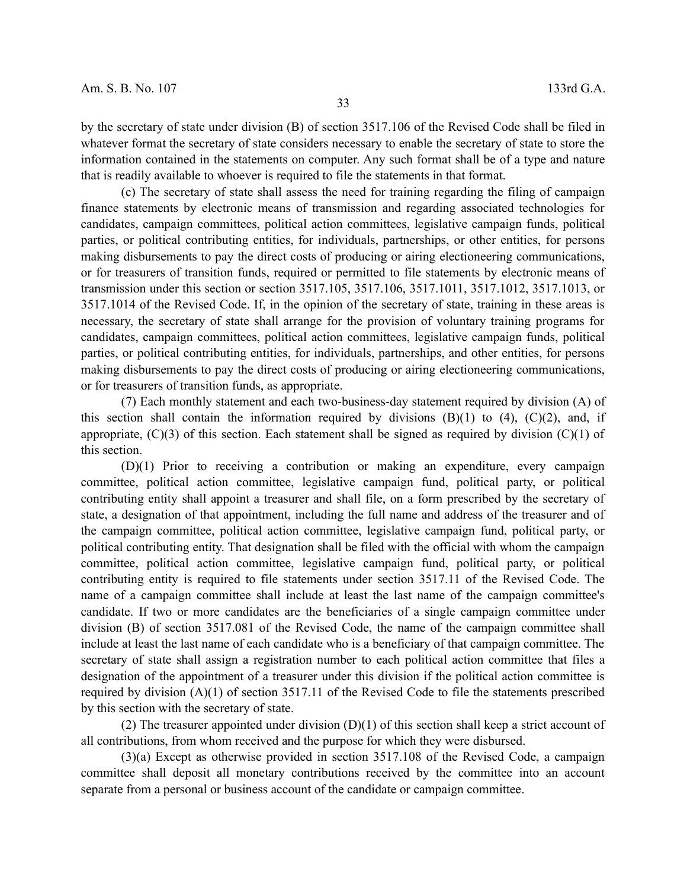by the secretary of state under division (B) of section 3517.106 of the Revised Code shall be filed in whatever format the secretary of state considers necessary to enable the secretary of state to store the information contained in the statements on computer. Any such format shall be of a type and nature that is readily available to whoever is required to file the statements in that format.

(c) The secretary of state shall assess the need for training regarding the filing of campaign finance statements by electronic means of transmission and regarding associated technologies for candidates, campaign committees, political action committees, legislative campaign funds, political parties, or political contributing entities, for individuals, partnerships, or other entities, for persons making disbursements to pay the direct costs of producing or airing electioneering communications, or for treasurers of transition funds, required or permitted to file statements by electronic means of transmission under this section or section 3517.105, 3517.106, 3517.1011, 3517.1012, 3517.1013, or 3517.1014 of the Revised Code. If, in the opinion of the secretary of state, training in these areas is necessary, the secretary of state shall arrange for the provision of voluntary training programs for candidates, campaign committees, political action committees, legislative campaign funds, political parties, or political contributing entities, for individuals, partnerships, and other entities, for persons making disbursements to pay the direct costs of producing or airing electioneering communications, or for treasurers of transition funds, as appropriate.

(7) Each monthly statement and each two-business-day statement required by division (A) of this section shall contain the information required by divisions (B)(1) to (4), (C)(2), and, if appropriate, (C)(3) of this section. Each statement shall be signed as required by division (C)(1) of this section.

(D)(1) Prior to receiving a contribution or making an expenditure, every campaign committee, political action committee, legislative campaign fund, political party, or political contributing entity shall appoint a treasurer and shall file, on a form prescribed by the secretary of state, a designation of that appointment, including the full name and address of the treasurer and of the campaign committee, political action committee, legislative campaign fund, political party, or political contributing entity. That designation shall be filed with the official with whom the campaign committee, political action committee, legislative campaign fund, political party, or political contributing entity is required to file statements under section 3517.11 of the Revised Code. The name of a campaign committee shall include at least the last name of the campaign committee's candidate. If two or more candidates are the beneficiaries of a single campaign committee under division (B) of section 3517.081 of the Revised Code, the name of the campaign committee shall include at least the last name of each candidate who is a beneficiary of that campaign committee. The secretary of state shall assign a registration number to each political action committee that files a designation of the appointment of a treasurer under this division if the political action committee is required by division (A)(1) of section 3517.11 of the Revised Code to file the statements prescribed by this section with the secretary of state.

(2) The treasurer appointed under division (D)(1) of this section shall keep a strict account of all contributions, from whom received and the purpose for which they were disbursed.

(3)(a) Except as otherwise provided in section 3517.108 of the Revised Code, a campaign committee shall deposit all monetary contributions received by the committee into an account separate from a personal or business account of the candidate or campaign committee.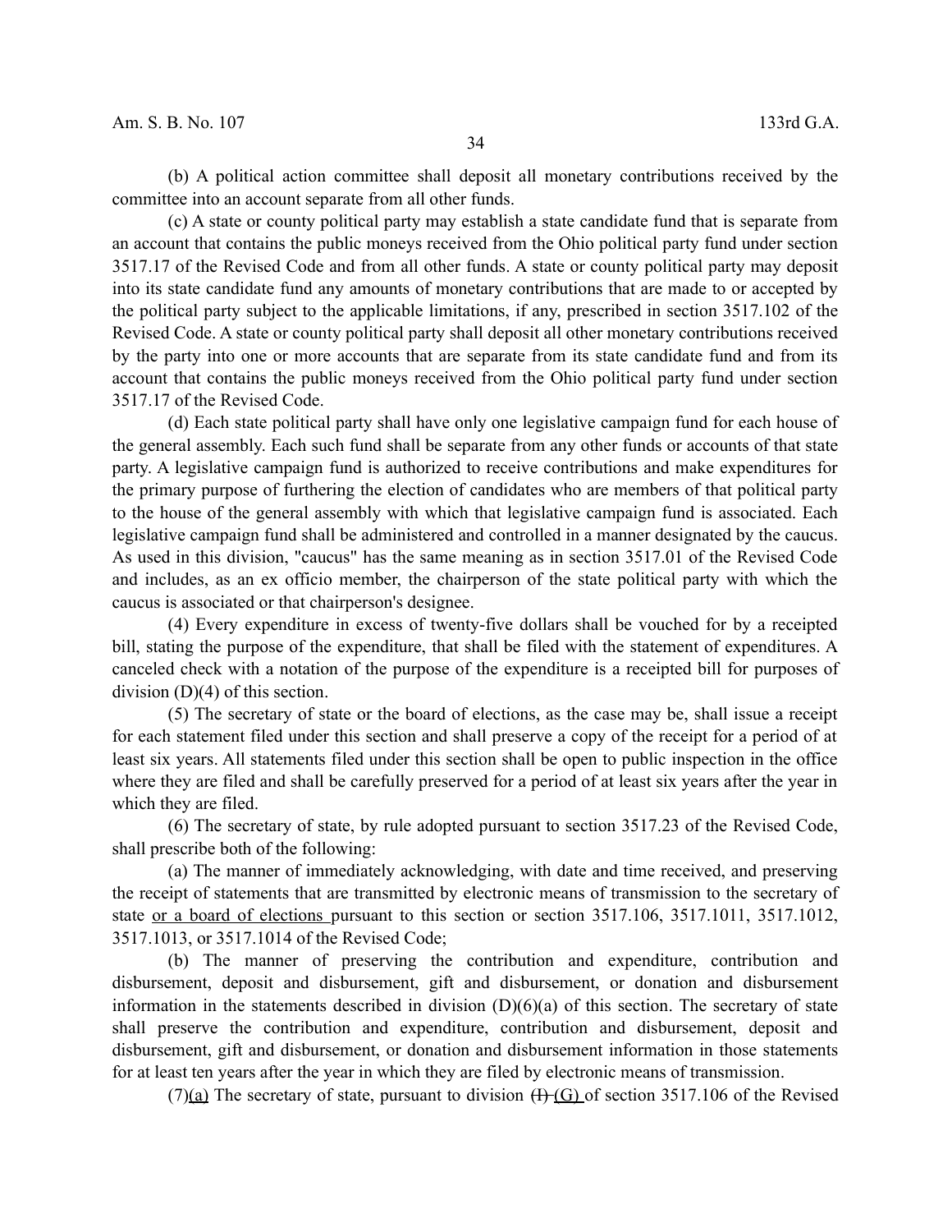(b) A political action committee shall deposit all monetary contributions received by the committee into an account separate from all other funds.

(c) A state or county political party may establish a state candidate fund that is separate from an account that contains the public moneys received from the Ohio political party fund under section 3517.17 of the Revised Code and from all other funds. A state or county political party may deposit into its state candidate fund any amounts of monetary contributions that are made to or accepted by the political party subject to the applicable limitations, if any, prescribed in section 3517.102 of the Revised Code. A state or county political party shall deposit all other monetary contributions received by the party into one or more accounts that are separate from its state candidate fund and from its account that contains the public moneys received from the Ohio political party fund under section 3517.17 of the Revised Code.

(d) Each state political party shall have only one legislative campaign fund for each house of the general assembly. Each such fund shall be separate from any other funds or accounts of that state party. A legislative campaign fund is authorized to receive contributions and make expenditures for the primary purpose of furthering the election of candidates who are members of that political party to the house of the general assembly with which that legislative campaign fund is associated. Each legislative campaign fund shall be administered and controlled in a manner designated by the caucus. As used in this division, "caucus" has the same meaning as in section 3517.01 of the Revised Code and includes, as an ex officio member, the chairperson of the state political party with which the caucus is associated or that chairperson's designee.

(4) Every expenditure in excess of twenty-five dollars shall be vouched for by a receipted bill, stating the purpose of the expenditure, that shall be filed with the statement of expenditures. A canceled check with a notation of the purpose of the expenditure is a receipted bill for purposes of division (D)(4) of this section.

(5) The secretary of state or the board of elections, as the case may be, shall issue a receipt for each statement filed under this section and shall preserve a copy of the receipt for a period of at least six years. All statements filed under this section shall be open to public inspection in the office where they are filed and shall be carefully preserved for a period of at least six years after the year in which they are filed.

(6) The secretary of state, by rule adopted pursuant to section 3517.23 of the Revised Code, shall prescribe both of the following:

(a) The manner of immediately acknowledging, with date and time received, and preserving the receipt of statements that are transmitted by electronic means of transmission to the secretary of state <u>or a board of elections</u> pursuant to this section or section 3517.106, 3517.1011, 3517.1012, 3517.1013, or 3517.1014 of the Revised Code;

(b) The manner of preserving the contribution and expenditure, contribution and disbursement, deposit and disbursement, gift and disbursement, or donation and disbursement information in the statements described in division (D)(6)(a) of this section. The secretary of state shall preserve the contribution and expenditure, contribution and disbursement, deposit and disbursement, gift and disbursement, or donation and disbursement information in those statements for at least ten years after the year in which they are filed by electronic means of transmission.

(7)<u>(a)</u> The secretary of state, pursuant to division ~~(I)~~ <u>(G)</u> of section 3517.106 of the Revised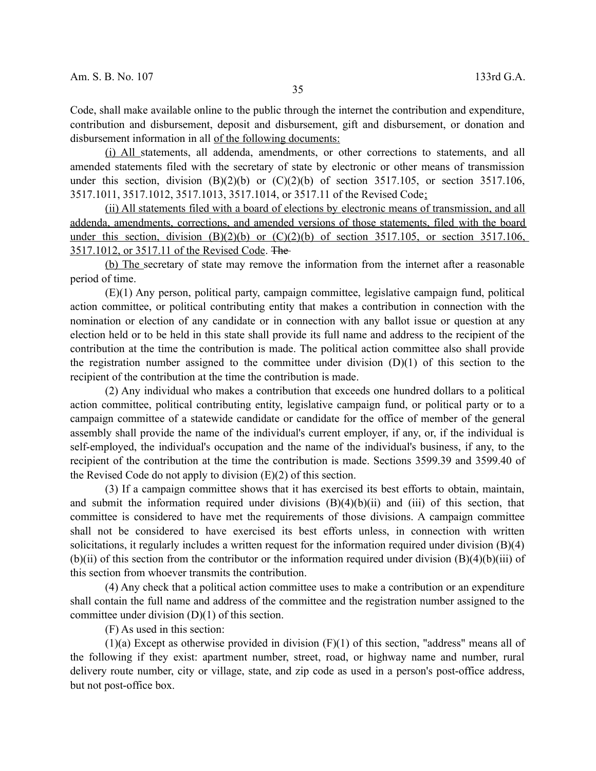Code, shall make available online to the public through the internet the contribution and expenditure, contribution and disbursement, deposit and disbursement, gift and disbursement, or donation and disbursement information in all of the following documents:

(i) All statements, all addenda, amendments, or other corrections to statements, and all amended statements filed with the secretary of state by electronic or other means of transmission under this section, division (B)(2)(b) or (C)(2)(b) of section 3517.105, or section 3517.106, 3517.1011, 3517.1012, 3517.1013, 3517.1014, or 3517.11 of the Revised Code;

(ii) All statements filed with a board of elections by electronic means of transmission, and all addenda, amendments, corrections, and amended versions of those statements, filed with the board under this section, division (B)(2)(b) or (C)(2)(b) of section 3517.105, or section 3517.106, 3517.1012, or 3517.11 of the Revised Code. ~~The~~

(b) The secretary of state may remove the information from the internet after a reasonable period of time.

(E)(1) Any person, political party, campaign committee, legislative campaign fund, political action committee, or political contributing entity that makes a contribution in connection with the nomination or election of any candidate or in connection with any ballot issue or question at any election held or to be held in this state shall provide its full name and address to the recipient of the contribution at the time the contribution is made. The political action committee also shall provide the registration number assigned to the committee under division (D)(1) of this section to the recipient of the contribution at the time the contribution is made.

(2) Any individual who makes a contribution that exceeds one hundred dollars to a political action committee, political contributing entity, legislative campaign fund, or political party or to a campaign committee of a statewide candidate or candidate for the office of member of the general assembly shall provide the name of the individual's current employer, if any, or, if the individual is self-employed, the individual's occupation and the name of the individual's business, if any, to the recipient of the contribution at the time the contribution is made. Sections 3599.39 and 3599.40 of the Revised Code do not apply to division (E)(2) of this section.

(3) If a campaign committee shows that it has exercised its best efforts to obtain, maintain, and submit the information required under divisions (B)(4)(b)(ii) and (iii) of this section, that committee is considered to have met the requirements of those divisions. A campaign committee shall not be considered to have exercised its best efforts unless, in connection with written solicitations, it regularly includes a written request for the information required under division (B)(4)(b)(ii) of this section from the contributor or the information required under division (B)(4)(b)(iii) of this section from whoever transmits the contribution.

(4) Any check that a political action committee uses to make a contribution or an expenditure shall contain the full name and address of the committee and the registration number assigned to the committee under division (D)(1) of this section.

(F) As used in this section:

(1)(a) Except as otherwise provided in division (F)(1) of this section, "address" means all of the following if they exist: apartment number, street, road, or highway name and number, rural delivery route number, city or village, state, and zip code as used in a person's post-office address, but not post-office box.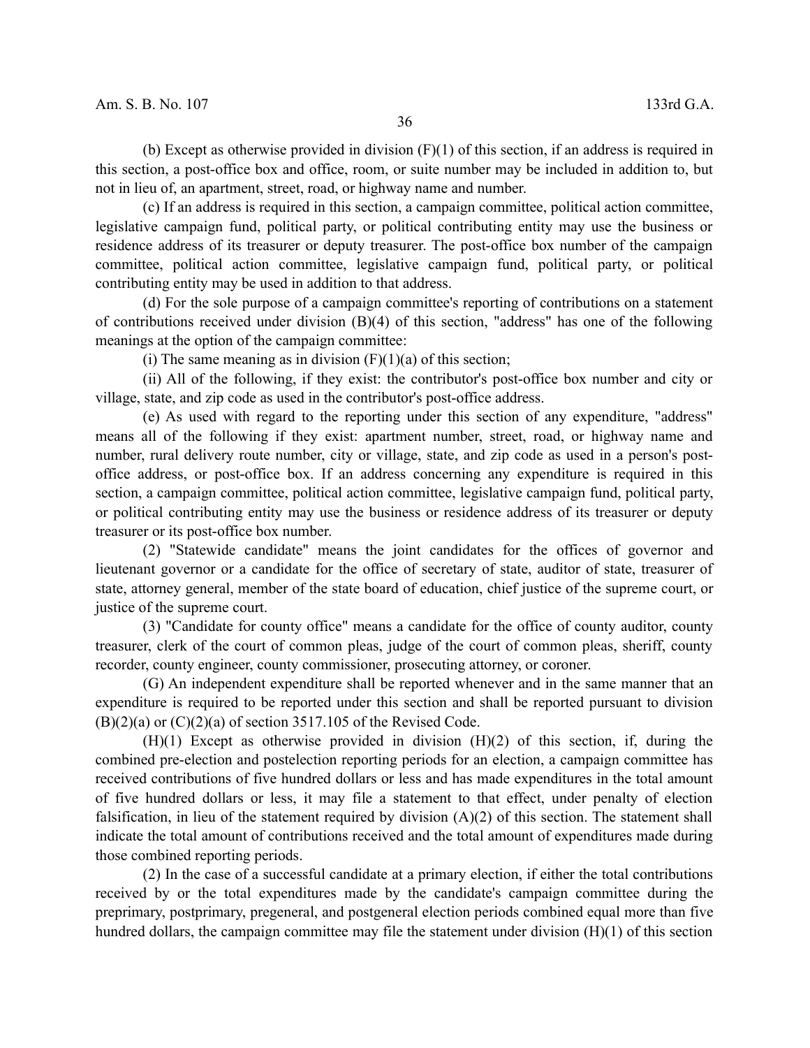(b) Except as otherwise provided in division (F)(1) of this section, if an address is required in this section, a post-office box and office, room, or suite number may be included in addition to, but not in lieu of, an apartment, street, road, or highway name and number.

(c) If an address is required in this section, a campaign committee, political action committee, legislative campaign fund, political party, or political contributing entity may use the business or residence address of its treasurer or deputy treasurer. The post-office box number of the campaign committee, political action committee, legislative campaign fund, political party, or political contributing entity may be used in addition to that address.

(d) For the sole purpose of a campaign committee's reporting of contributions on a statement of contributions received under division (B)(4) of this section, "address" has one of the following meanings at the option of the campaign committee:

(i) The same meaning as in division (F)(1)(a) of this section;

(ii) All of the following, if they exist: the contributor's post-office box number and city or village, state, and zip code as used in the contributor's post-office address.

(e) As used with regard to the reporting under this section of any expenditure, "address" means all of the following if they exist: apartment number, street, road, or highway name and number, rural delivery route number, city or village, state, and zip code as used in a person's post-office address, or post-office box. If an address concerning any expenditure is required in this section, a campaign committee, political action committee, legislative campaign fund, political party, or political contributing entity may use the business or residence address of its treasurer or deputy treasurer or its post-office box number.

(2) "Statewide candidate" means the joint candidates for the offices of governor and lieutenant governor or a candidate for the office of secretary of state, auditor of state, treasurer of state, attorney general, member of the state board of education, chief justice of the supreme court, or justice of the supreme court.

(3) "Candidate for county office" means a candidate for the office of county auditor, county treasurer, clerk of the court of common pleas, judge of the court of common pleas, sheriff, county recorder, county engineer, county commissioner, prosecuting attorney, or coroner.

(G) An independent expenditure shall be reported whenever and in the same manner that an expenditure is required to be reported under this section and shall be reported pursuant to division (B)(2)(a) or (C)(2)(a) of section 3517.105 of the Revised Code.

(H)(1) Except as otherwise provided in division (H)(2) of this section, if, during the combined pre-election and postelection reporting periods for an election, a campaign committee has received contributions of five hundred dollars or less and has made expenditures in the total amount of five hundred dollars or less, it may file a statement to that effect, under penalty of election falsification, in lieu of the statement required by division (A)(2) of this section. The statement shall indicate the total amount of contributions received and the total amount of expenditures made during those combined reporting periods.

(2) In the case of a successful candidate at a primary election, if either the total contributions received by or the total expenditures made by the candidate's campaign committee during the preprimary, postprimary, pregeneral, and postgeneral election periods combined equal more than five hundred dollars, the campaign committee may file the statement under division (H)(1) of this section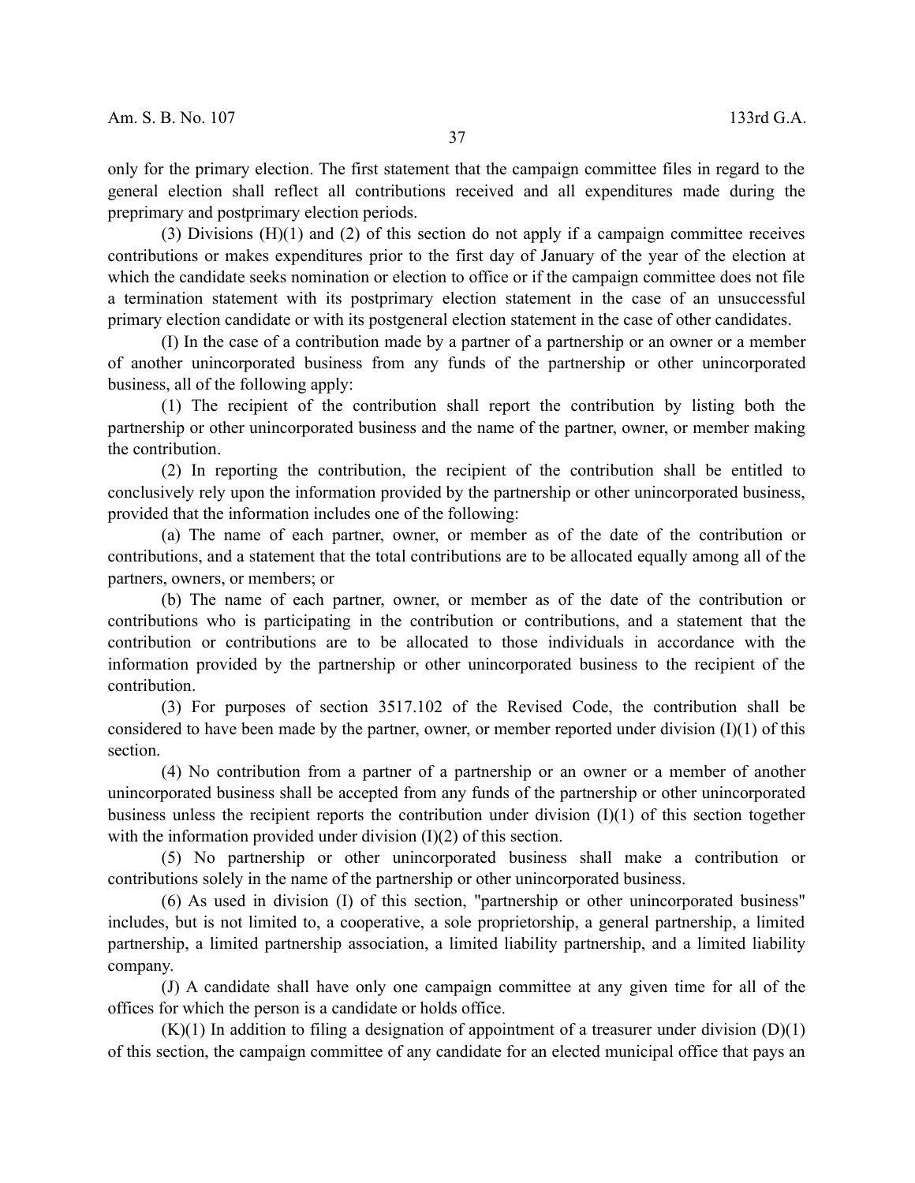only for the primary election. The first statement that the campaign committee files in regard to the general election shall reflect all contributions received and all expenditures made during the preprimary and postprimary election periods.

(3) Divisions (H)(1) and (2) of this section do not apply if a campaign committee receives contributions or makes expenditures prior to the first day of January of the year of the election at which the candidate seeks nomination or election to office or if the campaign committee does not file a termination statement with its postprimary election statement in the case of an unsuccessful primary election candidate or with its postgeneral election statement in the case of other candidates.

(I) In the case of a contribution made by a partner of a partnership or an owner or a member of another unincorporated business from any funds of the partnership or other unincorporated business, all of the following apply:

(1) The recipient of the contribution shall report the contribution by listing both the partnership or other unincorporated business and the name of the partner, owner, or member making the contribution.

(2) In reporting the contribution, the recipient of the contribution shall be entitled to conclusively rely upon the information provided by the partnership or other unincorporated business, provided that the information includes one of the following:

(a) The name of each partner, owner, or member as of the date of the contribution or contributions, and a statement that the total contributions are to be allocated equally among all of the partners, owners, or members; or

(b) The name of each partner, owner, or member as of the date of the contribution or contributions who is participating in the contribution or contributions, and a statement that the contribution or contributions are to be allocated to those individuals in accordance with the information provided by the partnership or other unincorporated business to the recipient of the contribution.

(3) For purposes of section 3517.102 of the Revised Code, the contribution shall be considered to have been made by the partner, owner, or member reported under division (I)(1) of this section.

(4) No contribution from a partner of a partnership or an owner or a member of another unincorporated business shall be accepted from any funds of the partnership or other unincorporated business unless the recipient reports the contribution under division (I)(1) of this section together with the information provided under division (I)(2) of this section.

(5) No partnership or other unincorporated business shall make a contribution or contributions solely in the name of the partnership or other unincorporated business.

(6) As used in division (I) of this section, "partnership or other unincorporated business" includes, but is not limited to, a cooperative, a sole proprietorship, a general partnership, a limited partnership, a limited partnership association, a limited liability partnership, and a limited liability company.

(J) A candidate shall have only one campaign committee at any given time for all of the offices for which the person is a candidate or holds office.

(K)(1) In addition to filing a designation of appointment of a treasurer under division (D)(1) of this section, the campaign committee of any candidate for an elected municipal office that pays an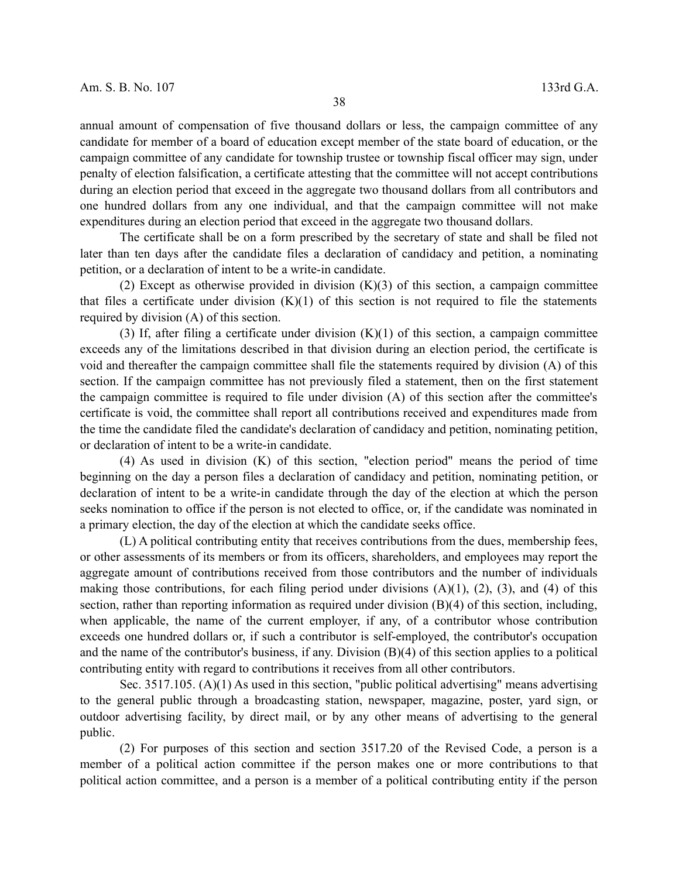annual amount of compensation of five thousand dollars or less, the campaign committee of any candidate for member of a board of education except member of the state board of education, or the campaign committee of any candidate for township trustee or township fiscal officer may sign, under penalty of election falsification, a certificate attesting that the committee will not accept contributions during an election period that exceed in the aggregate two thousand dollars from all contributors and one hundred dollars from any one individual, and that the campaign committee will not make expenditures during an election period that exceed in the aggregate two thousand dollars.

The certificate shall be on a form prescribed by the secretary of state and shall be filed not later than ten days after the candidate files a declaration of candidacy and petition, a nominating petition, or a declaration of intent to be a write-in candidate.

(2) Except as otherwise provided in division (K)(3) of this section, a campaign committee that files a certificate under division (K)(1) of this section is not required to file the statements required by division (A) of this section.

(3) If, after filing a certificate under division (K)(1) of this section, a campaign committee exceeds any of the limitations described in that division during an election period, the certificate is void and thereafter the campaign committee shall file the statements required by division (A) of this section. If the campaign committee has not previously filed a statement, then on the first statement the campaign committee is required to file under division (A) of this section after the committee's certificate is void, the committee shall report all contributions received and expenditures made from the time the candidate filed the candidate's declaration of candidacy and petition, nominating petition, or declaration of intent to be a write-in candidate.

(4) As used in division (K) of this section, "election period" means the period of time beginning on the day a person files a declaration of candidacy and petition, nominating petition, or declaration of intent to be a write-in candidate through the day of the election at which the person seeks nomination to office if the person is not elected to office, or, if the candidate was nominated in a primary election, the day of the election at which the candidate seeks office.

(L) A political contributing entity that receives contributions from the dues, membership fees, or other assessments of its members or from its officers, shareholders, and employees may report the aggregate amount of contributions received from those contributors and the number of individuals making those contributions, for each filing period under divisions (A)(1), (2), (3), and (4) of this section, rather than reporting information as required under division (B)(4) of this section, including, when applicable, the name of the current employer, if any, of a contributor whose contribution exceeds one hundred dollars or, if such a contributor is self-employed, the contributor's occupation and the name of the contributor's business, if any. Division (B)(4) of this section applies to a political contributing entity with regard to contributions it receives from all other contributors.

Sec. 3517.105. (A)(1) As used in this section, "public political advertising" means advertising to the general public through a broadcasting station, newspaper, magazine, poster, yard sign, or outdoor advertising facility, by direct mail, or by any other means of advertising to the general public.

(2) For purposes of this section and section 3517.20 of the Revised Code, a person is a member of a political action committee if the person makes one or more contributions to that political action committee, and a person is a member of a political contributing entity if the person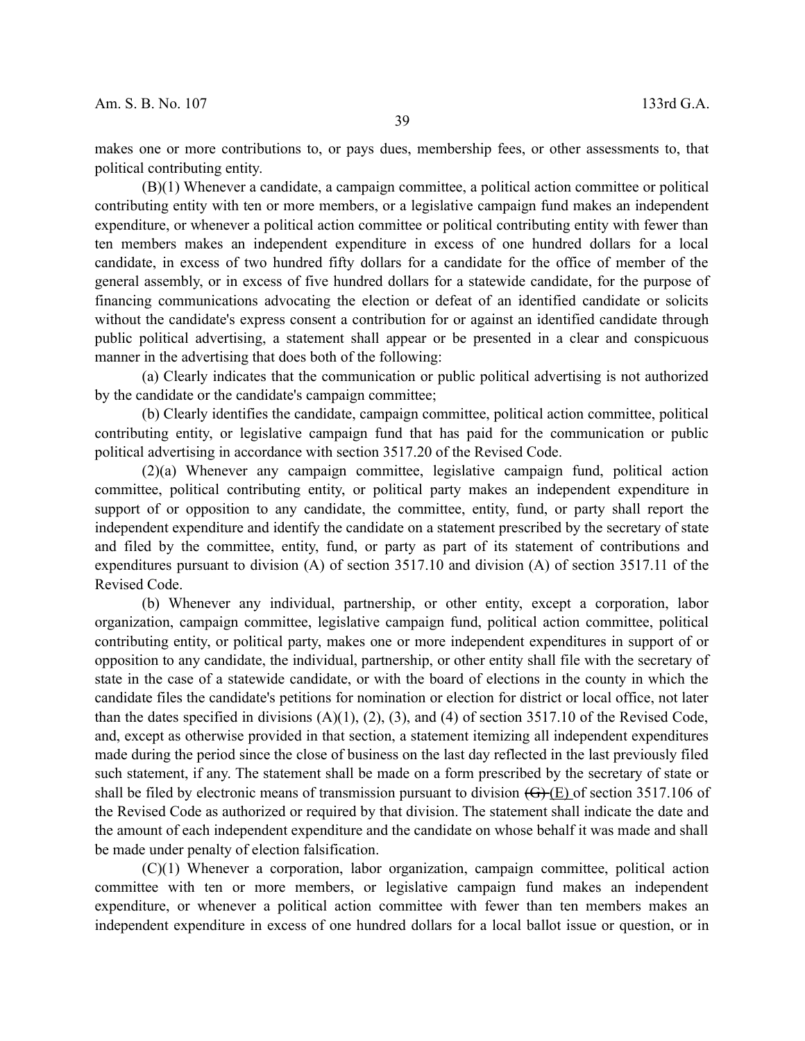makes one or more contributions to, or pays dues, membership fees, or other assessments to, that political contributing entity.

(B)(1) Whenever a candidate, a campaign committee, a political action committee or political contributing entity with ten or more members, or a legislative campaign fund makes an independent expenditure, or whenever a political action committee or political contributing entity with fewer than ten members makes an independent expenditure in excess of one hundred dollars for a local candidate, in excess of two hundred fifty dollars for a candidate for the office of member of the general assembly, or in excess of five hundred dollars for a statewide candidate, for the purpose of financing communications advocating the election or defeat of an identified candidate or solicits without the candidate's express consent a contribution for or against an identified candidate through public political advertising, a statement shall appear or be presented in a clear and conspicuous manner in the advertising that does both of the following:

(a) Clearly indicates that the communication or public political advertising is not authorized by the candidate or the candidate's campaign committee;

(b) Clearly identifies the candidate, campaign committee, political action committee, political contributing entity, or legislative campaign fund that has paid for the communication or public political advertising in accordance with section 3517.20 of the Revised Code.

(2)(a) Whenever any campaign committee, legislative campaign fund, political action committee, political contributing entity, or political party makes an independent expenditure in support of or opposition to any candidate, the committee, entity, fund, or party shall report the independent expenditure and identify the candidate on a statement prescribed by the secretary of state and filed by the committee, entity, fund, or party as part of its statement of contributions and expenditures pursuant to division (A) of section 3517.10 and division (A) of section 3517.11 of the Revised Code.

(b) Whenever any individual, partnership, or other entity, except a corporation, labor organization, campaign committee, legislative campaign fund, political action committee, political contributing entity, or political party, makes one or more independent expenditures in support of or opposition to any candidate, the individual, partnership, or other entity shall file with the secretary of state in the case of a statewide candidate, or with the board of elections in the county in which the candidate files the candidate's petitions for nomination or election for district or local office, not later than the dates specified in divisions (A)(1), (2), (3), and (4) of section 3517.10 of the Revised Code, and, except as otherwise provided in that section, a statement itemizing all independent expenditures made during the period since the close of business on the last day reflected in the last previously filed such statement, if any. The statement shall be made on a form prescribed by the secretary of state or shall be filed by electronic means of transmission pursuant to division ~~(G)~~ (E) of section 3517.106 of the Revised Code as authorized or required by that division. The statement shall indicate the date and the amount of each independent expenditure and the candidate on whose behalf it was made and shall be made under penalty of election falsification.

(C)(1) Whenever a corporation, labor organization, campaign committee, political action committee with ten or more members, or legislative campaign fund makes an independent expenditure, or whenever a political action committee with fewer than ten members makes an independent expenditure in excess of one hundred dollars for a local ballot issue or question, or in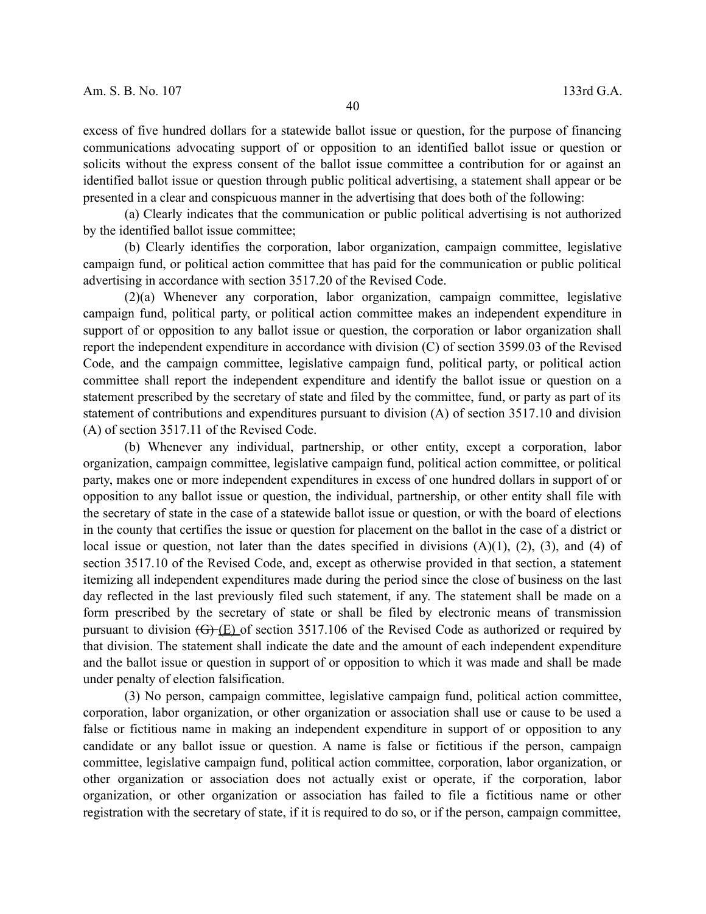excess of five hundred dollars for a statewide ballot issue or question, for the purpose of financing communications advocating support of or opposition to an identified ballot issue or question or solicits without the express consent of the ballot issue committee a contribution for or against an identified ballot issue or question through public political advertising, a statement shall appear or be presented in a clear and conspicuous manner in the advertising that does both of the following:

(a) Clearly indicates that the communication or public political advertising is not authorized by the identified ballot issue committee;

(b) Clearly identifies the corporation, labor organization, campaign committee, legislative campaign fund, or political action committee that has paid for the communication or public political advertising in accordance with section 3517.20 of the Revised Code.

(2)(a) Whenever any corporation, labor organization, campaign committee, legislative campaign fund, political party, or political action committee makes an independent expenditure in support of or opposition to any ballot issue or question, the corporation or labor organization shall report the independent expenditure in accordance with division (C) of section 3599.03 of the Revised Code, and the campaign committee, legislative campaign fund, political party, or political action committee shall report the independent expenditure and identify the ballot issue or question on a statement prescribed by the secretary of state and filed by the committee, fund, or party as part of its statement of contributions and expenditures pursuant to division (A) of section 3517.10 and division (A) of section 3517.11 of the Revised Code.

(b) Whenever any individual, partnership, or other entity, except a corporation, labor organization, campaign committee, legislative campaign fund, political action committee, or political party, makes one or more independent expenditures in excess of one hundred dollars in support of or opposition to any ballot issue or question, the individual, partnership, or other entity shall file with the secretary of state in the case of a statewide ballot issue or question, or with the board of elections in the county that certifies the issue or question for placement on the ballot in the case of a district or local issue or question, not later than the dates specified in divisions (A)(1), (2), (3), and (4) of section 3517.10 of the Revised Code, and, except as otherwise provided in that section, a statement itemizing all independent expenditures made during the period since the close of business on the last day reflected in the last previously filed such statement, if any. The statement shall be made on a form prescribed by the secretary of state or shall be filed by electronic means of transmission pursuant to division ~~(G)~~ (E) of section 3517.106 of the Revised Code as authorized or required by that division. The statement shall indicate the date and the amount of each independent expenditure and the ballot issue or question in support of or opposition to which it was made and shall be made under penalty of election falsification.

(3) No person, campaign committee, legislative campaign fund, political action committee, corporation, labor organization, or other organization or association shall use or cause to be used a false or fictitious name in making an independent expenditure in support of or opposition to any candidate or any ballot issue or question. A name is false or fictitious if the person, campaign committee, legislative campaign fund, political action committee, corporation, labor organization, or other organization or association does not actually exist or operate, if the corporation, labor organization, or other organization or association has failed to file a fictitious name or other registration with the secretary of state, if it is required to do so, or if the person, campaign committee,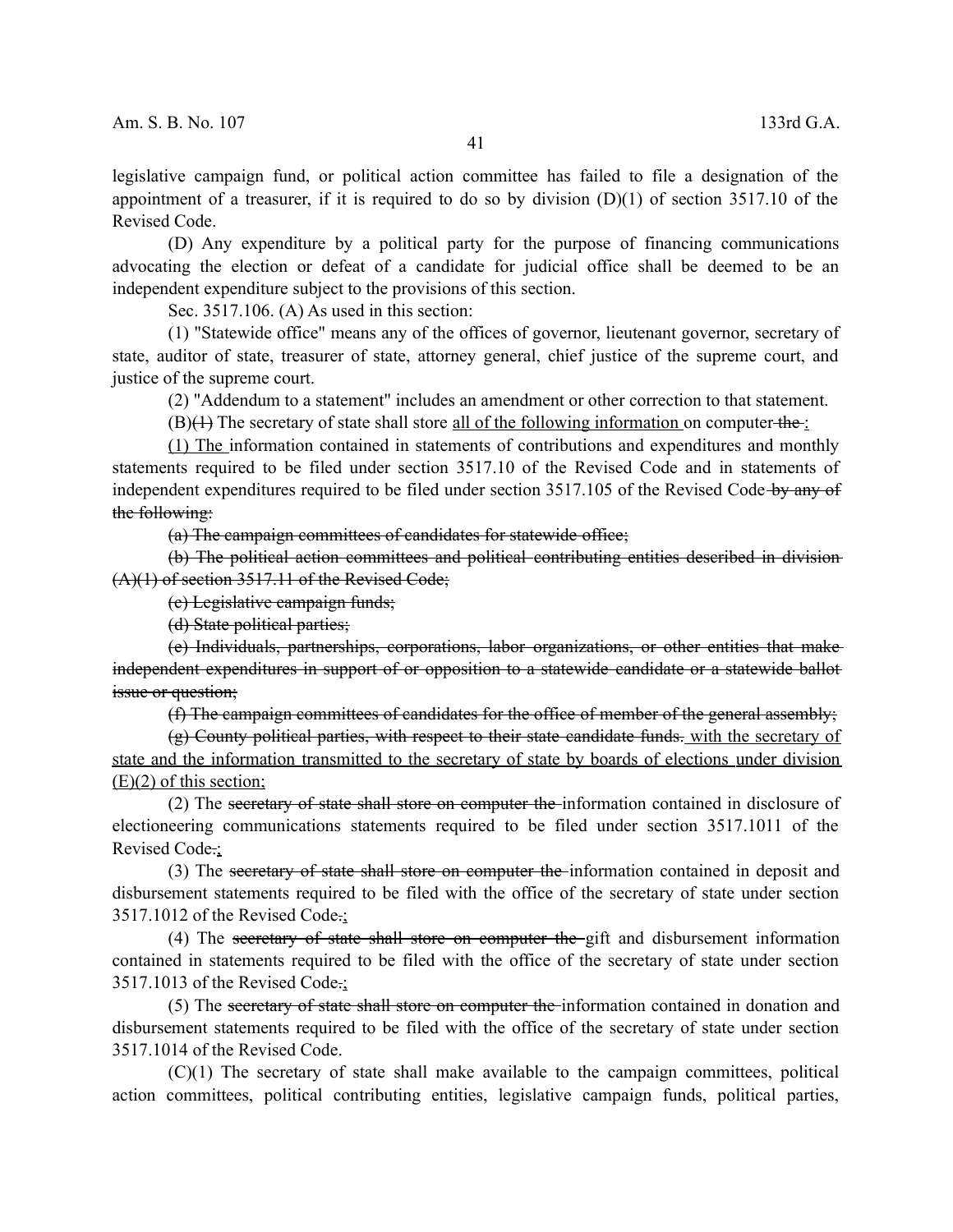legislative campaign fund, or political action committee has failed to file a designation of the appointment of a treasurer, if it is required to do so by division (D)(1) of section 3517.10 of the Revised Code.

(D) Any expenditure by a political party for the purpose of financing communications advocating the election or defeat of a candidate for judicial office shall be deemed to be an independent expenditure subject to the provisions of this section.

Sec. 3517.106. (A) As used in this section:

(1) "Statewide office" means any of the offices of governor, lieutenant governor, secretary of state, auditor of state, treasurer of state, attorney general, chief justice of the supreme court, and justice of the supreme court.

(2) "Addendum to a statement" includes an amendment or other correction to that statement.

(B)~~(1)~~ The secretary of state shall store <u>all of the following information</u> on computer~~ the~~<u>:</u>

<u>(1) The</u> information contained in statements of contributions and expenditures and monthly statements required to be filed under section 3517.10 of the Revised Code and in statements of independent expenditures required to be filed under section 3517.105 of the Revised Code~~ by any of the following:~~

~~(a) The campaign committees of candidates for statewide office;~~

~~(b) The political action committees and political contributing entities described in division (A)(1) of section 3517.11 of the Revised Code;~~

~~(c) Legislative campaign funds;~~

~~(d) State political parties;~~

~~(e) Individuals, partnerships, corporations, labor organizations, or other entities that make independent expenditures in support of or opposition to a statewide candidate or a statewide ballot issue or question;~~

~~(f) The campaign committees of candidates for the office of member of the general assembly;~~

~~(g) County political parties, with respect to their state candidate funds.~~ <u>with the secretary of state and the information transmitted to the secretary of state by boards of elections under division (E)(2) of this section;</u>

(2) The ~~secretary of state shall store on computer the~~ information contained in disclosure of electioneering communications statements required to be filed under section 3517.1011 of the Revised Code~~.~~<u>;</u>

(3) The ~~secretary of state shall store on computer the~~ information contained in deposit and disbursement statements required to be filed with the office of the secretary of state under section 3517.1012 of the Revised Code~~.~~<u>;</u>

(4) The ~~secretary of state shall store on computer the~~ gift and disbursement information contained in statements required to be filed with the office of the secretary of state under section 3517.1013 of the Revised Code~~.~~<u>;</u>

(5) The ~~secretary of state shall store on computer the~~ information contained in donation and disbursement statements required to be filed with the office of the secretary of state under section 3517.1014 of the Revised Code.

(C)(1) The secretary of state shall make available to the campaign committees, political action committees, political contributing entities, legislative campaign funds, political parties,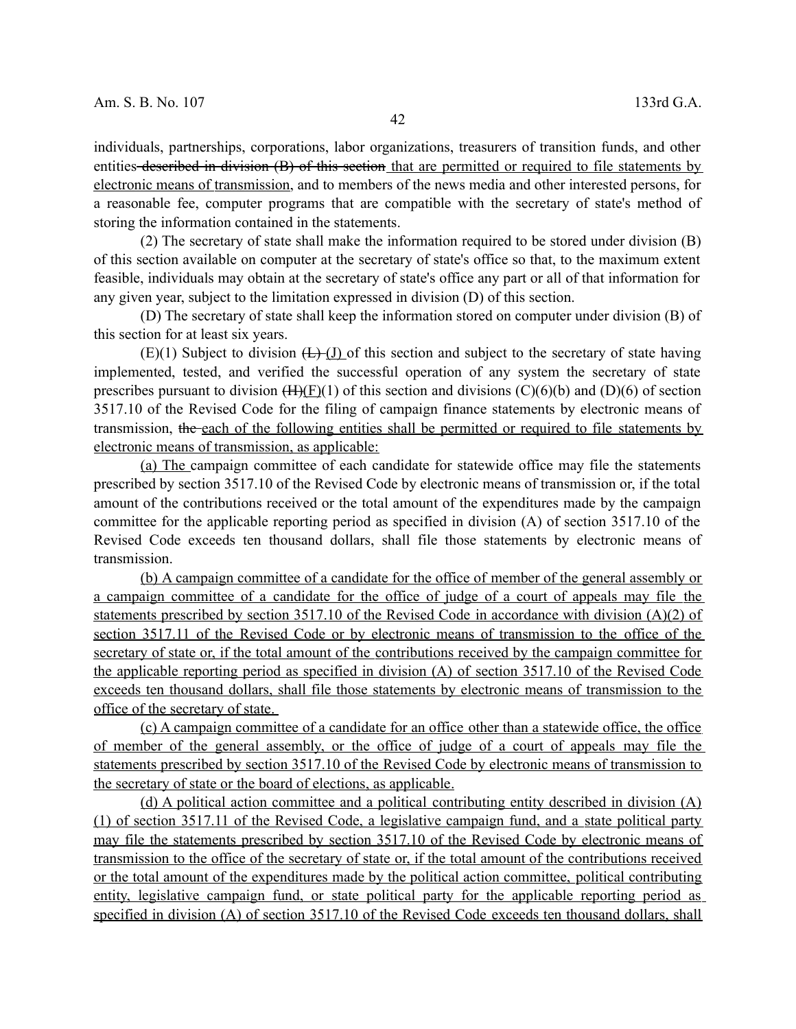individuals, partnerships, corporations, labor organizations, treasurers of transition funds, and other entities ~~described in division (B) of this section~~ that are permitted or required to file statements by electronic means of transmission, and to members of the news media and other interested persons, for a reasonable fee, computer programs that are compatible with the secretary of state's method of storing the information contained in the statements.

(2) The secretary of state shall make the information required to be stored under division (B) of this section available on computer at the secretary of state's office so that, to the maximum extent feasible, individuals may obtain at the secretary of state's office any part or all of that information for any given year, subject to the limitation expressed in division (D) of this section.

(D) The secretary of state shall keep the information stored on computer under division (B) of this section for at least six years.

(E)(1) Subject to division ~~(L)~~ (J) of this section and subject to the secretary of state having implemented, tested, and verified the successful operation of any system the secretary of state prescribes pursuant to division ~~(H)~~(F)(1) of this section and divisions (C)(6)(b) and (D)(6) of section 3517.10 of the Revised Code for the filing of campaign finance statements by electronic means of transmission, ~~the~~ each of the following entities shall be permitted or required to file statements by electronic means of transmission, as applicable:

(a) The campaign committee of each candidate for statewide office may file the statements prescribed by section 3517.10 of the Revised Code by electronic means of transmission or, if the total amount of the contributions received or the total amount of the expenditures made by the campaign committee for the applicable reporting period as specified in division (A) of section 3517.10 of the Revised Code exceeds ten thousand dollars, shall file those statements by electronic means of transmission.

(b) A campaign committee of a candidate for the office of member of the general assembly or a campaign committee of a candidate for the office of judge of a court of appeals may file the statements prescribed by section 3517.10 of the Revised Code in accordance with division (A)(2) of section 3517.11 of the Revised Code or by electronic means of transmission to the office of the secretary of state or, if the total amount of the contributions received by the campaign committee for the applicable reporting period as specified in division (A) of section 3517.10 of the Revised Code exceeds ten thousand dollars, shall file those statements by electronic means of transmission to the office of the secretary of state.

(c) A campaign committee of a candidate for an office other than a statewide office, the office of member of the general assembly, or the office of judge of a court of appeals may file the statements prescribed by section 3517.10 of the Revised Code by electronic means of transmission to the secretary of state or the board of elections, as applicable.

(d) A political action committee and a political contributing entity described in division (A)(1) of section 3517.11 of the Revised Code, a legislative campaign fund, and a state political party may file the statements prescribed by section 3517.10 of the Revised Code by electronic means of transmission to the office of the secretary of state or, if the total amount of the contributions received or the total amount of the expenditures made by the political action committee, political contributing entity, legislative campaign fund, or state political party for the applicable reporting period as specified in division (A) of section 3517.10 of the Revised Code exceeds ten thousand dollars, shall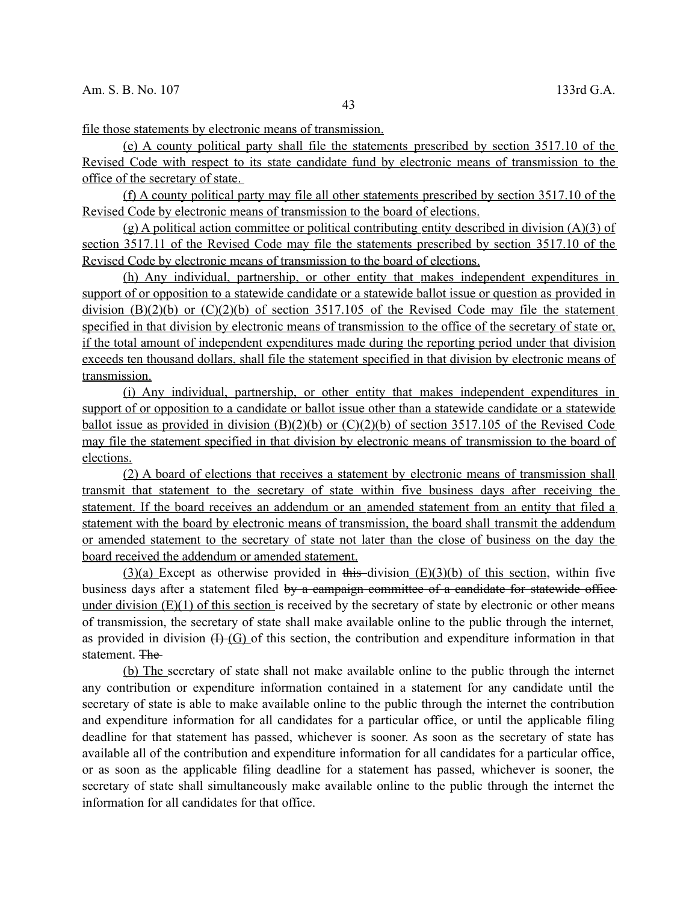file those statements by electronic means of transmission.

(e) A county political party shall file the statements prescribed by section 3517.10 of the Revised Code with respect to its state candidate fund by electronic means of transmission to the office of the secretary of state.

(f) A county political party may file all other statements prescribed by section 3517.10 of the Revised Code by electronic means of transmission to the board of elections.

(g) A political action committee or political contributing entity described in division (A)(3) of section 3517.11 of the Revised Code may file the statements prescribed by section 3517.10 of the Revised Code by electronic means of transmission to the board of elections.

(h) Any individual, partnership, or other entity that makes independent expenditures in support of or opposition to a statewide candidate or a statewide ballot issue or question as provided in division (B)(2)(b) or (C)(2)(b) of section 3517.105 of the Revised Code may file the statement specified in that division by electronic means of transmission to the office of the secretary of state or, if the total amount of independent expenditures made during the reporting period under that division exceeds ten thousand dollars, shall file the statement specified in that division by electronic means of transmission.

(i) Any individual, partnership, or other entity that makes independent expenditures in support of or opposition to a candidate or ballot issue other than a statewide candidate or a statewide ballot issue as provided in division (B)(2)(b) or (C)(2)(b) of section 3517.105 of the Revised Code may file the statement specified in that division by electronic means of transmission to the board of elections.

(2) A board of elections that receives a statement by electronic means of transmission shall transmit that statement to the secretary of state within five business days after receiving the statement. If the board receives an addendum or an amended statement from an entity that filed a statement with the board by electronic means of transmission, the board shall transmit the addendum or amended statement to the secretary of state not later than the close of business on the day the board received the addendum or amended statement.

(3)(a) Except as otherwise provided in ~~this~~ division (E)(3)(b) of this section, within five business days after a statement filed ~~by a campaign committee of a candidate for statewide office~~ under division (E)(1) of this section is received by the secretary of state by electronic or other means of transmission, the secretary of state shall make available online to the public through the internet, as provided in division ~~(I)~~ (G) of this section, the contribution and expenditure information in that statement. ~~The~~

(b) The secretary of state shall not make available online to the public through the internet any contribution or expenditure information contained in a statement for any candidate until the secretary of state is able to make available online to the public through the internet the contribution and expenditure information for all candidates for a particular office, or until the applicable filing deadline for that statement has passed, whichever is sooner. As soon as the secretary of state has available all of the contribution and expenditure information for all candidates for a particular office, or as soon as the applicable filing deadline for a statement has passed, whichever is sooner, the secretary of state shall simultaneously make available online to the public through the internet the information for all candidates for that office.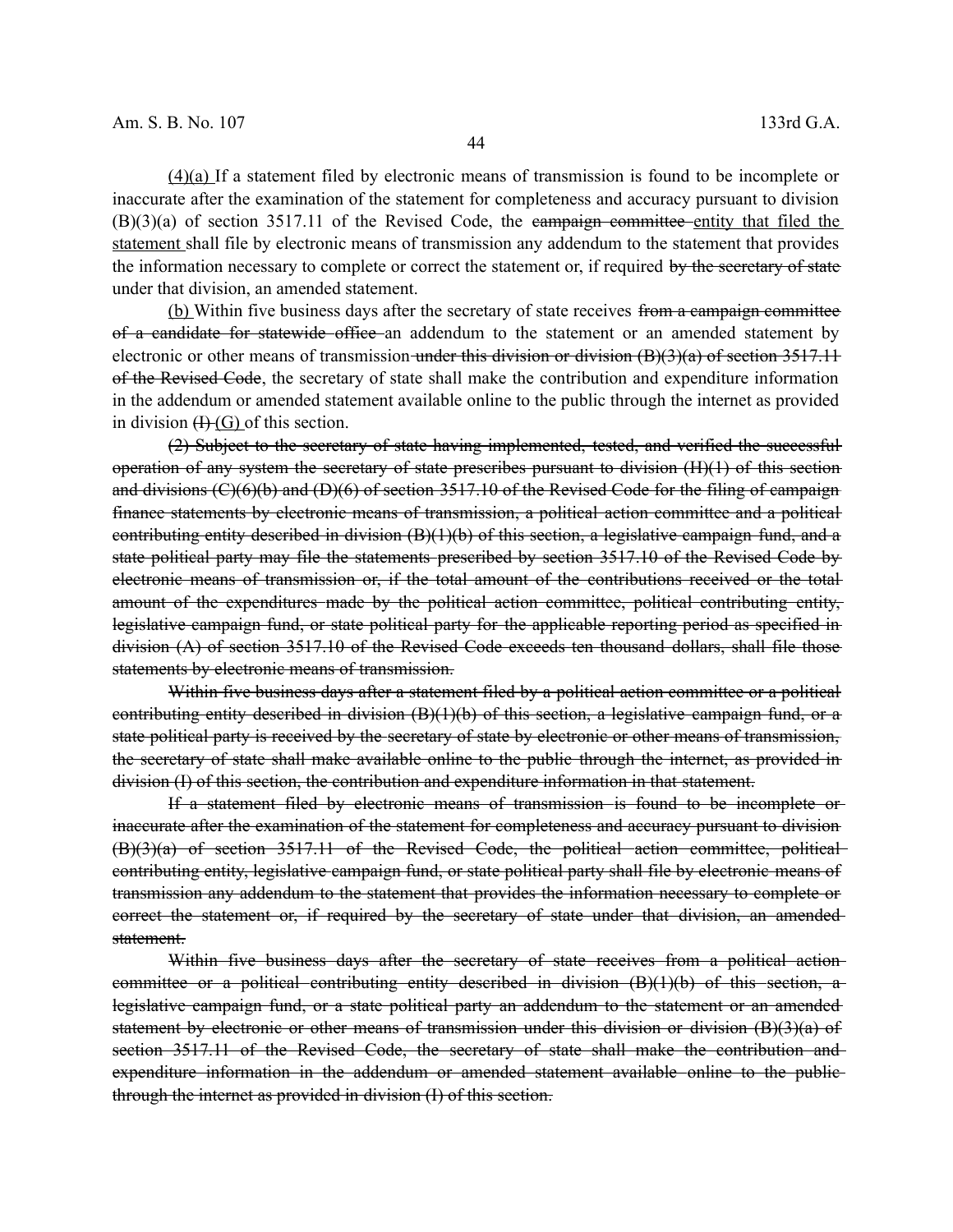<u>(4)(a)</u> If a statement filed by electronic means of transmission is found to be incomplete or inaccurate after the examination of the statement for completeness and accuracy pursuant to division (B)(3)(a) of section 3517.11 of the Revised Code, the ~~campaign committee~~ <u>entity that filed the statement</u> shall file by electronic means of transmission any addendum to the statement that provides the information necessary to complete or correct the statement or, if required ~~by the secretary of state~~ under that division, an amended statement.

<u>(b)</u> Within five business days after the secretary of state receives ~~from a campaign committee of a candidate for statewide office~~ an addendum to the statement or an amended statement by electronic or other means of transmission ~~under this division or division (B)(3)(a) of section 3517.11 of the Revised Code~~, the secretary of state shall make the contribution and expenditure information in the addendum or amended statement available online to the public through the internet as provided in division ~~(I)~~ <u>(G)</u> of this section.

~~(2) Subject to the secretary of state having implemented, tested, and verified the successful operation of any system the secretary of state prescribes pursuant to division (H)(1) of this section and divisions (C)(6)(b) and (D)(6) of section 3517.10 of the Revised Code for the filing of campaign finance statements by electronic means of transmission, a political action committee and a political contributing entity described in division (B)(1)(b) of this section, a legislative campaign fund, and a state political party may file the statements prescribed by section 3517.10 of the Revised Code by electronic means of transmission or, if the total amount of the contributions received or the total amount of the expenditures made by the political action committee, political contributing entity, legislative campaign fund, or state political party for the applicable reporting period as specified in division (A) of section 3517.10 of the Revised Code exceeds ten thousand dollars, shall file those statements by electronic means of transmission.~~

~~Within five business days after a statement filed by a political action committee or a political contributing entity described in division (B)(1)(b) of this section, a legislative campaign fund, or a state political party is received by the secretary of state by electronic or other means of transmission, the secretary of state shall make available online to the public through the internet, as provided in division (I) of this section, the contribution and expenditure information in that statement.~~

~~If a statement filed by electronic means of transmission is found to be incomplete or inaccurate after the examination of the statement for completeness and accuracy pursuant to division (B)(3)(a) of section 3517.11 of the Revised Code, the political action committee, political contributing entity, legislative campaign fund, or state political party shall file by electronic means of transmission any addendum to the statement that provides the information necessary to complete or correct the statement or, if required by the secretary of state under that division, an amended statement.~~

~~Within five business days after the secretary of state receives from a political action committee or a political contributing entity described in division (B)(1)(b) of this section, a legislative campaign fund, or a state political party an addendum to the statement or an amended statement by electronic or other means of transmission under this division or division (B)(3)(a) of section 3517.11 of the Revised Code, the secretary of state shall make the contribution and expenditure information in the addendum or amended statement available online to the public through the internet as provided in division (I) of this section.~~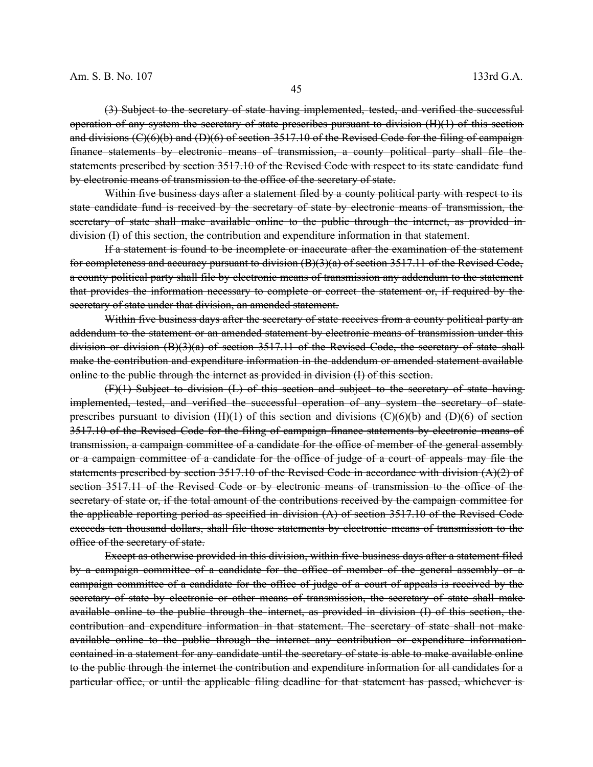~~(3) Subject to the secretary of state having implemented, tested, and verified the successful operation of any system the secretary of state prescribes pursuant to division (H)(1) of this section and divisions (C)(6)(b) and (D)(6) of section 3517.10 of the Revised Code for the filing of campaign finance statements by electronic means of transmission, a county political party shall file the statements prescribed by section 3517.10 of the Revised Code with respect to its state candidate fund by electronic means of transmission to the office of the secretary of state.~~

~~Within five business days after a statement filed by a county political party with respect to its state candidate fund is received by the secretary of state by electronic means of transmission, the secretary of state shall make available online to the public through the internet, as provided in division (I) of this section, the contribution and expenditure information in that statement.~~

~~If a statement is found to be incomplete or inaccurate after the examination of the statement for completeness and accuracy pursuant to division (B)(3)(a) of section 3517.11 of the Revised Code, a county political party shall file by electronic means of transmission any addendum to the statement that provides the information necessary to complete or correct the statement or, if required by the secretary of state under that division, an amended statement.~~

~~Within five business days after the secretary of state receives from a county political party an addendum to the statement or an amended statement by electronic means of transmission under this division or division (B)(3)(a) of section 3517.11 of the Revised Code, the secretary of state shall make the contribution and expenditure information in the addendum or amended statement available online to the public through the internet as provided in division (I) of this section.~~

~~(F)(1) Subject to division (L) of this section and subject to the secretary of state having implemented, tested, and verified the successful operation of any system the secretary of state prescribes pursuant to division (H)(1) of this section and divisions (C)(6)(b) and (D)(6) of section 3517.10 of the Revised Code for the filing of campaign finance statements by electronic means of transmission, a campaign committee of a candidate for the office of member of the general assembly or a campaign committee of a candidate for the office of judge of a court of appeals may file the statements prescribed by section 3517.10 of the Revised Code in accordance with division (A)(2) of section 3517.11 of the Revised Code or by electronic means of transmission to the office of the secretary of state or, if the total amount of the contributions received by the campaign committee for the applicable reporting period as specified in division (A) of section 3517.10 of the Revised Code exceeds ten thousand dollars, shall file those statements by electronic means of transmission to the office of the secretary of state.~~

~~Except as otherwise provided in this division, within five business days after a statement filed by a campaign committee of a candidate for the office of member of the general assembly or a campaign committee of a candidate for the office of judge of a court of appeals is received by the secretary of state by electronic or other means of transmission, the secretary of state shall make available online to the public through the internet, as provided in division (I) of this section, the contribution and expenditure information in that statement. The secretary of state shall not make available online to the public through the internet any contribution or expenditure information contained in a statement for any candidate until the secretary of state is able to make available online to the public through the internet the contribution and expenditure information for all candidates for a particular office, or until the applicable filing deadline for that statement has passed, whichever is~~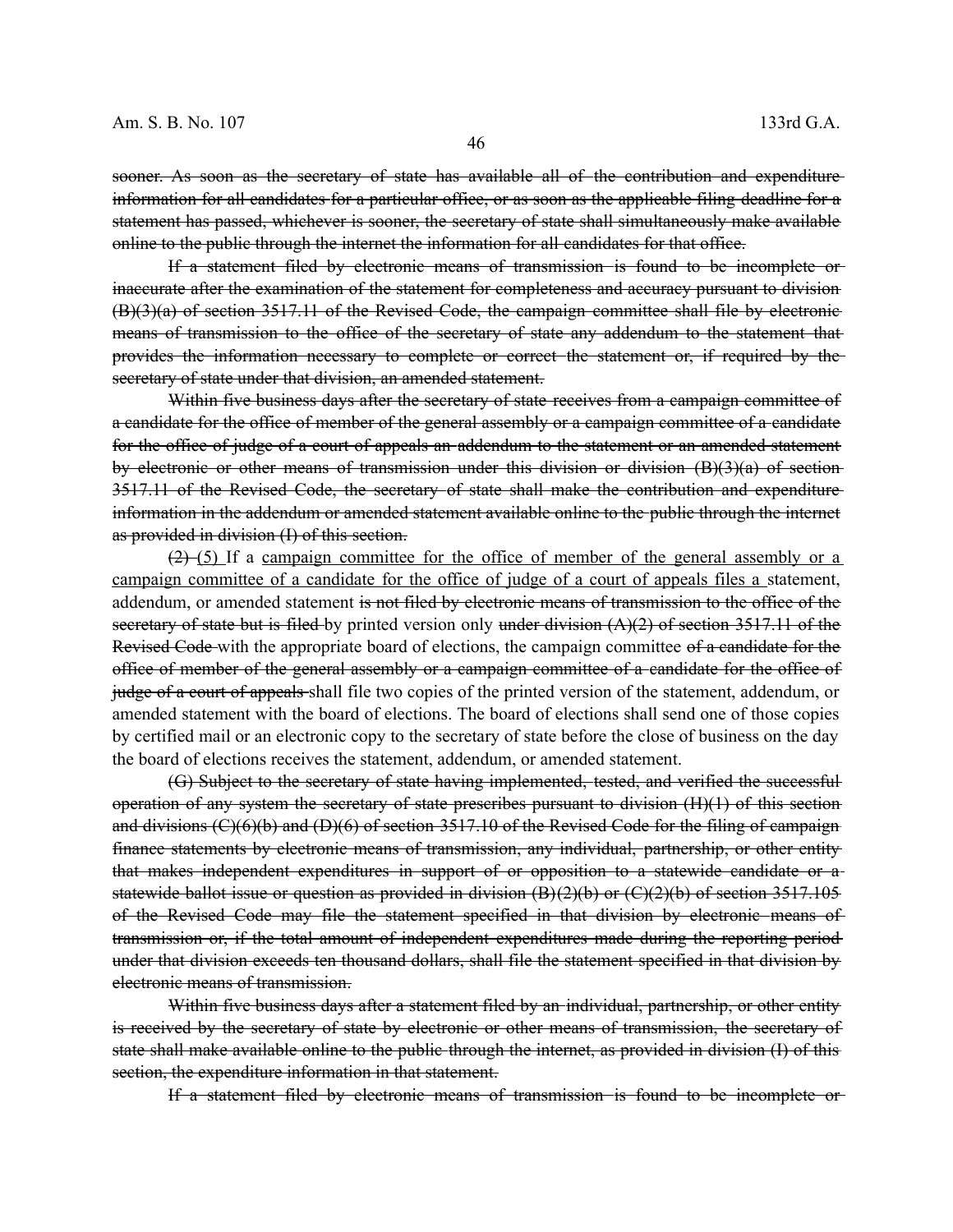~~sooner. As soon as the secretary of state has available all of the contribution and expenditure information for all candidates for a particular office, or as soon as the applicable filing deadline for a statement has passed, whichever is sooner, the secretary of state shall simultaneously make available online to the public through the internet the information for all candidates for that office.~~

~~If a statement filed by electronic means of transmission is found to be incomplete or inaccurate after the examination of the statement for completeness and accuracy pursuant to division (B)(3)(a) of section 3517.11 of the Revised Code, the campaign committee shall file by electronic means of transmission to the office of the secretary of state any addendum to the statement that provides the information necessary to complete or correct the statement or, if required by the secretary of state under that division, an amended statement.~~

~~Within five business days after the secretary of state receives from a campaign committee of a candidate for the office of member of the general assembly or a campaign committee of a candidate for the office of judge of a court of appeals an addendum to the statement or an amended statement by electronic or other means of transmission under this division or division (B)(3)(a) of section 3517.11 of the Revised Code, the secretary of state shall make the contribution and expenditure information in the addendum or amended statement available online to the public through the internet as provided in division (I) of this section.~~

~~(2)~~ (5) If a campaign committee for the office of member of the general assembly or a campaign committee of a candidate for the office of judge of a court of appeals files a statement, addendum, or amended statement ~~is not filed by electronic means of transmission to the office of the secretary of state but is filed~~ by printed version only ~~under division (A)(2) of section 3517.11 of the Revised Code~~ with the appropriate board of elections, the campaign committee ~~of a candidate for the office of member of the general assembly or a campaign committee of a candidate for the office of judge of a court of appeals~~ shall file two copies of the printed version of the statement, addendum, or amended statement with the board of elections. The board of elections shall send one of those copies by certified mail or an electronic copy to the secretary of state before the close of business on the day the board of elections receives the statement, addendum, or amended statement.

~~(G) Subject to the secretary of state having implemented, tested, and verified the successful operation of any system the secretary of state prescribes pursuant to division (H)(1) of this section and divisions (C)(6)(b) and (D)(6) of section 3517.10 of the Revised Code for the filing of campaign finance statements by electronic means of transmission, any individual, partnership, or other entity that makes independent expenditures in support of or opposition to a statewide candidate or a statewide ballot issue or question as provided in division (B)(2)(b) or (C)(2)(b) of section 3517.105 of the Revised Code may file the statement specified in that division by electronic means of transmission or, if the total amount of independent expenditures made during the reporting period under that division exceeds ten thousand dollars, shall file the statement specified in that division by electronic means of transmission.~~

~~Within five business days after a statement filed by an individual, partnership, or other entity is received by the secretary of state by electronic or other means of transmission, the secretary of state shall make available online to the public through the internet, as provided in division (I) of this section, the expenditure information in that statement.~~

~~If a statement filed by electronic means of transmission is found to be incomplete or~~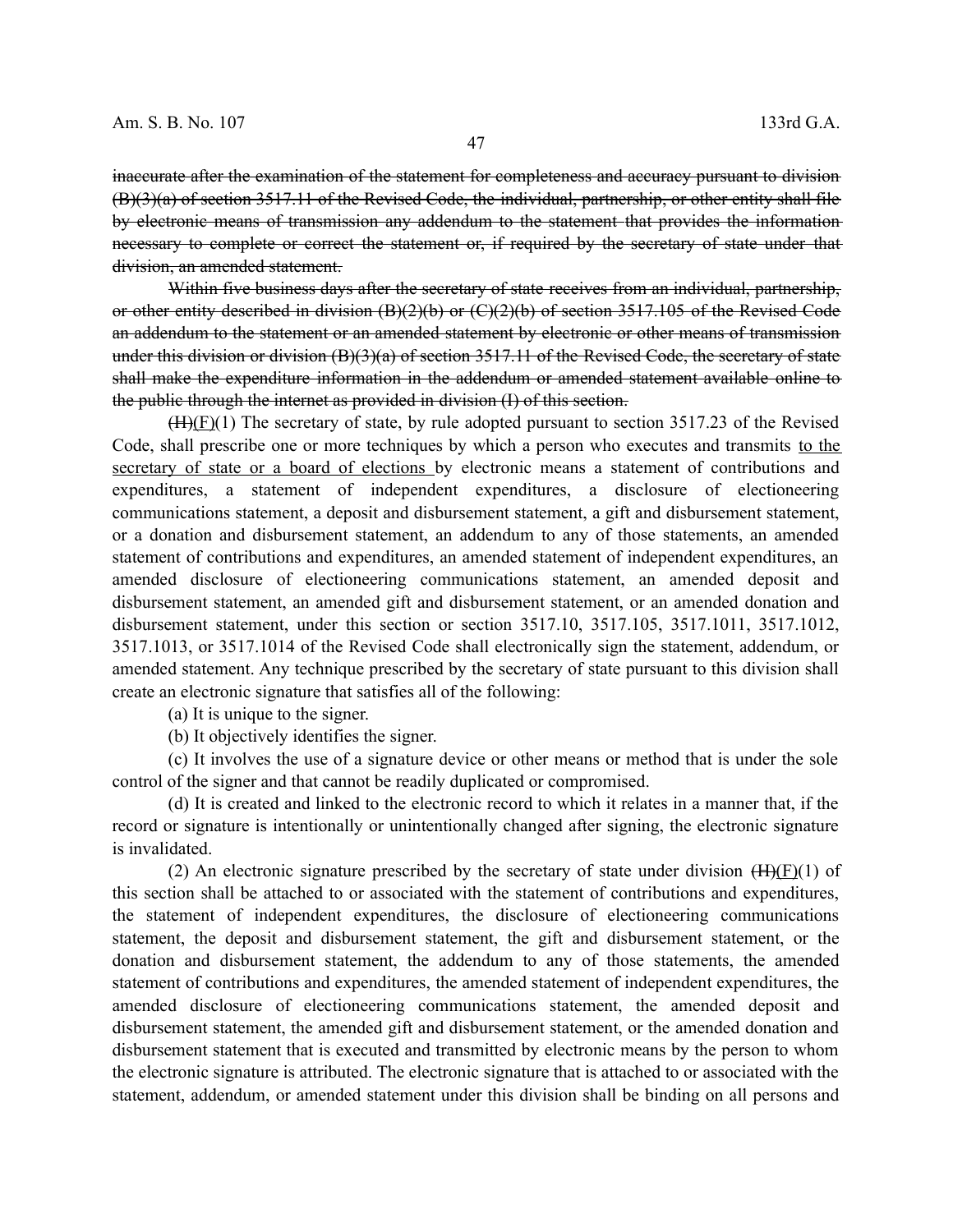~~inaccurate after the examination of the statement for completeness and accuracy pursuant to division (B)(3)(a) of section 3517.11 of the Revised Code, the individual, partnership, or other entity shall file by electronic means of transmission any addendum to the statement that provides the information necessary to complete or correct the statement or, if required by the secretary of state under that division, an amended statement.~~

~~Within five business days after the secretary of state receives from an individual, partnership, or other entity described in division (B)(2)(b) or (C)(2)(b) of section 3517.105 of the Revised Code an addendum to the statement or an amended statement by electronic or other means of transmission under this division or division (B)(3)(a) of section 3517.11 of the Revised Code, the secretary of state shall make the expenditure information in the addendum or amended statement available online to the public through the internet as provided in division (I) of this section.~~

~~(H)~~<u>(F)</u>(1) The secretary of state, by rule adopted pursuant to section 3517.23 of the Revised Code, shall prescribe one or more techniques by which a person who executes and transmits <u>to the secretary of state or a board of elections</u> by electronic means a statement of contributions and expenditures, a statement of independent expenditures, a disclosure of electioneering communications statement, a deposit and disbursement statement, a gift and disbursement statement, or a donation and disbursement statement, an addendum to any of those statements, an amended statement of contributions and expenditures, an amended statement of independent expenditures, an amended disclosure of electioneering communications statement, an amended deposit and disbursement statement, an amended gift and disbursement statement, or an amended donation and disbursement statement, under this section or section 3517.10, 3517.105, 3517.1011, 3517.1012, 3517.1013, or 3517.1014 of the Revised Code shall electronically sign the statement, addendum, or amended statement. Any technique prescribed by the secretary of state pursuant to this division shall create an electronic signature that satisfies all of the following:

(a) It is unique to the signer.

(b) It objectively identifies the signer.

(c) It involves the use of a signature device or other means or method that is under the sole control of the signer and that cannot be readily duplicated or compromised.

(d) It is created and linked to the electronic record to which it relates in a manner that, if the record or signature is intentionally or unintentionally changed after signing, the electronic signature is invalidated.

(2) An electronic signature prescribed by the secretary of state under division ~~(H)~~<u>(F)</u>(1) of this section shall be attached to or associated with the statement of contributions and expenditures, the statement of independent expenditures, the disclosure of electioneering communications statement, the deposit and disbursement statement, the gift and disbursement statement, or the donation and disbursement statement, the addendum to any of those statements, the amended statement of contributions and expenditures, the amended statement of independent expenditures, the amended disclosure of electioneering communications statement, the amended deposit and disbursement statement, the amended gift and disbursement statement, or the amended donation and disbursement statement that is executed and transmitted by electronic means by the person to whom the electronic signature is attributed. The electronic signature that is attached to or associated with the statement, addendum, or amended statement under this division shall be binding on all persons and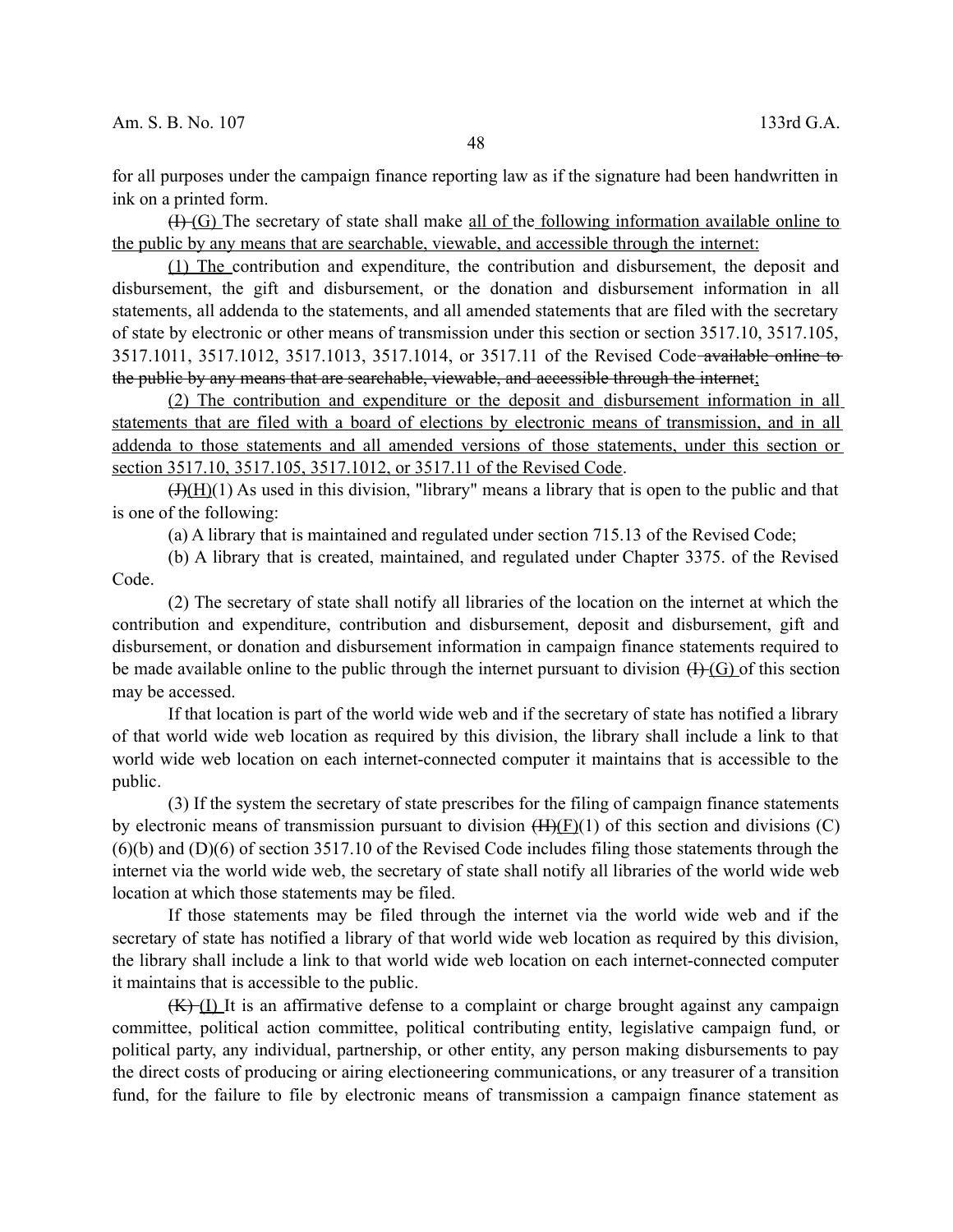for all purposes under the campaign finance reporting law as if the signature had been handwritten in ink on a printed form.

~~(I)~~ (G) The secretary of state shall make all of the following information available online to the public by any means that are searchable, viewable, and accessible through the internet:

(1) The contribution and expenditure, the contribution and disbursement, the deposit and disbursement, the gift and disbursement, or the donation and disbursement information in all statements, all addenda to the statements, and all amended statements that are filed with the secretary of state by electronic or other means of transmission under this section or section 3517.10, 3517.105, 3517.1011, 3517.1012, 3517.1013, 3517.1014, or 3517.11 of the Revised Code ~~available online to the public by any means that are searchable, viewable, and accessible through the internet~~;

(2) The contribution and expenditure or the deposit and disbursement information in all statements that are filed with a board of elections by electronic means of transmission, and in all addenda to those statements and all amended versions of those statements, under this section or section 3517.10, 3517.105, 3517.1012, or 3517.11 of the Revised Code.

~~(J)~~(H)(1) As used in this division, "library" means a library that is open to the public and that is one of the following:

(a) A library that is maintained and regulated under section 715.13 of the Revised Code;

(b) A library that is created, maintained, and regulated under Chapter 3375. of the Revised Code.

(2) The secretary of state shall notify all libraries of the location on the internet at which the contribution and expenditure, contribution and disbursement, deposit and disbursement, gift and disbursement, or donation and disbursement information in campaign finance statements required to be made available online to the public through the internet pursuant to division ~~(I)~~ (G) of this section may be accessed.

If that location is part of the world wide web and if the secretary of state has notified a library of that world wide web location as required by this division, the library shall include a link to that world wide web location on each internet-connected computer it maintains that is accessible to the public.

(3) If the system the secretary of state prescribes for the filing of campaign finance statements by electronic means of transmission pursuant to division ~~(H)~~(F)(1) of this section and divisions (C)(6)(b) and (D)(6) of section 3517.10 of the Revised Code includes filing those statements through the internet via the world wide web, the secretary of state shall notify all libraries of the world wide web location at which those statements may be filed.

If those statements may be filed through the internet via the world wide web and if the secretary of state has notified a library of that world wide web location as required by this division, the library shall include a link to that world wide web location on each internet-connected computer it maintains that is accessible to the public.

~~(K)~~ (I) It is an affirmative defense to a complaint or charge brought against any campaign committee, political action committee, political contributing entity, legislative campaign fund, or political party, any individual, partnership, or other entity, any person making disbursements to pay the direct costs of producing or airing electioneering communications, or any treasurer of a transition fund, for the failure to file by electronic means of transmission a campaign finance statement as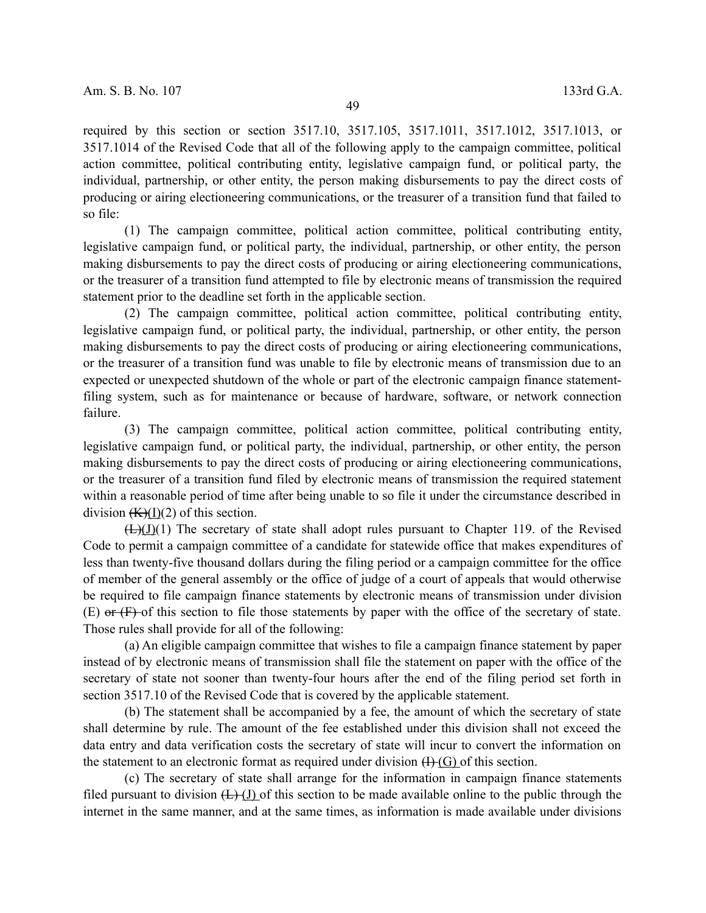required by this section or section 3517.10, 3517.105, 3517.1011, 3517.1012, 3517.1013, or 3517.1014 of the Revised Code that all of the following apply to the campaign committee, political action committee, political contributing entity, legislative campaign fund, or political party, the individual, partnership, or other entity, the person making disbursements to pay the direct costs of producing or airing electioneering communications, or the treasurer of a transition fund that failed to so file:

(1) The campaign committee, political action committee, political contributing entity, legislative campaign fund, or political party, the individual, partnership, or other entity, the person making disbursements to pay the direct costs of producing or airing electioneering communications, or the treasurer of a transition fund attempted to file by electronic means of transmission the required statement prior to the deadline set forth in the applicable section.

(2) The campaign committee, political action committee, political contributing entity, legislative campaign fund, or political party, the individual, partnership, or other entity, the person making disbursements to pay the direct costs of producing or airing electioneering communications, or the treasurer of a transition fund was unable to file by electronic means of transmission due to an expected or unexpected shutdown of the whole or part of the electronic campaign finance statement-filing system, such as for maintenance or because of hardware, software, or network connection failure.

(3) The campaign committee, political action committee, political contributing entity, legislative campaign fund, or political party, the individual, partnership, or other entity, the person making disbursements to pay the direct costs of producing or airing electioneering communications, or the treasurer of a transition fund filed by electronic means of transmission the required statement within a reasonable period of time after being unable to so file it under the circumstance described in division ~~(K)~~(I)(2) of this section.

~~(L)~~(J)(1) The secretary of state shall adopt rules pursuant to Chapter 119. of the Revised Code to permit a campaign committee of a candidate for statewide office that makes expenditures of less than twenty-five thousand dollars during the filing period or a campaign committee for the office of member of the general assembly or the office of judge of a court of appeals that would otherwise be required to file campaign finance statements by electronic means of transmission under division (E) ~~or (F)~~ of this section to file those statements by paper with the office of the secretary of state. Those rules shall provide for all of the following:

(a) An eligible campaign committee that wishes to file a campaign finance statement by paper instead of by electronic means of transmission shall file the statement on paper with the office of the secretary of state not sooner than twenty-four hours after the end of the filing period set forth in section 3517.10 of the Revised Code that is covered by the applicable statement.

(b) The statement shall be accompanied by a fee, the amount of which the secretary of state shall determine by rule. The amount of the fee established under this division shall not exceed the data entry and data verification costs the secretary of state will incur to convert the information on the statement to an electronic format as required under division ~~(I)~~ (G) of this section.

(c) The secretary of state shall arrange for the information in campaign finance statements filed pursuant to division ~~(L)~~ (J) of this section to be made available online to the public through the internet in the same manner, and at the same times, as information is made available under divisions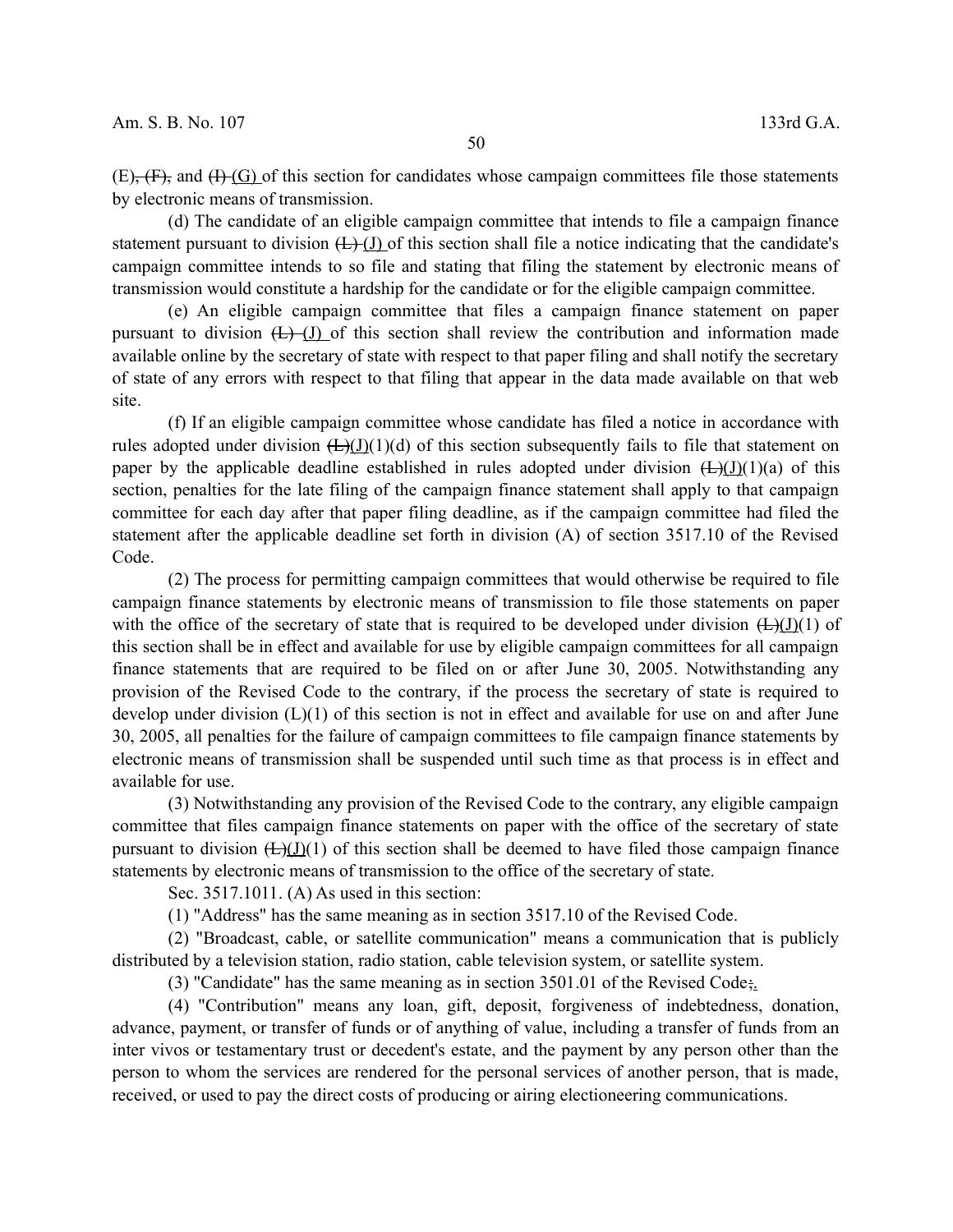(E), (F), and (I) (G) of this section for candidates whose campaign committees file those statements by electronic means of transmission.

(d) The candidate of an eligible campaign committee that intends to file a campaign finance statement pursuant to division (L) (J) of this section shall file a notice indicating that the candidate's campaign committee intends to so file and stating that filing the statement by electronic means of transmission would constitute a hardship for the candidate or for the eligible campaign committee.

(e) An eligible campaign committee that files a campaign finance statement on paper pursuant to division (L) (J) of this section shall review the contribution and information made available online by the secretary of state with respect to that paper filing and shall notify the secretary of state of any errors with respect to that filing that appear in the data made available on that web site.

(f) If an eligible campaign committee whose candidate has filed a notice in accordance with rules adopted under division (L)(J)(1)(d) of this section subsequently fails to file that statement on paper by the applicable deadline established in rules adopted under division (L)(J)(1)(a) of this section, penalties for the late filing of the campaign finance statement shall apply to that campaign committee for each day after that paper filing deadline, as if the campaign committee had filed the statement after the applicable deadline set forth in division (A) of section 3517.10 of the Revised Code.

(2) The process for permitting campaign committees that would otherwise be required to file campaign finance statements by electronic means of transmission to file those statements on paper with the office of the secretary of state that is required to be developed under division (L)(J)(1) of this section shall be in effect and available for use by eligible campaign committees for all campaign finance statements that are required to be filed on or after June 30, 2005. Notwithstanding any provision of the Revised Code to the contrary, if the process the secretary of state is required to develop under division (L)(1) of this section is not in effect and available for use on and after June 30, 2005, all penalties for the failure of campaign committees to file campaign finance statements by electronic means of transmission shall be suspended until such time as that process is in effect and available for use.

(3) Notwithstanding any provision of the Revised Code to the contrary, any eligible campaign committee that files campaign finance statements on paper with the office of the secretary of state pursuant to division (L)(J)(1) of this section shall be deemed to have filed those campaign finance statements by electronic means of transmission to the office of the secretary of state.

Sec. 3517.1011. (A) As used in this section:

(1) "Address" has the same meaning as in section 3517.10 of the Revised Code.

(2) "Broadcast, cable, or satellite communication" means a communication that is publicly distributed by a television station, radio station, cable television system, or satellite system.

(3) "Candidate" has the same meaning as in section 3501.01 of the Revised Code;.

(4) "Contribution" means any loan, gift, deposit, forgiveness of indebtedness, donation, advance, payment, or transfer of funds or of anything of value, including a transfer of funds from an inter vivos or testamentary trust or decedent's estate, and the payment by any person other than the person to whom the services are rendered for the personal services of another person, that is made, received, or used to pay the direct costs of producing or airing electioneering communications.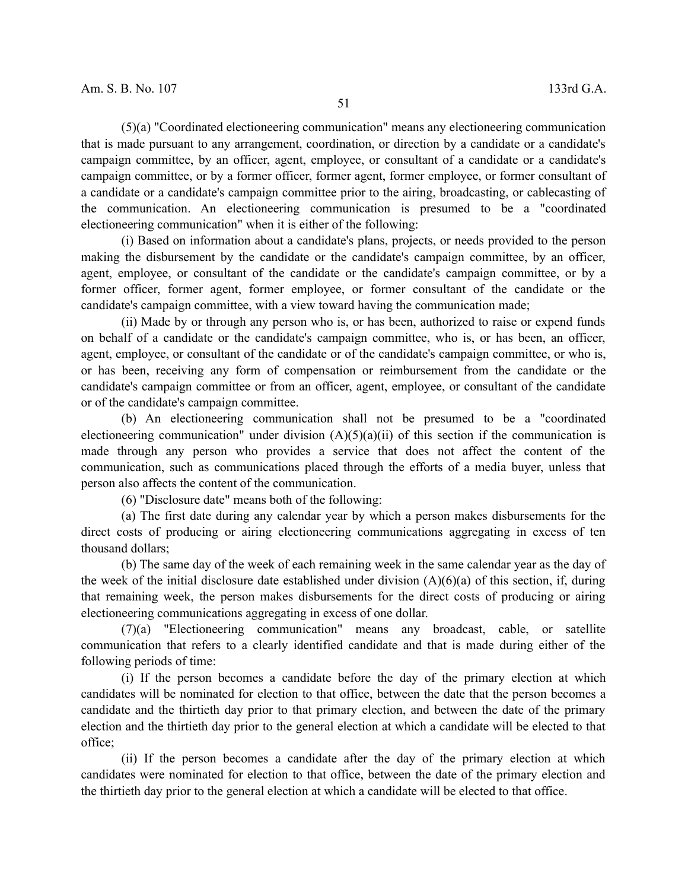(5)(a) "Coordinated electioneering communication" means any electioneering communication that is made pursuant to any arrangement, coordination, or direction by a candidate or a candidate's campaign committee, by an officer, agent, employee, or consultant of a candidate or a candidate's campaign committee, or by a former officer, former agent, former employee, or former consultant of a candidate or a candidate's campaign committee prior to the airing, broadcasting, or cablecasting of the communication. An electioneering communication is presumed to be a "coordinated electioneering communication" when it is either of the following:

(i) Based on information about a candidate's plans, projects, or needs provided to the person making the disbursement by the candidate or the candidate's campaign committee, by an officer, agent, employee, or consultant of the candidate or the candidate's campaign committee, or by a former officer, former agent, former employee, or former consultant of the candidate or the candidate's campaign committee, with a view toward having the communication made;

(ii) Made by or through any person who is, or has been, authorized to raise or expend funds on behalf of a candidate or the candidate's campaign committee, who is, or has been, an officer, agent, employee, or consultant of the candidate or of the candidate's campaign committee, or who is, or has been, receiving any form of compensation or reimbursement from the candidate or the candidate's campaign committee or from an officer, agent, employee, or consultant of the candidate or of the candidate's campaign committee.

(b) An electioneering communication shall not be presumed to be a "coordinated electioneering communication" under division (A)(5)(a)(ii) of this section if the communication is made through any person who provides a service that does not affect the content of the communication, such as communications placed through the efforts of a media buyer, unless that person also affects the content of the communication.

(6) "Disclosure date" means both of the following:

(a) The first date during any calendar year by which a person makes disbursements for the direct costs of producing or airing electioneering communications aggregating in excess of ten thousand dollars;

(b) The same day of the week of each remaining week in the same calendar year as the day of the week of the initial disclosure date established under division (A)(6)(a) of this section, if, during that remaining week, the person makes disbursements for the direct costs of producing or airing electioneering communications aggregating in excess of one dollar.

(7)(a) "Electioneering communication" means any broadcast, cable, or satellite communication that refers to a clearly identified candidate and that is made during either of the following periods of time:

(i) If the person becomes a candidate before the day of the primary election at which candidates will be nominated for election to that office, between the date that the person becomes a candidate and the thirtieth day prior to that primary election, and between the date of the primary election and the thirtieth day prior to the general election at which a candidate will be elected to that office;

(ii) If the person becomes a candidate after the day of the primary election at which candidates were nominated for election to that office, between the date of the primary election and the thirtieth day prior to the general election at which a candidate will be elected to that office.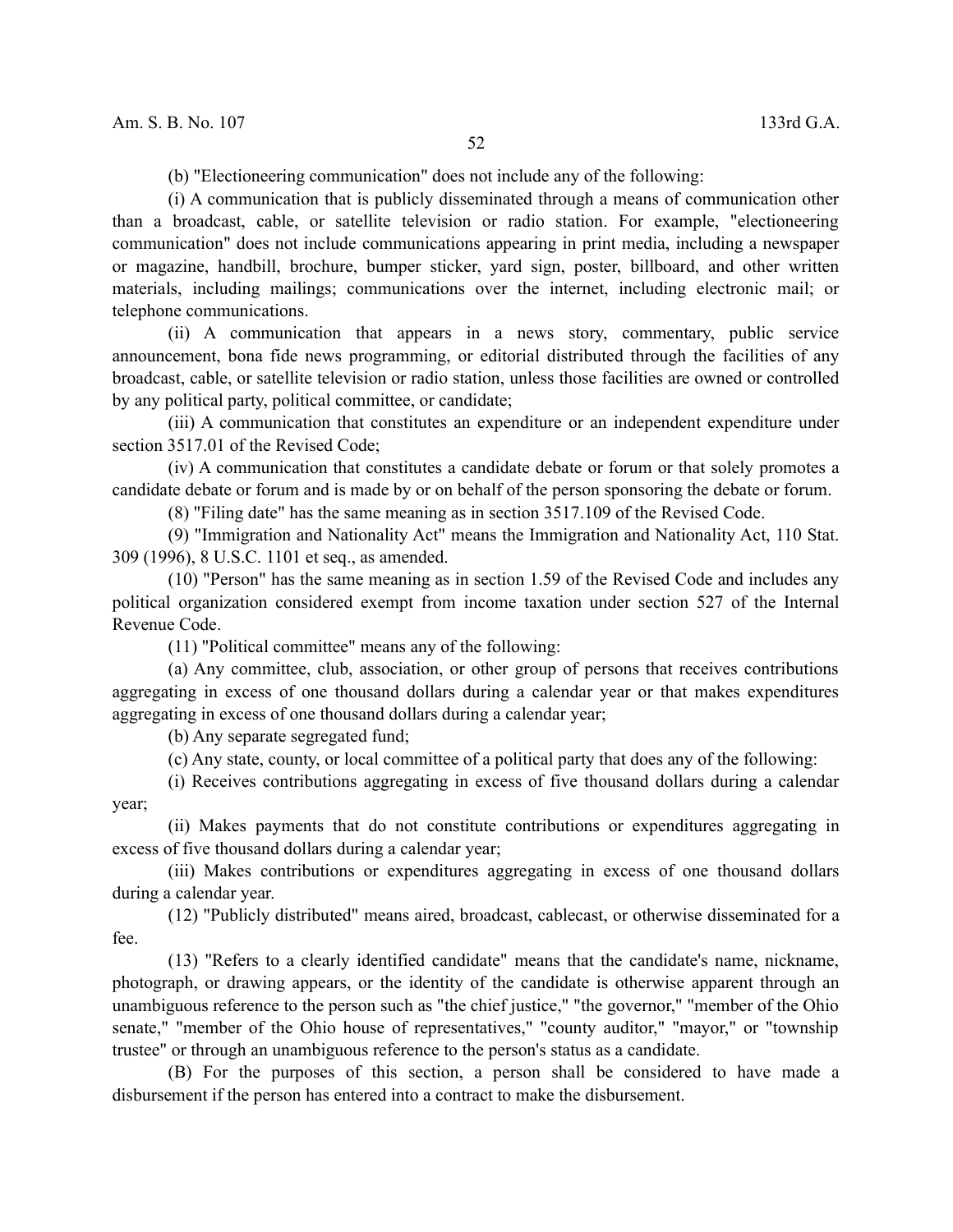(b) "Electioneering communication" does not include any of the following:

(i) A communication that is publicly disseminated through a means of communication other than a broadcast, cable, or satellite television or radio station. For example, "electioneering communication" does not include communications appearing in print media, including a newspaper or magazine, handbill, brochure, bumper sticker, yard sign, poster, billboard, and other written materials, including mailings; communications over the internet, including electronic mail; or telephone communications.

(ii) A communication that appears in a news story, commentary, public service announcement, bona fide news programming, or editorial distributed through the facilities of any broadcast, cable, or satellite television or radio station, unless those facilities are owned or controlled by any political party, political committee, or candidate;

(iii) A communication that constitutes an expenditure or an independent expenditure under section 3517.01 of the Revised Code;

(iv) A communication that constitutes a candidate debate or forum or that solely promotes a candidate debate or forum and is made by or on behalf of the person sponsoring the debate or forum.

(8) "Filing date" has the same meaning as in section 3517.109 of the Revised Code.

(9) "Immigration and Nationality Act" means the Immigration and Nationality Act, 110 Stat. 309 (1996), 8 U.S.C. 1101 et seq., as amended.

(10) "Person" has the same meaning as in section 1.59 of the Revised Code and includes any political organization considered exempt from income taxation under section 527 of the Internal Revenue Code.

(11) "Political committee" means any of the following:

(a) Any committee, club, association, or other group of persons that receives contributions aggregating in excess of one thousand dollars during a calendar year or that makes expenditures aggregating in excess of one thousand dollars during a calendar year;

(b) Any separate segregated fund;

(c) Any state, county, or local committee of a political party that does any of the following:

(i) Receives contributions aggregating in excess of five thousand dollars during a calendar year;

(ii) Makes payments that do not constitute contributions or expenditures aggregating in excess of five thousand dollars during a calendar year;

(iii) Makes contributions or expenditures aggregating in excess of one thousand dollars during a calendar year.

(12) "Publicly distributed" means aired, broadcast, cablecast, or otherwise disseminated for a fee.

(13) "Refers to a clearly identified candidate" means that the candidate's name, nickname, photograph, or drawing appears, or the identity of the candidate is otherwise apparent through an unambiguous reference to the person such as "the chief justice," "the governor," "member of the Ohio senate," "member of the Ohio house of representatives," "county auditor," "mayor," or "township trustee" or through an unambiguous reference to the person's status as a candidate.

(B) For the purposes of this section, a person shall be considered to have made a disbursement if the person has entered into a contract to make the disbursement.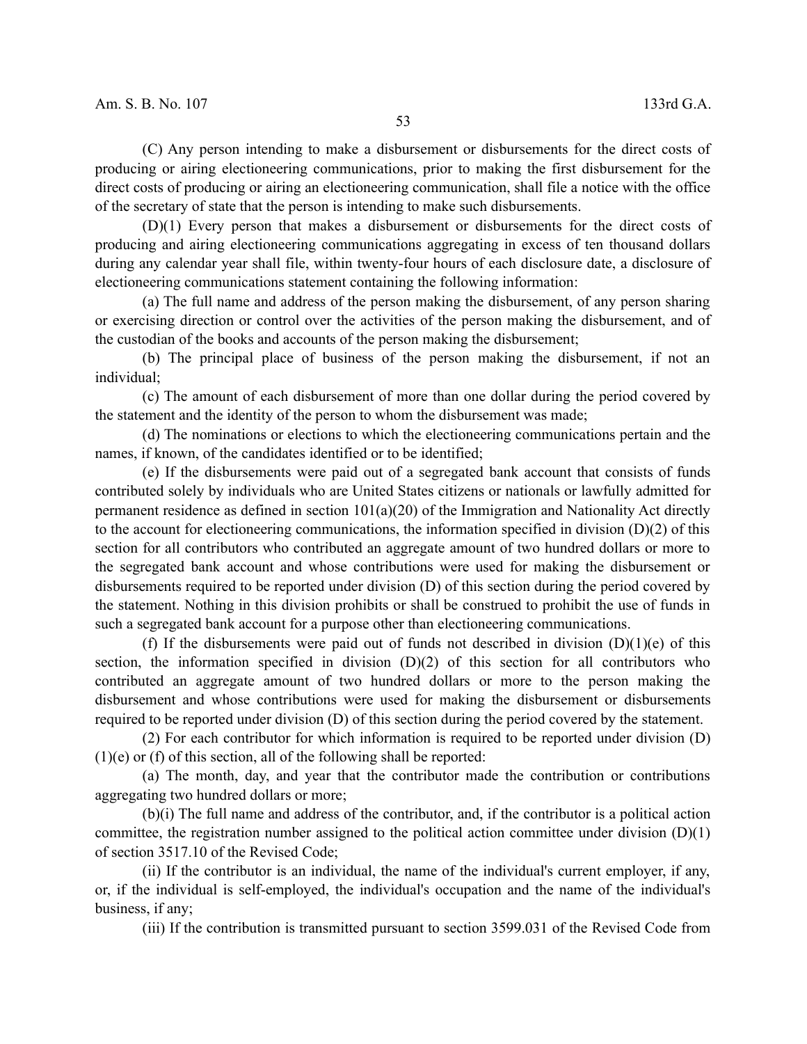(C) Any person intending to make a disbursement or disbursements for the direct costs of producing or airing electioneering communications, prior to making the first disbursement for the direct costs of producing or airing an electioneering communication, shall file a notice with the office of the secretary of state that the person is intending to make such disbursements.

(D)(1) Every person that makes a disbursement or disbursements for the direct costs of producing and airing electioneering communications aggregating in excess of ten thousand dollars during any calendar year shall file, within twenty-four hours of each disclosure date, a disclosure of electioneering communications statement containing the following information:

(a) The full name and address of the person making the disbursement, of any person sharing or exercising direction or control over the activities of the person making the disbursement, and of the custodian of the books and accounts of the person making the disbursement;

(b) The principal place of business of the person making the disbursement, if not an individual;

(c) The amount of each disbursement of more than one dollar during the period covered by the statement and the identity of the person to whom the disbursement was made;

(d) The nominations or elections to which the electioneering communications pertain and the names, if known, of the candidates identified or to be identified;

(e) If the disbursements were paid out of a segregated bank account that consists of funds contributed solely by individuals who are United States citizens or nationals or lawfully admitted for permanent residence as defined in section 101(a)(20) of the Immigration and Nationality Act directly to the account for electioneering communications, the information specified in division (D)(2) of this section for all contributors who contributed an aggregate amount of two hundred dollars or more to the segregated bank account and whose contributions were used for making the disbursement or disbursements required to be reported under division (D) of this section during the period covered by the statement. Nothing in this division prohibits or shall be construed to prohibit the use of funds in such a segregated bank account for a purpose other than electioneering communications.

(f) If the disbursements were paid out of funds not described in division (D)(1)(e) of this section, the information specified in division (D)(2) of this section for all contributors who contributed an aggregate amount of two hundred dollars or more to the person making the disbursement and whose contributions were used for making the disbursement or disbursements required to be reported under division (D) of this section during the period covered by the statement.

(2) For each contributor for which information is required to be reported under division (D)(1)(e) or (f) of this section, all of the following shall be reported:

(a) The month, day, and year that the contributor made the contribution or contributions aggregating two hundred dollars or more;

(b)(i) The full name and address of the contributor, and, if the contributor is a political action committee, the registration number assigned to the political action committee under division (D)(1) of section 3517.10 of the Revised Code;

(ii) If the contributor is an individual, the name of the individual's current employer, if any, or, if the individual is self-employed, the individual's occupation and the name of the individual's business, if any;

(iii) If the contribution is transmitted pursuant to section 3599.031 of the Revised Code from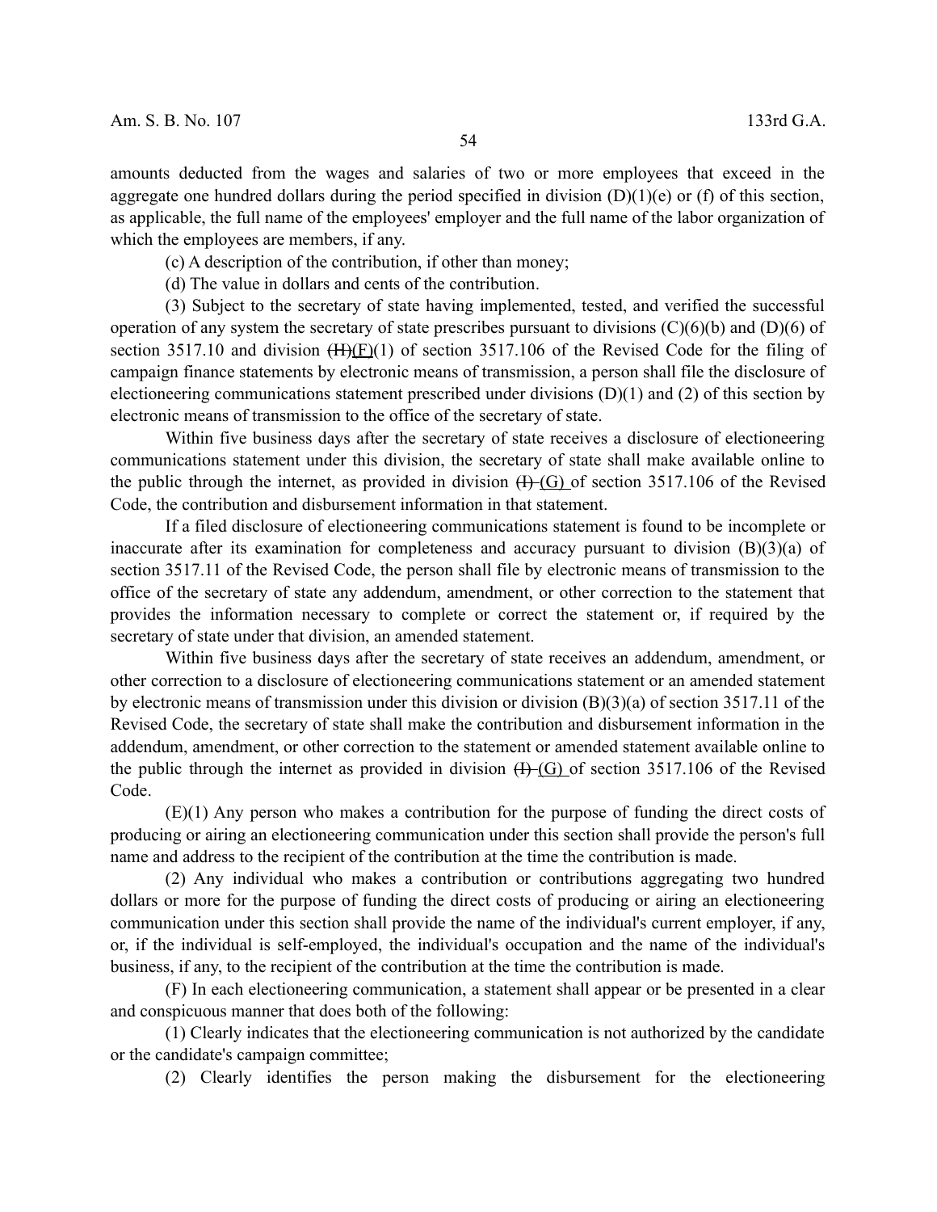amounts deducted from the wages and salaries of two or more employees that exceed in the aggregate one hundred dollars during the period specified in division (D)(1)(e) or (f) of this section, as applicable, the full name of the employees' employer and the full name of the labor organization of which the employees are members, if any.

(c) A description of the contribution, if other than money;

(d) The value in dollars and cents of the contribution.

(3) Subject to the secretary of state having implemented, tested, and verified the successful operation of any system the secretary of state prescribes pursuant to divisions (C)(6)(b) and (D)(6) of section 3517.10 and division ~~(H)~~(F)(1) of section 3517.106 of the Revised Code for the filing of campaign finance statements by electronic means of transmission, a person shall file the disclosure of electioneering communications statement prescribed under divisions (D)(1) and (2) of this section by electronic means of transmission to the office of the secretary of state.

Within five business days after the secretary of state receives a disclosure of electioneering communications statement under this division, the secretary of state shall make available online to the public through the internet, as provided in division ~~(I)~~ (G) of section 3517.106 of the Revised Code, the contribution and disbursement information in that statement.

If a filed disclosure of electioneering communications statement is found to be incomplete or inaccurate after its examination for completeness and accuracy pursuant to division (B)(3)(a) of section 3517.11 of the Revised Code, the person shall file by electronic means of transmission to the office of the secretary of state any addendum, amendment, or other correction to the statement that provides the information necessary to complete or correct the statement or, if required by the secretary of state under that division, an amended statement.

Within five business days after the secretary of state receives an addendum, amendment, or other correction to a disclosure of electioneering communications statement or an amended statement by electronic means of transmission under this division or division (B)(3)(a) of section 3517.11 of the Revised Code, the secretary of state shall make the contribution and disbursement information in the addendum, amendment, or other correction to the statement or amended statement available online to the public through the internet as provided in division ~~(I)~~ (G) of section 3517.106 of the Revised Code.

(E)(1) Any person who makes a contribution for the purpose of funding the direct costs of producing or airing an electioneering communication under this section shall provide the person's full name and address to the recipient of the contribution at the time the contribution is made.

(2) Any individual who makes a contribution or contributions aggregating two hundred dollars or more for the purpose of funding the direct costs of producing or airing an electioneering communication under this section shall provide the name of the individual's current employer, if any, or, if the individual is self-employed, the individual's occupation and the name of the individual's business, if any, to the recipient of the contribution at the time the contribution is made.

(F) In each electioneering communication, a statement shall appear or be presented in a clear and conspicuous manner that does both of the following:

(1) Clearly indicates that the electioneering communication is not authorized by the candidate or the candidate's campaign committee;

(2) Clearly identifies the person making the disbursement for the electioneering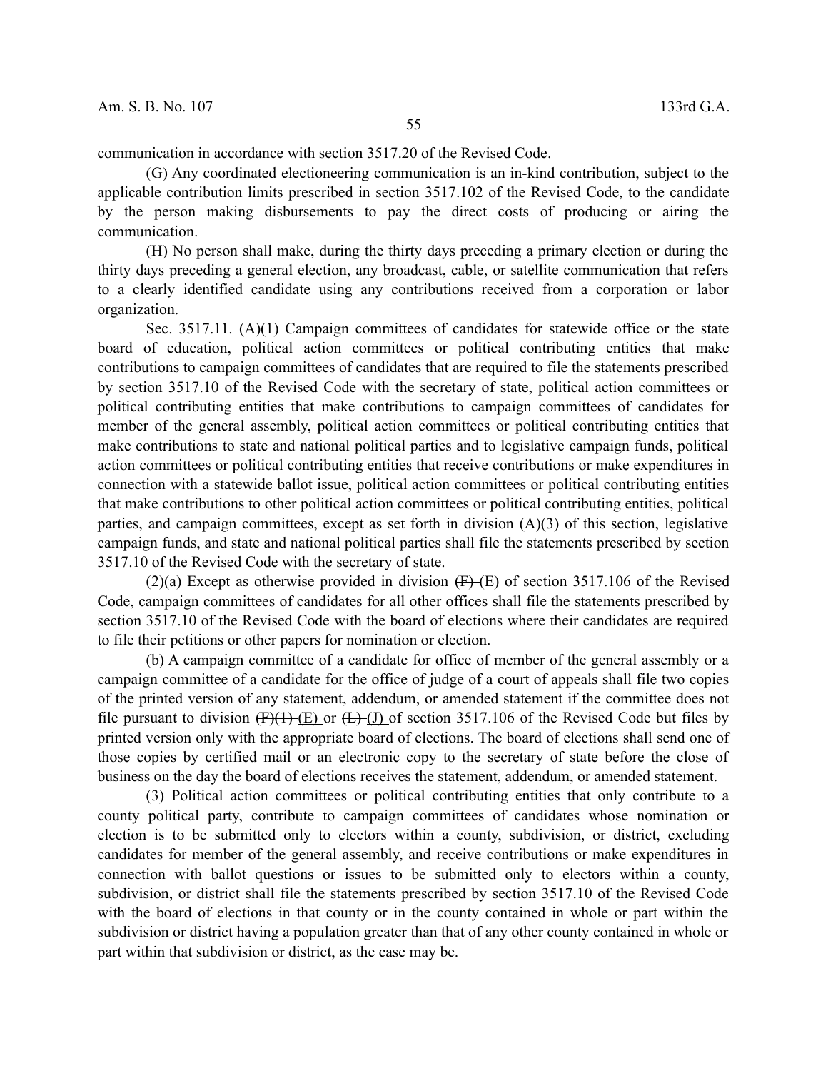communication in accordance with section 3517.20 of the Revised Code.

(G) Any coordinated electioneering communication is an in-kind contribution, subject to the applicable contribution limits prescribed in section 3517.102 of the Revised Code, to the candidate by the person making disbursements to pay the direct costs of producing or airing the communication.

(H) No person shall make, during the thirty days preceding a primary election or during the thirty days preceding a general election, any broadcast, cable, or satellite communication that refers to a clearly identified candidate using any contributions received from a corporation or labor organization.

Sec. 3517.11. (A)(1) Campaign committees of candidates for statewide office or the state board of education, political action committees or political contributing entities that make contributions to campaign committees of candidates that are required to file the statements prescribed by section 3517.10 of the Revised Code with the secretary of state, political action committees or political contributing entities that make contributions to campaign committees of candidates for member of the general assembly, political action committees or political contributing entities that make contributions to state and national political parties and to legislative campaign funds, political action committees or political contributing entities that receive contributions or make expenditures in connection with a statewide ballot issue, political action committees or political contributing entities that make contributions to other political action committees or political contributing entities, political parties, and campaign committees, except as set forth in division (A)(3) of this section, legislative campaign funds, and state and national political parties shall file the statements prescribed by section 3517.10 of the Revised Code with the secretary of state.

(2)(a) Except as otherwise provided in division ~~(F)~~ (E) of section 3517.106 of the Revised Code, campaign committees of candidates for all other offices shall file the statements prescribed by section 3517.10 of the Revised Code with the board of elections where their candidates are required to file their petitions or other papers for nomination or election.

(b) A campaign committee of a candidate for office of member of the general assembly or a campaign committee of a candidate for the office of judge of a court of appeals shall file two copies of the printed version of any statement, addendum, or amended statement if the committee does not file pursuant to division ~~(F)(1)~~ (E) or ~~(L)~~ (J) of section 3517.106 of the Revised Code but files by printed version only with the appropriate board of elections. The board of elections shall send one of those copies by certified mail or an electronic copy to the secretary of state before the close of business on the day the board of elections receives the statement, addendum, or amended statement.

(3) Political action committees or political contributing entities that only contribute to a county political party, contribute to campaign committees of candidates whose nomination or election is to be submitted only to electors within a county, subdivision, or district, excluding candidates for member of the general assembly, and receive contributions or make expenditures in connection with ballot questions or issues to be submitted only to electors within a county, subdivision, or district shall file the statements prescribed by section 3517.10 of the Revised Code with the board of elections in that county or in the county contained in whole or part within the subdivision or district having a population greater than that of any other county contained in whole or part within that subdivision or district, as the case may be.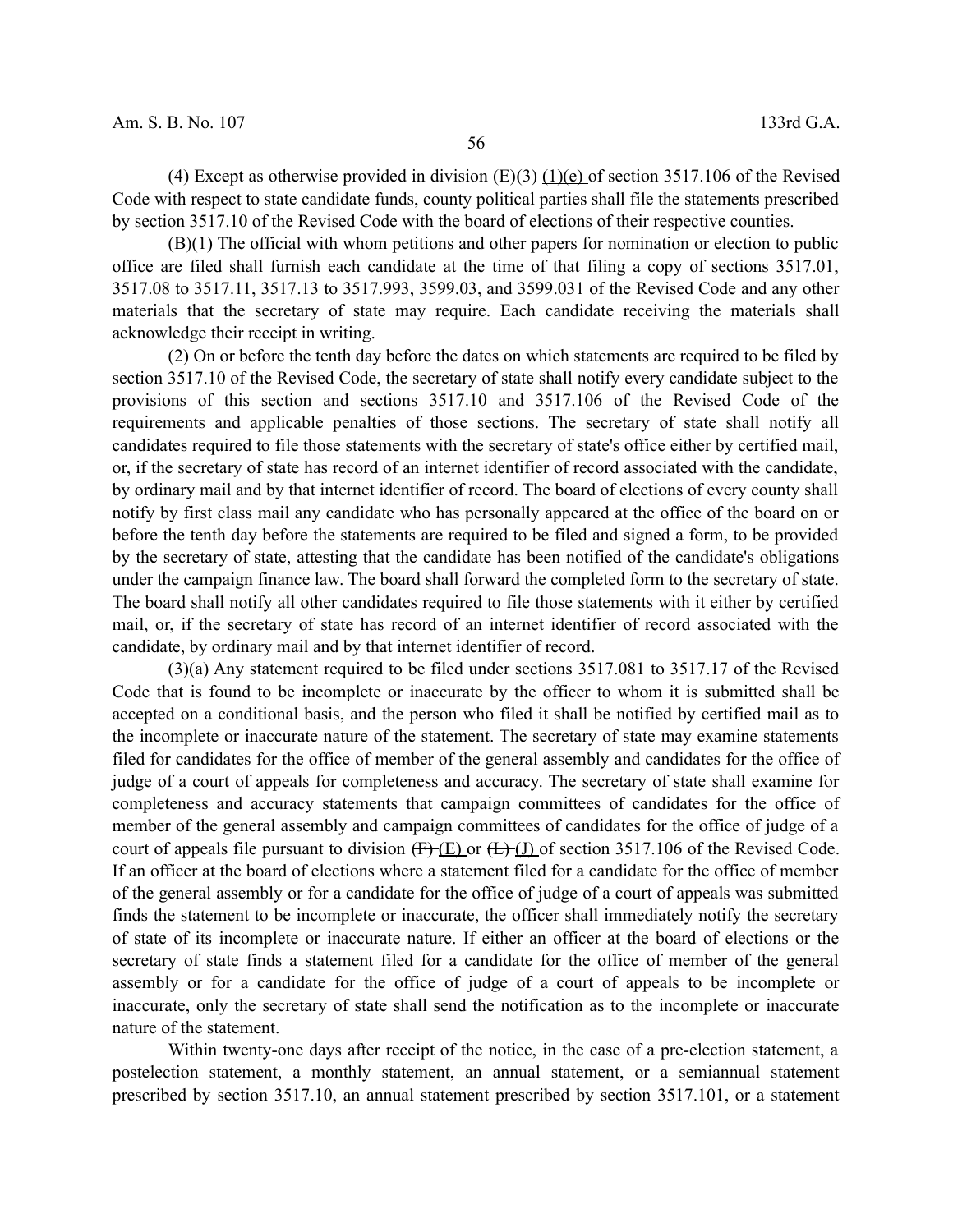(4) Except as otherwise provided in division (E)~~(3)~~ (1)(e) of section 3517.106 of the Revised Code with respect to state candidate funds, county political parties shall file the statements prescribed by section 3517.10 of the Revised Code with the board of elections of their respective counties.

(B)(1) The official with whom petitions and other papers for nomination or election to public office are filed shall furnish each candidate at the time of that filing a copy of sections 3517.01, 3517.08 to 3517.11, 3517.13 to 3517.993, 3599.03, and 3599.031 of the Revised Code and any other materials that the secretary of state may require. Each candidate receiving the materials shall acknowledge their receipt in writing.

(2) On or before the tenth day before the dates on which statements are required to be filed by section 3517.10 of the Revised Code, the secretary of state shall notify every candidate subject to the provisions of this section and sections 3517.10 and 3517.106 of the Revised Code of the requirements and applicable penalties of those sections. The secretary of state shall notify all candidates required to file those statements with the secretary of state's office either by certified mail, or, if the secretary of state has record of an internet identifier of record associated with the candidate, by ordinary mail and by that internet identifier of record. The board of elections of every county shall notify by first class mail any candidate who has personally appeared at the office of the board on or before the tenth day before the statements are required to be filed and signed a form, to be provided by the secretary of state, attesting that the candidate has been notified of the candidate's obligations under the campaign finance law. The board shall forward the completed form to the secretary of state. The board shall notify all other candidates required to file those statements with it either by certified mail, or, if the secretary of state has record of an internet identifier of record associated with the candidate, by ordinary mail and by that internet identifier of record.

(3)(a) Any statement required to be filed under sections 3517.081 to 3517.17 of the Revised Code that is found to be incomplete or inaccurate by the officer to whom it is submitted shall be accepted on a conditional basis, and the person who filed it shall be notified by certified mail as to the incomplete or inaccurate nature of the statement. The secretary of state may examine statements filed for candidates for the office of member of the general assembly and candidates for the office of judge of a court of appeals for completeness and accuracy. The secretary of state shall examine for completeness and accuracy statements that campaign committees of candidates for the office of member of the general assembly and campaign committees of candidates for the office of judge of a court of appeals file pursuant to division ~~(F)~~ (E) or ~~(L)~~ (J) of section 3517.106 of the Revised Code. If an officer at the board of elections where a statement filed for a candidate for the office of member of the general assembly or for a candidate for the office of judge of a court of appeals was submitted finds the statement to be incomplete or inaccurate, the officer shall immediately notify the secretary of state of its incomplete or inaccurate nature. If either an officer at the board of elections or the secretary of state finds a statement filed for a candidate for the office of member of the general assembly or for a candidate for the office of judge of a court of appeals to be incomplete or inaccurate, only the secretary of state shall send the notification as to the incomplete or inaccurate nature of the statement.

Within twenty-one days after receipt of the notice, in the case of a pre-election statement, a postelection statement, a monthly statement, an annual statement, or a semiannual statement prescribed by section 3517.10, an annual statement prescribed by section 3517.101, or a statement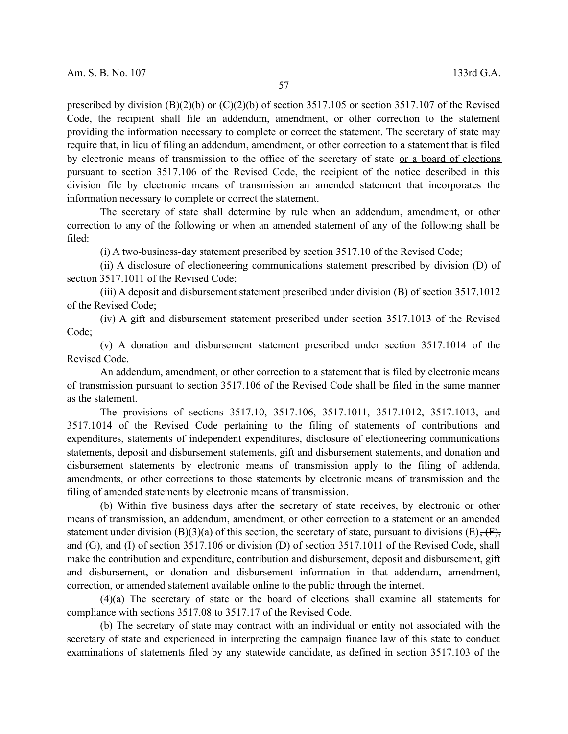prescribed by division (B)(2)(b) or (C)(2)(b) of section 3517.105 or section 3517.107 of the Revised Code, the recipient shall file an addendum, amendment, or other correction to the statement providing the information necessary to complete or correct the statement. The secretary of state may require that, in lieu of filing an addendum, amendment, or other correction to a statement that is filed by electronic means of transmission to the office of the secretary of state <u>or a board of elections</u> pursuant to section 3517.106 of the Revised Code, the recipient of the notice described in this division file by electronic means of transmission an amended statement that incorporates the information necessary to complete or correct the statement.

The secretary of state shall determine by rule when an addendum, amendment, or other correction to any of the following or when an amended statement of any of the following shall be filed:

(i) A two-business-day statement prescribed by section 3517.10 of the Revised Code;

(ii) A disclosure of electioneering communications statement prescribed by division (D) of section 3517.1011 of the Revised Code;

(iii) A deposit and disbursement statement prescribed under division (B) of section 3517.1012 of the Revised Code;

(iv) A gift and disbursement statement prescribed under section 3517.1013 of the Revised Code;

(v) A donation and disbursement statement prescribed under section 3517.1014 of the Revised Code.

An addendum, amendment, or other correction to a statement that is filed by electronic means of transmission pursuant to section 3517.106 of the Revised Code shall be filed in the same manner as the statement.

The provisions of sections 3517.10, 3517.106, 3517.1011, 3517.1012, 3517.1013, and 3517.1014 of the Revised Code pertaining to the filing of statements of contributions and expenditures, statements of independent expenditures, disclosure of electioneering communications statements, deposit and disbursement statements, gift and disbursement statements, and donation and disbursement statements by electronic means of transmission apply to the filing of addenda, amendments, or other corrections to those statements by electronic means of transmission and the filing of amended statements by electronic means of transmission.

(b) Within five business days after the secretary of state receives, by electronic or other means of transmission, an addendum, amendment, or other correction to a statement or an amended statement under division (B)(3)(a) of this section, the secretary of state, pursuant to divisions (E)~~, (F),~~ <u>and</u> (G)~~, and (I)~~ of section 3517.106 or division (D) of section 3517.1011 of the Revised Code, shall make the contribution and expenditure, contribution and disbursement, deposit and disbursement, gift and disbursement, or donation and disbursement information in that addendum, amendment, correction, or amended statement available online to the public through the internet.

(4)(a) The secretary of state or the board of elections shall examine all statements for compliance with sections 3517.08 to 3517.17 of the Revised Code.

(b) The secretary of state may contract with an individual or entity not associated with the secretary of state and experienced in interpreting the campaign finance law of this state to conduct examinations of statements filed by any statewide candidate, as defined in section 3517.103 of the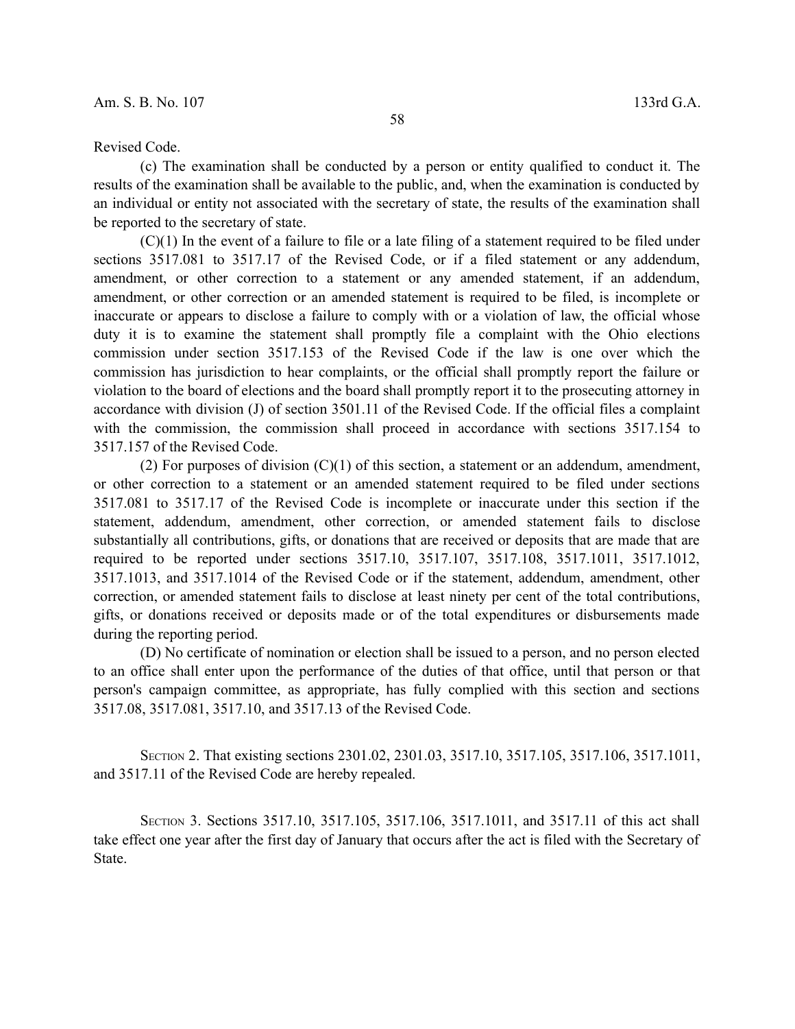Revised Code.

(c) The examination shall be conducted by a person or entity qualified to conduct it. The results of the examination shall be available to the public, and, when the examination is conducted by an individual or entity not associated with the secretary of state, the results of the examination shall be reported to the secretary of state.

(C)(1) In the event of a failure to file or a late filing of a statement required to be filed under sections 3517.081 to 3517.17 of the Revised Code, or if a filed statement or any addendum, amendment, or other correction to a statement or any amended statement, if an addendum, amendment, or other correction or an amended statement is required to be filed, is incomplete or inaccurate or appears to disclose a failure to comply with or a violation of law, the official whose duty it is to examine the statement shall promptly file a complaint with the Ohio elections commission under section 3517.153 of the Revised Code if the law is one over which the commission has jurisdiction to hear complaints, or the official shall promptly report the failure or violation to the board of elections and the board shall promptly report it to the prosecuting attorney in accordance with division (J) of section 3501.11 of the Revised Code. If the official files a complaint with the commission, the commission shall proceed in accordance with sections 3517.154 to 3517.157 of the Revised Code.

(2) For purposes of division (C)(1) of this section, a statement or an addendum, amendment, or other correction to a statement or an amended statement required to be filed under sections 3517.081 to 3517.17 of the Revised Code is incomplete or inaccurate under this section if the statement, addendum, amendment, other correction, or amended statement fails to disclose substantially all contributions, gifts, or donations that are received or deposits that are made that are required to be reported under sections 3517.10, 3517.107, 3517.108, 3517.1011, 3517.1012, 3517.1013, and 3517.1014 of the Revised Code or if the statement, addendum, amendment, other correction, or amended statement fails to disclose at least ninety per cent of the total contributions, gifts, or donations received or deposits made or of the total expenditures or disbursements made during the reporting period.

(D) No certificate of nomination or election shall be issued to a person, and no person elected to an office shall enter upon the performance of the duties of that office, until that person or that person's campaign committee, as appropriate, has fully complied with this section and sections 3517.08, 3517.081, 3517.10, and 3517.13 of the Revised Code.

SECTION 2. That existing sections 2301.02, 2301.03, 3517.10, 3517.105, 3517.106, 3517.1011, and 3517.11 of the Revised Code are hereby repealed.

SECTION 3. Sections 3517.10, 3517.105, 3517.106, 3517.1011, and 3517.11 of this act shall take effect one year after the first day of January that occurs after the act is filed with the Secretary of State.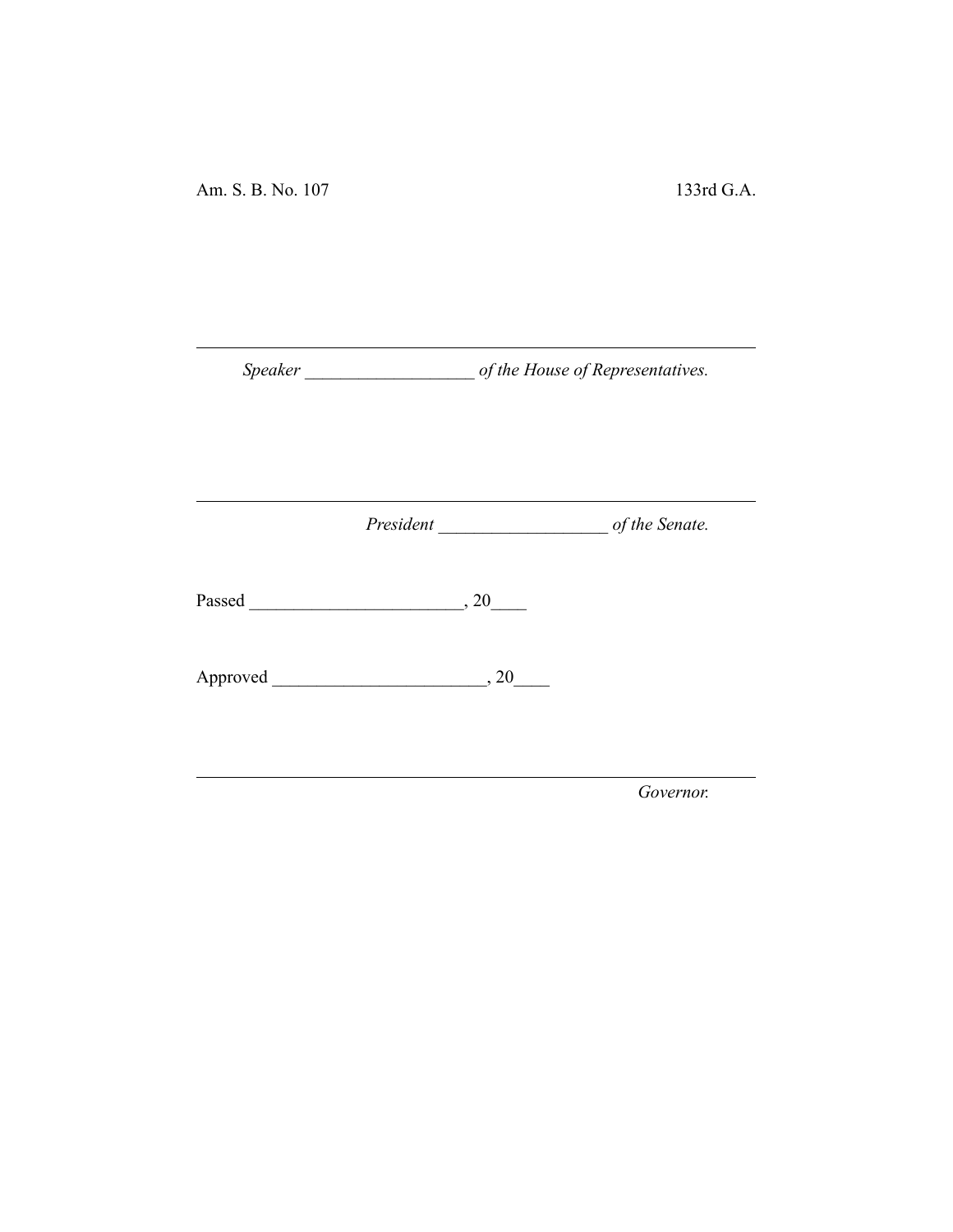Am. S. B. No. 107 133rd G.A.

\_\_\_\_\_\_\_\_\_\_\_\_\_\_\_\_\_\_\_\_\_\_\_\_\_\_\_\_\_\_\_\_\_\_\_\_\_\_\_\_\_\_\_\_\_\_\_\_\_\_\_\_\_\_\_\_\_\_\_\_

*Speaker \_\_\_\_\_\_\_\_\_\_\_\_\_\_\_\_\_\_\_ of the House of Representatives.*

\_\_\_\_\_\_\_\_\_\_\_\_\_\_\_\_\_\_\_\_\_\_\_\_\_\_\_\_\_\_\_\_\_\_\_\_\_\_\_\_\_\_\_\_\_\_\_\_\_\_\_\_\_\_\_\_\_\_\_\_

*President \_\_\_\_\_\_\_\_\_\_\_\_\_\_\_\_\_\_\_ of the Senate.*

Passed \_\_\_\_\_\_\_\_\_\_\_\_\_\_\_\_\_\_\_\_\_\_\_\_, 20\_\_\_\_

Approved \_\_\_\_\_\_\_\_\_\_\_\_\_\_\_\_\_\_\_\_\_\_\_\_, 20\_\_\_\_

\_\_\_\_\_\_\_\_\_\_\_\_\_\_\_\_\_\_\_\_\_\_\_\_\_\_\_\_\_\_\_\_\_\_\_\_\_\_\_\_\_\_\_\_\_\_\_\_\_\_\_\_\_\_\_\_\_\_\_\_

*Governor.*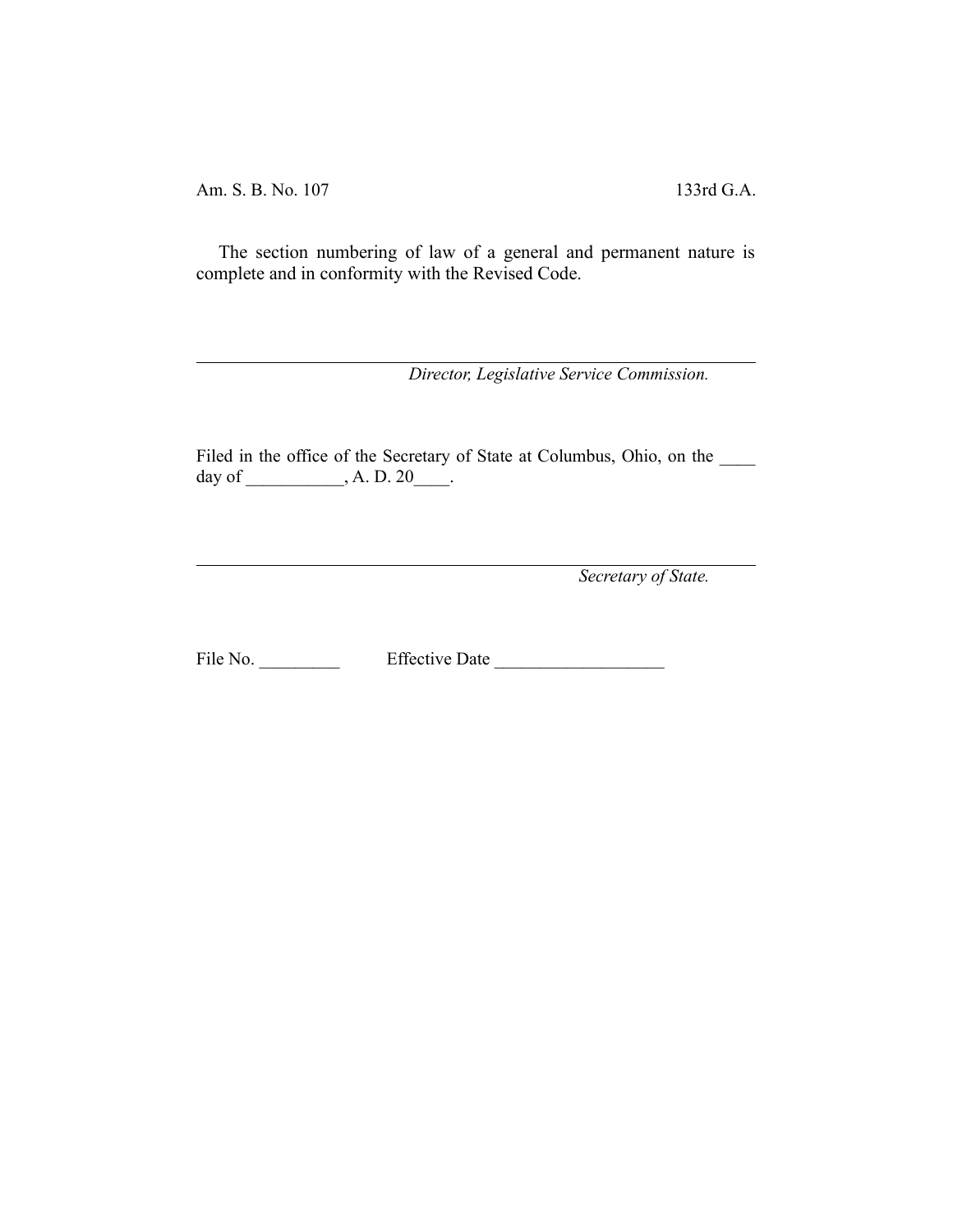Am. S. B. No. 107 133rd G.A.

The section numbering of law of a general and permanent nature is complete and in conformity with the Revised Code.

\_\_\_\_\_\_\_\_\_\_\_\_\_\_\_\_\_\_\_\_\_\_\_\_\_\_\_\_\_\_\_\_\_\_\_\_\_\_\_\_\_\_\_\_\_\_\_\_\_\_\_\_\_\_\_\_

*Director, Legislative Service Commission.*

Filed in the office of the Secretary of State at Columbus, Ohio, on the \_\_\_\_ day of \_\_\_\_\_\_\_\_\_\_\_, A. D. 20\_\_\_\_.

\_\_\_\_\_\_\_\_\_\_\_\_\_\_\_\_\_\_\_\_\_\_\_\_\_\_\_\_\_\_\_\_\_\_\_\_\_\_\_\_\_\_\_\_\_\_\_\_\_\_\_\_\_\_\_\_

*Secretary of State.*

File No. \_\_\_\_\_\_\_\_\_ Effective Date \_\_\_\_\_\_\_\_\_\_\_\_\_\_\_\_\_\_\_